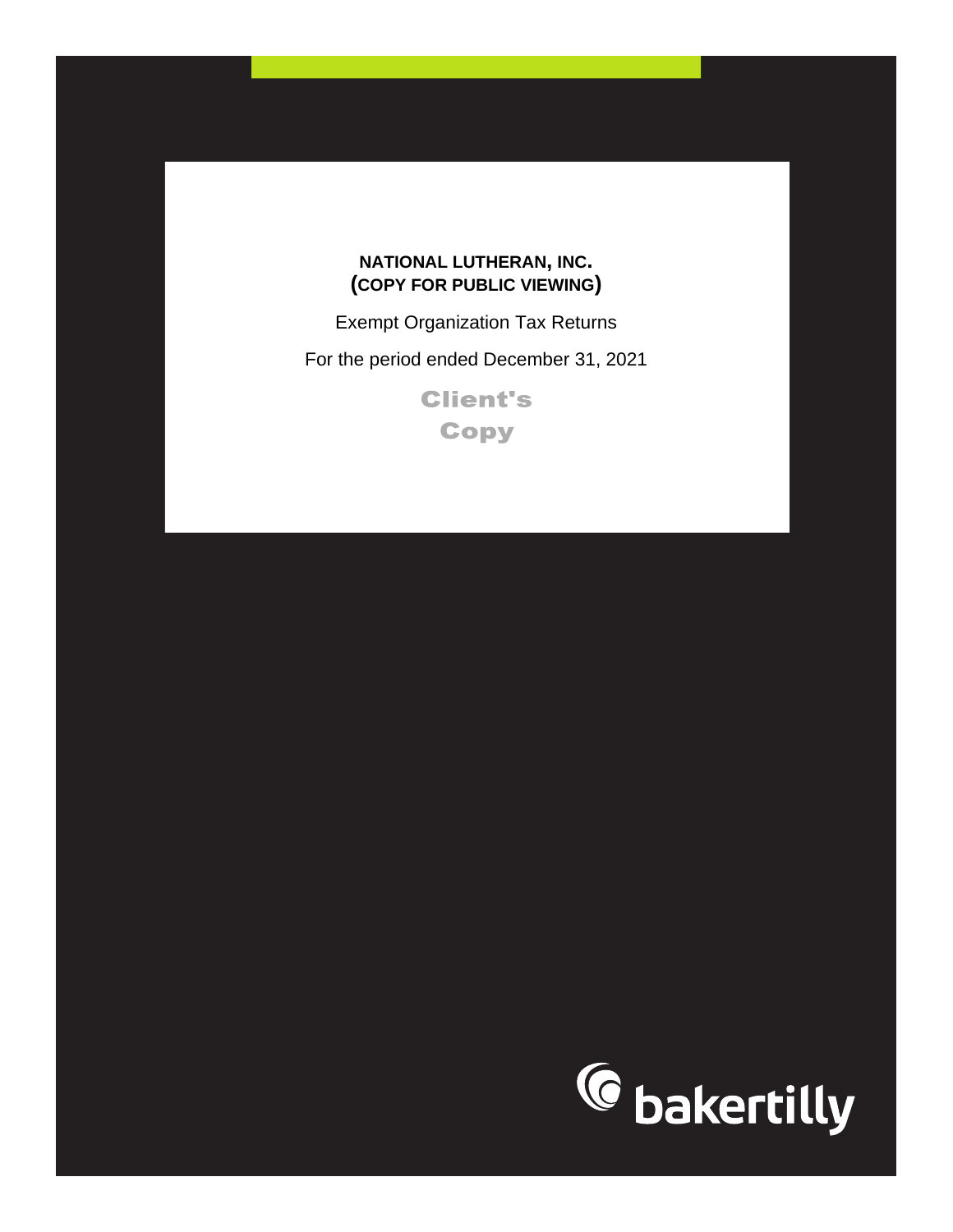**NATIONAL LUTHERAN, INC.**
**(COPY FOR PUBLIC VIEWING)**

Exempt Organization Tax Returns

For the period ended December 31, 2021

**Client's Copy**

bakertilly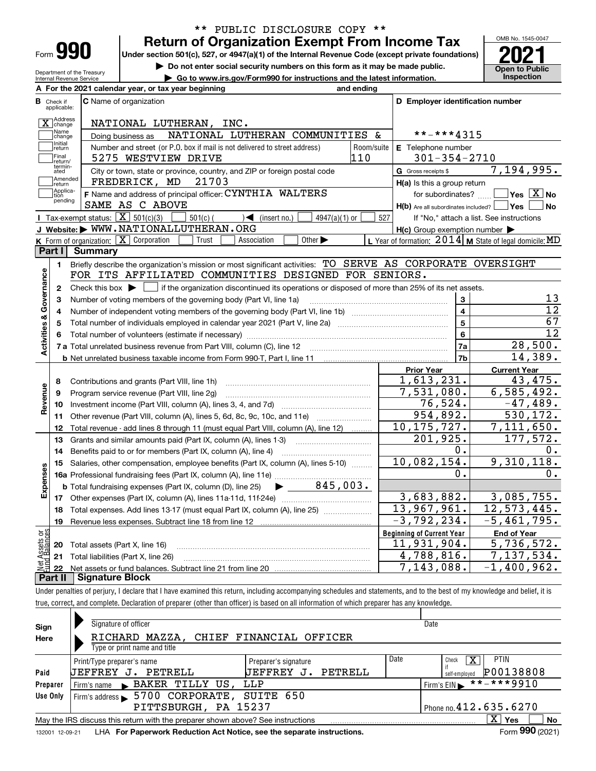\*\* PUBLIC DISCLOSURE COPY \*\*

# Form 990 — Return of Organization Exempt From Income Tax (2021)

Under section 501(c), 527, or 4947(a)(1) of the Internal Revenue Code (except private foundations)

▶ Do not enter social security numbers on this form as it may be made public.

▶ Go to www.irs.gov/Form990 for instructions and the latest information.

Department of the Treasury, Internal Revenue Service

OMB No. 1545-0047 — **Open to Public Inspection**

**A** For the 2021 calendar year, or tax year beginning and ending

**B** Check if applicable: [X] Address change; [ ] Name change; [ ] Initial return; [ ] Final return/terminated; [ ] Amended return; [ ] Application pending

**C** Name of organization: NATIONAL LUTHERAN, INC.

Doing business as: NATIONAL LUTHERAN COMMUNITIES &

Number and street (or P.O. box if mail is not delivered to street address): 5275 WESTVIEW DRIVE — Room/suite: 110

City or town, state or province, country, and ZIP or foreign postal code: FREDERICK, MD 21703

**D** Employer identification number: \*\*-\*\*\*4315

**E** Telephone number: 301-354-2710

**G** Gross receipts $ 7,194,995.

**F** Name and address of principal officer: CYNTHIA WALTERS, SAME AS C ABOVE

**H(a)** Is this a group return for subordinates? [ ] Yes [X] No

**H(b)** Are all subordinates included? [ ] Yes [ ] No — If "No," attach a list. See instructions

**H(c)** Group exemption number ▶

**I** Tax-exempt status: [X] 501(c)(3) [ ] 501(c) ( ) ◀ (insert no.) [ ] 4947(a)(1) or [ ] 527

**J** Website: ▶ WWW.NATIONALLUTHERAN.ORG

**K** Form of organization: [X] Corporation [ ] Trust [ ] Association [ ] Other ▶

**L** Year of formation: 2014 **M** State of legal domicile: MD

## Part I — Summary

**Activities & Governance**

1. Briefly describe the organization's mission or most significant activities: TO SERVE AS CORPORATE OVERSIGHT FOR ITS AFFILIATED COMMUNITIES DESIGNED FOR SENIORS.
2. Check this box ▶ [ ] if the organization discontinued its operations or disposed of more than 25% of its net assets.

| Line | Description | | Value |
|---|---|---|---|
| 3 | Number of voting members of the governing body (Part VI, line 1a) | 3 | 13 |
| 4 | Number of independent voting members of the governing body (Part VI, line 1b) | 4 | 12 |
| 5 | Total number of individuals employed in calendar year 2021 (Part V, line 2a) | 5 | 67 |
| 6 | Total number of volunteers (estimate if necessary) | 6 | 12 |
| 7a | Total unrelated business revenue from Part VIII, column (C), line 12 | 7a | 28,500. |
| 7b | Net unrelated business taxable income from Form 990-T, Part I, line 11 | 7b | 14,389. |

| Line | Description | Prior Year | Current Year |
|---|---|---|---|
| | **Revenue** | | |
| 8 | Contributions and grants (Part VIII, line 1h) | 1,613,231. | 43,475. |
| 9 | Program service revenue (Part VIII, line 2g) | 7,531,080. | 6,585,492. |
| 10 | Investment income (Part VIII, column (A), lines 3, 4, and 7d) | 76,524. | -47,489. |
| 11 | Other revenue (Part VIII, column (A), lines 5, 6d, 8c, 9c, 10c, and 11e) | 954,892. | 530,172. |
| 12 | Total revenue - add lines 8 through 11 (must equal Part VIII, column (A), line 12) | 10,175,727. | 7,111,650. |
| | **Expenses** | | |
| 13 | Grants and similar amounts paid (Part IX, column (A), lines 1-3) | 201,925. | 177,572. |
| 14 | Benefits paid to or for members (Part IX, column (A), line 4) | 0. | 0. |
| 15 | Salaries, other compensation, employee benefits (Part IX, column (A), lines 5-10) | 10,082,154. | 9,310,118. |
| 16a | Professional fundraising fees (Part IX, column (A), line 11e) | 0. | 0. |
| b | Total fundraising expenses (Part IX, column (D), line 25) ▶ 845,003. | | |
| 17 | Other expenses (Part IX, column (A), lines 11a-11d, 11f-24e) | 3,683,882. | 3,085,755. |
| 18 | Total expenses. Add lines 13-17 (must equal Part IX, column (A), line 25) | 13,967,961. | 12,573,445. |
| 19 | Revenue less expenses. Subtract line 18 from line 12 | -3,792,234. | -5,461,795. |

| Line | Net Assets or Fund Balances | Beginning of Current Year | End of Year |
|---|---|---|---|
| 20 | Total assets (Part X, line 16) | 11,931,904. | 5,736,572. |
| 21 | Total liabilities (Part X, line 26) | 4,788,816. | 7,137,534. |
| 22 | Net assets or fund balances. Subtract line 21 from line 20 | 7,143,088. | -1,400,962. |

## Part II — Signature Block

Under penalties of perjury, I declare that I have examined this return, including accompanying schedules and statements, and to the best of my knowledge and belief, it is true, correct, and complete. Declaration of preparer (other than officer) is based on all information of which preparer has any knowledge.

**Sign Here**

Signature of officer — Date

RICHARD MAZZA, CHIEF FINANCIAL OFFICER

Type or print name and title

**Paid Preparer Use Only**

| Print/Type preparer's name | Preparer's signature | Date | Check [X] if self-employed | PTIN |
|---|---|---|---|---|
| JEFFREY J. PETRELL | JEFFREY J. PETRELL | | | P00138808 |

Firm's name ▶ BAKER TILLY US, LLP — Firm's EIN ▶ \*\*-\*\*\*9910

Firm's address ▶ 5700 CORPORATE, SUITE 650, PITTSBURGH, PA 15237 — Phone no. 412.635.6270

May the IRS discuss this return with the preparer shown above? See instructions [X] Yes [ ] No

132001 12-09-21 LHA For Paperwork Reduction Act Notice, see the separate instructions. Form **990** (2021)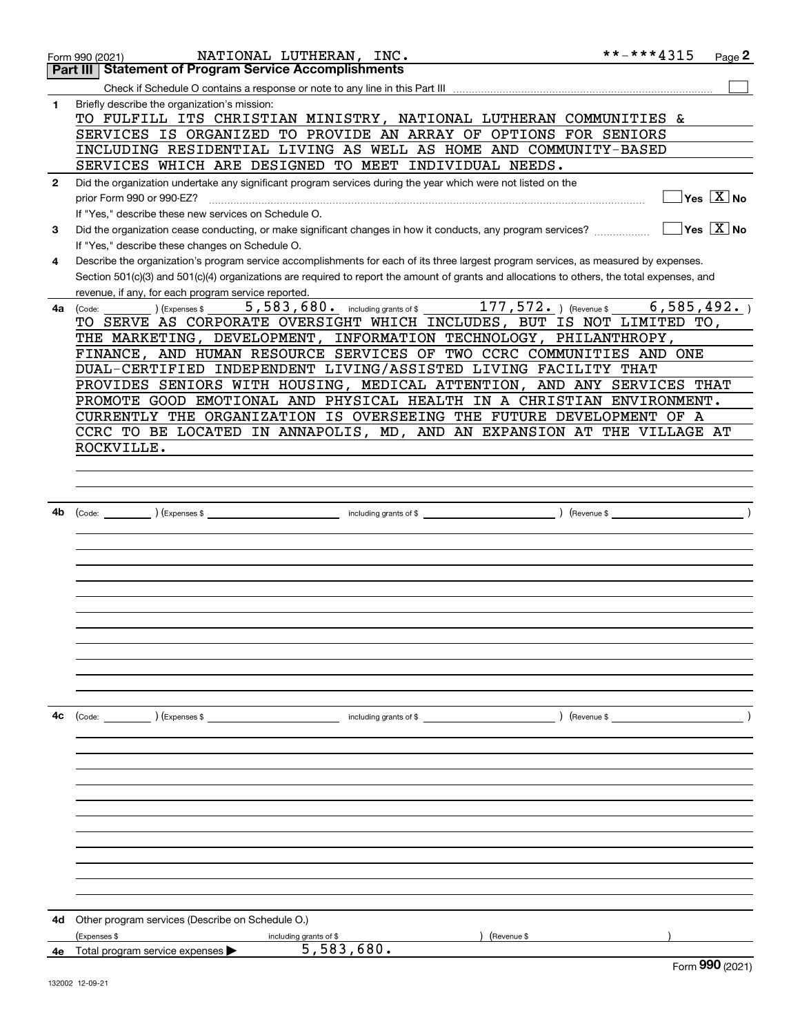Form 990 (2021) NATIONAL LUTHERAN, INC. **-***4315

## Part III Statement of Program Service Accomplishments

Check if Schedule O contains a response or note to any line in this Part III

**1** Briefly describe the organization's mission:

TO FULFILL ITS CHRISTIAN MINISTRY, NATIONAL LUTHERAN COMMUNITIES & SERVICES IS ORGANIZED TO PROVIDE AN ARRAY OF OPTIONS FOR SENIORS INCLUDING RESIDENTIAL LIVING AS WELL AS HOME AND COMMUNITY-BASED SERVICES WHICH ARE DESIGNED TO MEET INDIVIDUAL NEEDS.

**2** Did the organization undertake any significant program services during the year which were not listed on the prior Form 990 or 990-EZ? ☐ Yes ☒ No

If "Yes," describe these new services on Schedule O.

**3** Did the organization cease conducting, or make significant changes in how it conducts, any program services? ☐ Yes ☒ No

If "Yes," describe these changes on Schedule O.

**4** Describe the organization's program service accomplishments for each of its three largest program services, as measured by expenses. Section 501(c)(3) and 501(c)(4) organizations are required to report the amount of grants and allocations to others, the total expenses, and revenue, if any, for each program service reported.

**4a** (Code: ) (Expenses $ 5,583,680. including grants of $ 177,572. ) (Revenue $ 6,585,492. )

TO SERVE AS CORPORATE OVERSIGHT WHICH INCLUDES, BUT IS NOT LIMITED TO, THE MARKETING, DEVELOPMENT, INFORMATION TECHNOLOGY, PHILANTHROPY, FINANCE, AND HUMAN RESOURCE SERVICES OF TWO CCRC COMMUNITIES AND ONE DUAL-CERTIFIED INDEPENDENT LIVING/ASSISTED LIVING FACILITY THAT PROVIDES SENIORS WITH HOUSING, MEDICAL ATTENTION, AND ANY SERVICES THAT PROMOTE GOOD EMOTIONAL AND PHYSICAL HEALTH IN A CHRISTIAN ENVIRONMENT. CURRENTLY THE ORGANIZATION IS OVERSEEING THE FUTURE DEVELOPMENT OF A CCRC TO BE LOCATED IN ANNAPOLIS, MD, AND AN EXPANSION AT THE VILLAGE AT ROCKVILLE.

**4b** (Code: ) (Expenses $ including grants of $ ) (Revenue $ )

**4c** (Code: ) (Expenses $ including grants of $ ) (Revenue $ )

**4d** Other program services (Describe on Schedule O.)

(Expenses $ including grants of $ ) (Revenue $ )

**4e** Total program service expenses ▶ 5,583,680.

Form **990** (2021)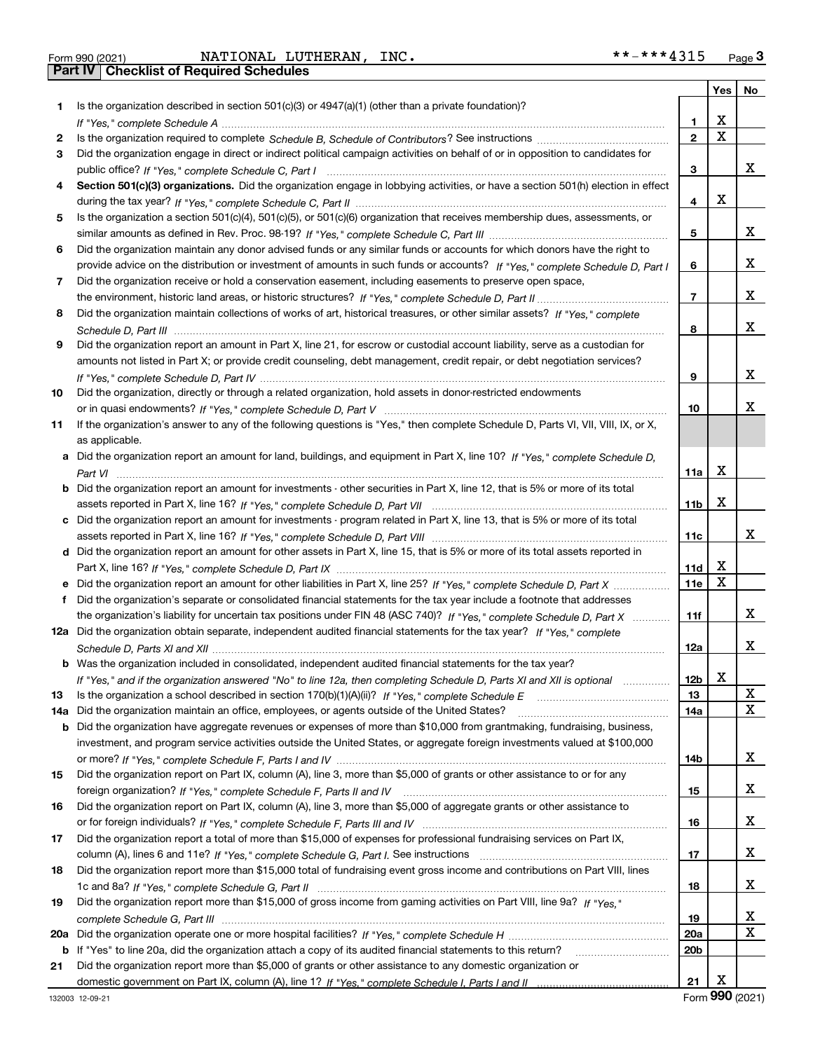Form 990 (2021) NATIONAL LUTHERAN, INC. **-***4315 Page 3

## Part IV | Checklist of Required Schedules

| | | | Yes | No |
|---|---|---|---|---|
| 1 | Is the organization described in section 501(c)(3) or 4947(a)(1) (other than a private foundation)? *If "Yes," complete Schedule A* | 1 | X | |
| 2 | Is the organization required to complete *Schedule B, Schedule of Contributors*? See instructions | 2 | X | |
| 3 | Did the organization engage in direct or indirect political campaign activities on behalf of or in opposition to candidates for public office? *If "Yes," complete Schedule C, Part I* | 3 | | X |
| 4 | **Section 501(c)(3) organizations.** Did the organization engage in lobbying activities, or have a section 501(h) election in effect during the tax year? *If "Yes," complete Schedule C, Part II* | 4 | X | |
| 5 | Is the organization a section 501(c)(4), 501(c)(5), or 501(c)(6) organization that receives membership dues, assessments, or similar amounts as defined in Rev. Proc. 98-19? *If "Yes," complete Schedule C, Part III* | 5 | | X |
| 6 | Did the organization maintain any donor advised funds or any similar funds or accounts for which donors have the right to provide advice on the distribution or investment of amounts in such funds or accounts? *If "Yes," complete Schedule D, Part I* | 6 | | X |
| 7 | Did the organization receive or hold a conservation easement, including easements to preserve open space, the environment, historic land areas, or historic structures? *If "Yes," complete Schedule D, Part II* | 7 | | X |
| 8 | Did the organization maintain collections of works of art, historical treasures, or other similar assets? *If "Yes," complete Schedule D, Part III* | 8 | | X |
| 9 | Did the organization report an amount in Part X, line 21, for escrow or custodial account liability, serve as a custodian for amounts not listed in Part X; or provide credit counseling, debt management, credit repair, or debt negotiation services? *If "Yes," complete Schedule D, Part IV* | 9 | | X |
| 10 | Did the organization, directly or through a related organization, hold assets in donor-restricted endowments or in quasi endowments? *If "Yes," complete Schedule D, Part V* | 10 | | X |
| 11 | If the organization's answer to any of the following questions is "Yes," then complete Schedule D, Parts VI, VII, VIII, IX, or X, as applicable. | | | |
| a | Did the organization report an amount for land, buildings, and equipment in Part X, line 10? *If "Yes," complete Schedule D, Part VI* | 11a | X | |
| b | Did the organization report an amount for investments - other securities in Part X, line 12, that is 5% or more of its total assets reported in Part X, line 16? *If "Yes," complete Schedule D, Part VII* | 11b | X | |
| c | Did the organization report an amount for investments - program related in Part X, line 13, that is 5% or more of its total assets reported in Part X, line 16? *If "Yes," complete Schedule D, Part VIII* | 11c | | X |
| d | Did the organization report an amount for other assets in Part X, line 15, that is 5% or more of its total assets reported in Part X, line 16? *If "Yes," complete Schedule D, Part IX* | 11d | X | |
| e | Did the organization report an amount for other liabilities in Part X, line 25? *If "Yes," complete Schedule D, Part X* | 11e | X | |
| f | Did the organization's separate or consolidated financial statements for the tax year include a footnote that addresses the organization's liability for uncertain tax positions under FIN 48 (ASC 740)? *If "Yes," complete Schedule D, Part X* | 11f | | X |
| 12a | Did the organization obtain separate, independent audited financial statements for the tax year? *If "Yes," complete Schedule D, Parts XI and XII* | 12a | | X |
| b | Was the organization included in consolidated, independent audited financial statements for the tax year? *If "Yes," and if the organization answered "No" to line 12a, then completing Schedule D, Parts XI and XII is optional* | 12b | X | |
| 13 | Is the organization a school described in section 170(b)(1)(A)(ii)? *If "Yes," complete Schedule E* | 13 | | X |
| 14a | Did the organization maintain an office, employees, or agents outside of the United States? | 14a | | X |
| b | Did the organization have aggregate revenues or expenses of more than $10,000 from grantmaking, fundraising, business, investment, and program service activities outside the United States, or aggregate foreign investments valued at $100,000 or more? *If "Yes," complete Schedule F, Parts I and IV* | 14b | | X |
| 15 | Did the organization report on Part IX, column (A), line 3, more than $5,000 of grants or other assistance to or for any foreign organization? *If "Yes," complete Schedule F, Parts II and IV* | 15 | | X |
| 16 | Did the organization report on Part IX, column (A), line 3, more than $5,000 of aggregate grants or other assistance to or for foreign individuals? *If "Yes," complete Schedule F, Parts III and IV* | 16 | | X |
| 17 | Did the organization report a total of more than $15,000 of expenses for professional fundraising services on Part IX, column (A), lines 6 and 11e? *If "Yes," complete Schedule G, Part I.* See instructions | 17 | | X |
| 18 | Did the organization report more than $15,000 total of fundraising event gross income and contributions on Part VIII, lines 1c and 8a? *If "Yes," complete Schedule G, Part II* | 18 | | X |
| 19 | Did the organization report more than $15,000 of gross income from gaming activities on Part VIII, line 9a? *If "Yes," complete Schedule G, Part III* | 19 | | X |
| 20a | Did the organization operate one or more hospital facilities? *If "Yes," complete Schedule H* | 20a | | X |
| b | If "Yes" to line 20a, did the organization attach a copy of its audited financial statements to this return? | 20b | | |
| 21 | Did the organization report more than $5,000 of grants or other assistance to any domestic organization or domestic government on Part IX, column (A), line 1? *If "Yes," complete Schedule I, Parts I and II* | 21 | X | |

132003 12-09-21 Form **990** (2021)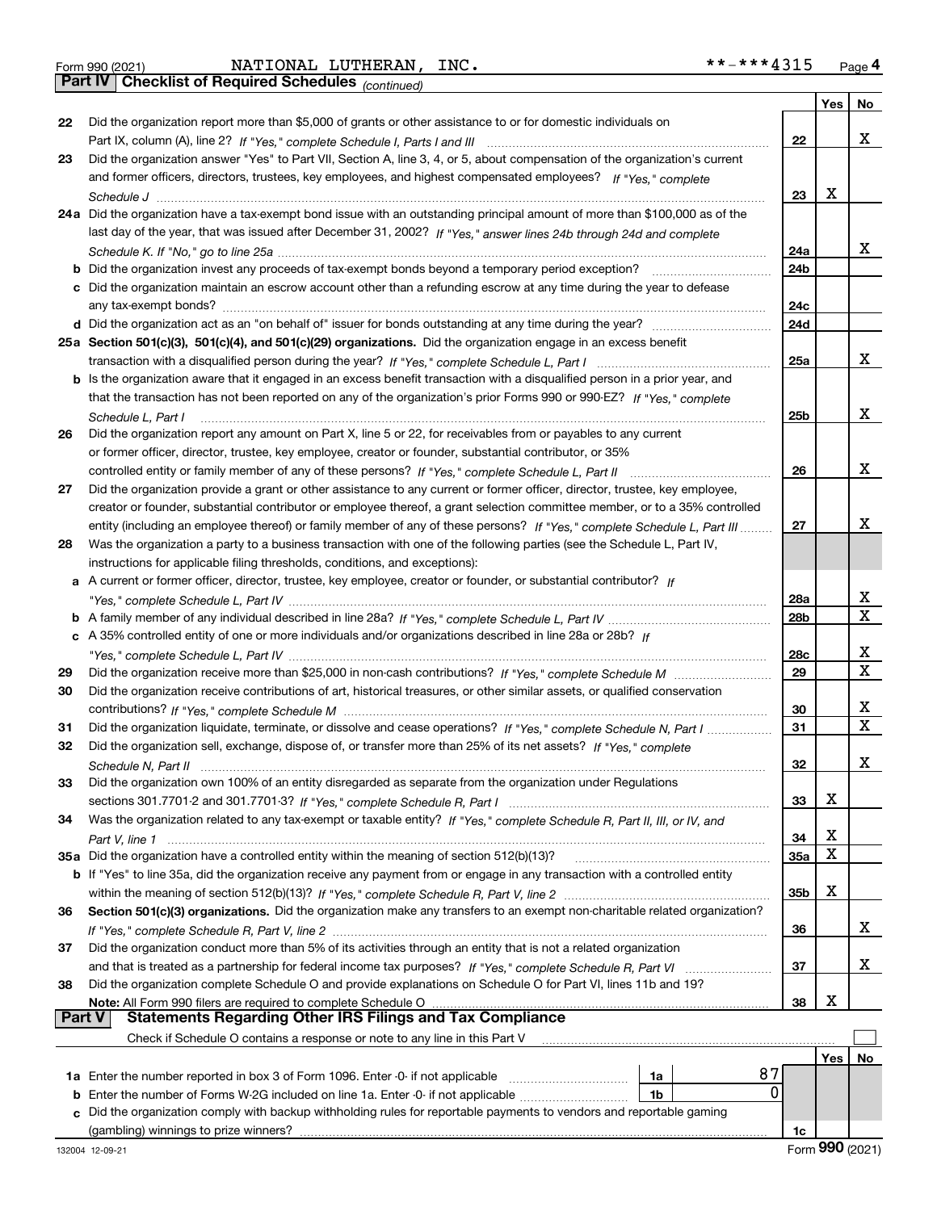Form 990 (2021) NATIONAL LUTHERAN, INC. **-***4315 Page 4

## Part IV Checklist of Required Schedules *(continued)*

| | | | Yes | No |
|---|---|---|---|---|
| 22 | Did the organization report more than $5,000 of grants or other assistance to or for domestic individuals on Part IX, column (A), line 2? *If "Yes," complete Schedule I, Parts I and III* | 22 | | X |
| 23 | Did the organization answer "Yes" to Part VII, Section A, line 3, 4, or 5, about compensation of the organization's current and former officers, directors, trustees, key employees, and highest compensated employees? *If "Yes," complete Schedule J* | 23 | X | |
| 24a | Did the organization have a tax-exempt bond issue with an outstanding principal amount of more than $100,000 as of the last day of the year, that was issued after December 31, 2002? *If "Yes," answer lines 24b through 24d and complete Schedule K. If "No," go to line 25a* | 24a | | X |
| b | Did the organization invest any proceeds of tax-exempt bonds beyond a temporary period exception? | 24b | | |
| c | Did the organization maintain an escrow account other than a refunding escrow at any time during the year to defease any tax-exempt bonds? | 24c | | |
| d | Did the organization act as an "on behalf of" issuer for bonds outstanding at any time during the year? | 24d | | |
| 25a | **Section 501(c)(3), 501(c)(4), and 501(c)(29) organizations.** Did the organization engage in an excess benefit transaction with a disqualified person during the year? *If "Yes," complete Schedule L, Part I* | 25a | | X |
| b | Is the organization aware that it engaged in an excess benefit transaction with a disqualified person in a prior year, and that the transaction has not been reported on any of the organization's prior Forms 990 or 990-EZ? *If "Yes," complete Schedule L, Part I* | 25b | | X |
| 26 | Did the organization report any amount on Part X, line 5 or 22, for receivables from or payables to any current or former officer, director, trustee, key employee, creator or founder, substantial contributor, or 35% controlled entity or family member of any of these persons? *If "Yes," complete Schedule L, Part II* | 26 | | X |
| 27 | Did the organization provide a grant or other assistance to any current or former officer, director, trustee, key employee, creator or founder, substantial contributor or employee thereof, a grant selection committee member, or to a 35% controlled entity (including an employee thereof) or family member of any of these persons? *If "Yes," complete Schedule L, Part III* | 27 | | X |
| 28 | Was the organization a party to a business transaction with one of the following parties (see the Schedule L, Part IV, instructions for applicable filing thresholds, conditions, and exceptions): | | | |
| a | A current or former officer, director, trustee, key employee, creator or founder, or substantial contributor? *If "Yes," complete Schedule L, Part IV* | 28a | | X |
| b | A family member of any individual described in line 28a? *If "Yes," complete Schedule L, Part IV* | 28b | | X |
| c | A 35% controlled entity of one or more individuals and/or organizations described in line 28a or 28b? *If "Yes," complete Schedule L, Part IV* | 28c | | X |
| 29 | Did the organization receive more than $25,000 in non-cash contributions? *If "Yes," complete Schedule M* | 29 | | X |
| 30 | Did the organization receive contributions of art, historical treasures, or other similar assets, or qualified conservation contributions? *If "Yes," complete Schedule M* | 30 | | X |
| 31 | Did the organization liquidate, terminate, or dissolve and cease operations? *If "Yes," complete Schedule N, Part I* | 31 | | X |
| 32 | Did the organization sell, exchange, dispose of, or transfer more than 25% of its net assets? *If "Yes," complete Schedule N, Part II* | 32 | | X |
| 33 | Did the organization own 100% of an entity disregarded as separate from the organization under Regulations sections 301.7701-2 and 301.7701-3? *If "Yes," complete Schedule R, Part I* | 33 | X | |
| 34 | Was the organization related to any tax-exempt or taxable entity? *If "Yes," complete Schedule R, Part II, III, or IV, and Part V, line 1* | 34 | X | |
| 35a | Did the organization have a controlled entity within the meaning of section 512(b)(13)? | 35a | X | |
| b | If "Yes" to line 35a, did the organization receive any payment from or engage in any transaction with a controlled entity within the meaning of section 512(b)(13)? *If "Yes," complete Schedule R, Part V, line 2* | 35b | X | |
| 36 | **Section 501(c)(3) organizations.** Did the organization make any transfers to an exempt non-charitable related organization? *If "Yes," complete Schedule R, Part V, line 2* | 36 | | X |
| 37 | Did the organization conduct more than 5% of its activities through an entity that is not a related organization and that is treated as a partnership for federal income tax purposes? *If "Yes," complete Schedule R, Part VI* | 37 | | X |
| 38 | Did the organization complete Schedule O and provide explanations on Schedule O for Part VI, lines 11b and 19? **Note:** All Form 990 filers are required to complete Schedule O | 38 | X | |

## Part V Statements Regarding Other IRS Filings and Tax Compliance

Check if Schedule O contains a response or note to any line in this Part V ☐

| | | | | | Yes | No |
|---|---|---|---|---|---|---|
| 1a | Enter the number reported in box 3 of Form 1096. Enter -0- if not applicable | 1a | 87 | | | |
| b | Enter the number of Forms W-2G included on line 1a. Enter -0- if not applicable | 1b | 0 | | | |
| c | Did the organization comply with backup withholding rules for reportable payments to vendors and reportable gaming (gambling) winnings to prize winners? | | | 1c | | |

132004 12-09-21 Form **990** (2021)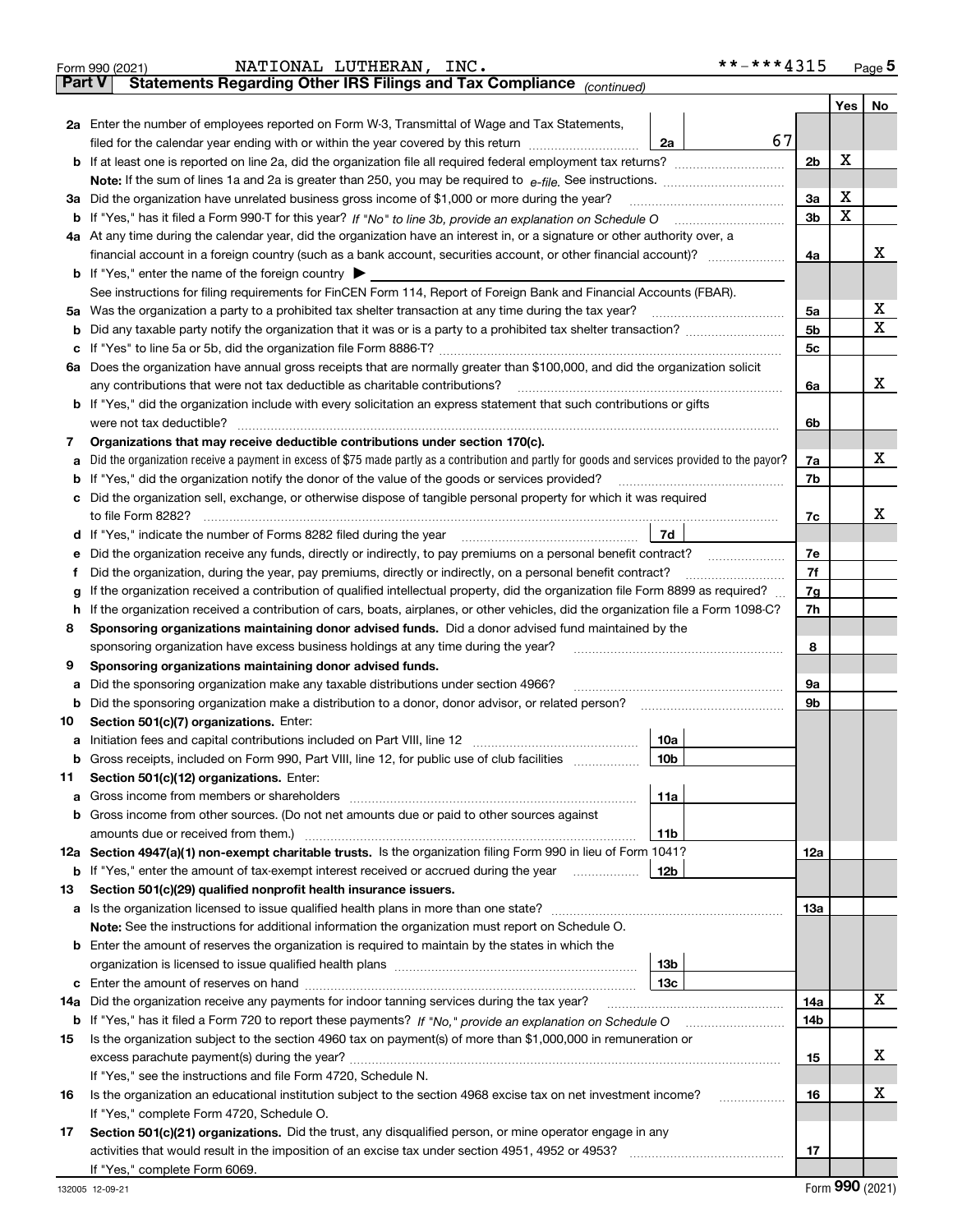Form 990 (2021) NATIONAL LUTHERAN, INC. **-***4315 Page 5

## Part V Statements Regarding Other IRS Filings and Tax Compliance *(continued)*

| | | | | | Yes | No |
|---|---|---|---|---|---|---|
| **2a** | Enter the number of employees reported on Form W-3, Transmittal of Wage and Tax Statements, filed for the calendar year ending with or within the year covered by this return | 2a | 67 | | | |
| **b** | If at least one is reported on line 2a, did the organization file all required federal employment tax returns? | | | 2b | X | |
| | **Note:** If the sum of lines 1a and 2a is greater than 250, you may be required to *e-file.* See instructions. | | | | | |
| **3a** | Did the organization have unrelated business gross income of $1,000 or more during the year? | | | 3a | X | |
| **b** | If "Yes," has it filed a Form 990-T for this year? *If "No" to line 3b, provide an explanation on Schedule O* | | | 3b | X | |
| **4a** | At any time during the calendar year, did the organization have an interest in, or a signature or other authority over, a financial account in a foreign country (such as a bank account, securities account, or other financial account)? | | | 4a | | X |
| **b** | If "Yes," enter the name of the foreign country ▶ | | | | | |
| | See instructions for filing requirements for FinCEN Form 114, Report of Foreign Bank and Financial Accounts (FBAR). | | | | | |
| **5a** | Was the organization a party to a prohibited tax shelter transaction at any time during the tax year? | | | 5a | | X |
| **b** | Did any taxable party notify the organization that it was or is a party to a prohibited tax shelter transaction? | | | 5b | | X |
| **c** | If "Yes" to line 5a or 5b, did the organization file Form 8886-T? | | | 5c | | |
| **6a** | Does the organization have annual gross receipts that are normally greater than $100,000, and did the organization solicit any contributions that were not tax deductible as charitable contributions? | | | 6a | | X |
| **b** | If "Yes," did the organization include with every solicitation an express statement that such contributions or gifts were not tax deductible? | | | 6b | | |
| **7** | **Organizations that may receive deductible contributions under section 170(c).** | | | | | |
| **a** | Did the organization receive a payment in excess of $75 made partly as a contribution and partly for goods and services provided to the payor? | | | 7a | | X |
| **b** | If "Yes," did the organization notify the donor of the value of the goods or services provided? | | | 7b | | |
| **c** | Did the organization sell, exchange, or otherwise dispose of tangible personal property for which it was required to file Form 8282? | | | 7c | | X |
| **d** | If "Yes," indicate the number of Forms 8282 filed during the year | 7d | | | | |
| **e** | Did the organization receive any funds, directly or indirectly, to pay premiums on a personal benefit contract? | | | 7e | | |
| **f** | Did the organization, during the year, pay premiums, directly or indirectly, on a personal benefit contract? | | | 7f | | |
| **g** | If the organization received a contribution of qualified intellectual property, did the organization file Form 8899 as required? | | | 7g | | |
| **h** | If the organization received a contribution of cars, boats, airplanes, or other vehicles, did the organization file a Form 1098-C? | | | 7h | | |
| **8** | **Sponsoring organizations maintaining donor advised funds.** Did a donor advised fund maintained by the sponsoring organization have excess business holdings at any time during the year? | | | 8 | | |
| **9** | **Sponsoring organizations maintaining donor advised funds.** | | | | | |
| **a** | Did the sponsoring organization make any taxable distributions under section 4966? | | | 9a | | |
| **b** | Did the sponsoring organization make a distribution to a donor, donor advisor, or related person? | | | 9b | | |
| **10** | **Section 501(c)(7) organizations.** Enter: | | | | | |
| **a** | Initiation fees and capital contributions included on Part VIII, line 12 | 10a | | | | |
| **b** | Gross receipts, included on Form 990, Part VIII, line 12, for public use of club facilities | 10b | | | | |
| **11** | **Section 501(c)(12) organizations.** Enter: | | | | | |
| **a** | Gross income from members or shareholders | 11a | | | | |
| **b** | Gross income from other sources. (Do not net amounts due or paid to other sources against amounts due or received from them.) | 11b | | | | |
| **12a** | **Section 4947(a)(1) non-exempt charitable trusts.** Is the organization filing Form 990 in lieu of Form 1041? | | | 12a | | |
| **b** | If "Yes," enter the amount of tax-exempt interest received or accrued during the year | 12b | | | | |
| **13** | **Section 501(c)(29) qualified nonprofit health insurance issuers.** | | | | | |
| **a** | Is the organization licensed to issue qualified health plans in more than one state? | | | 13a | | |
| | **Note:** See the instructions for additional information the organization must report on Schedule O. | | | | | |
| **b** | Enter the amount of reserves the organization is required to maintain by the states in which the organization is licensed to issue qualified health plans | 13b | | | | |
| **c** | Enter the amount of reserves on hand | 13c | | | | |
| **14a** | Did the organization receive any payments for indoor tanning services during the tax year? | | | 14a | | X |
| **b** | If "Yes," has it filed a Form 720 to report these payments? *If "No," provide an explanation on Schedule O* | | | 14b | | |
| **15** | Is the organization subject to the section 4960 tax on payment(s) of more than $1,000,000 in remuneration or excess parachute payment(s) during the year? | | | 15 | | X |
| | If "Yes," see the instructions and file Form 4720, Schedule N. | | | | | |
| **16** | Is the organization an educational institution subject to the section 4968 excise tax on net investment income? | | | 16 | | X |
| | If "Yes," complete Form 4720, Schedule O. | | | | | |
| **17** | **Section 501(c)(21) organizations.** Did the trust, any disqualified person, or mine operator engage in any activities that would result in the imposition of an excise tax under section 4951, 4952 or 4953? | | | 17 | | |
| | If "Yes," complete Form 6069. | | | | | |

132005 12-09-21 Form **990** (2021)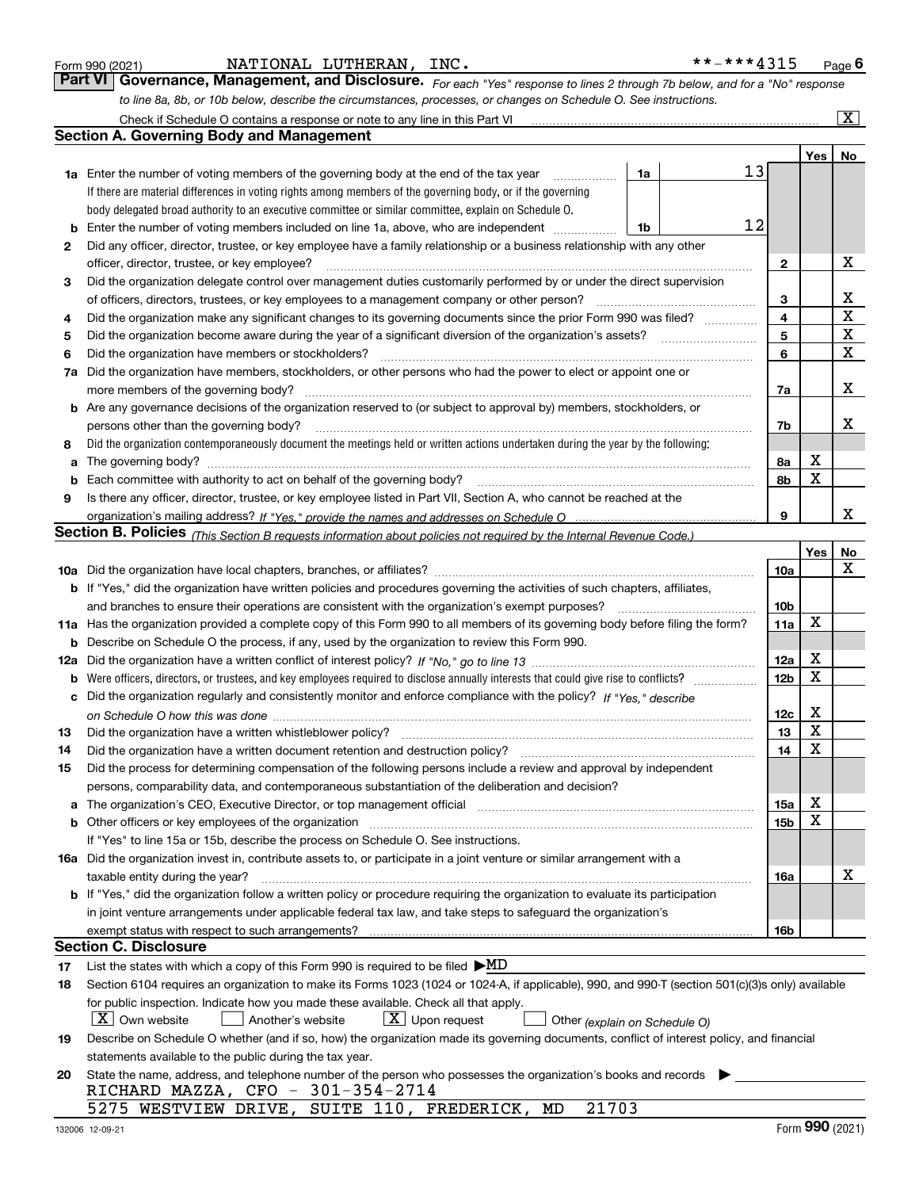Form 990 (2021) NATIONAL LUTHERAN, INC. **-***4315 Page 6

## Part VI Governance, Management, and Disclosure.

*For each "Yes" response to lines 2 through 7b below, and for a "No" response to line 8a, 8b, or 10b below, describe the circumstances, processes, or changes on Schedule O. See instructions.*

Check if Schedule O contains a response or note to any line in this Part VI [X]

### Section A. Governing Body and Management

| | | | | Yes | No |
|---|---|---|---|---|---|
| **1a** | Enter the number of voting members of the governing body at the end of the tax year | 1a | 13 | | |
| | If there are material differences in voting rights among members of the governing body, or if the governing body delegated broad authority to an executive committee or similar committee, explain on Schedule O. | | | | |
| **b** | Enter the number of voting members included on line 1a, above, who are independent | 1b | 12 | | |
| **2** | Did any officer, director, trustee, or key employee have a family relationship or a business relationship with any other officer, director, trustee, or key employee? | 2 | | | X |
| **3** | Did the organization delegate control over management duties customarily performed by or under the direct supervision of officers, directors, trustees, or key employees to a management company or other person? | 3 | | | X |
| **4** | Did the organization make any significant changes to its governing documents since the prior Form 990 was filed? | 4 | | | X |
| **5** | Did the organization become aware during the year of a significant diversion of the organization's assets? | 5 | | | X |
| **6** | Did the organization have members or stockholders? | 6 | | | X |
| **7a** | Did the organization have members, stockholders, or other persons who had the power to elect or appoint one or more members of the governing body? | 7a | | | X |
| **b** | Are any governance decisions of the organization reserved to (or subject to approval by) members, stockholders, or persons other than the governing body? | 7b | | | X |
| **8** | Did the organization contemporaneously document the meetings held or written actions undertaken during the year by the following: | | | | |
| **a** | The governing body? | 8a | | X | |
| **b** | Each committee with authority to act on behalf of the governing body? | 8b | | X | |
| **9** | Is there any officer, director, trustee, or key employee listed in Part VII, Section A, who cannot be reached at the organization's mailing address? *If "Yes," provide the names and addresses on Schedule O* | 9 | | | X |

### Section B. Policies *(This Section B requests information about policies not required by the Internal Revenue Code.)*

| | | | Yes | No |
|---|---|---|---|---|
| **10a** | Did the organization have local chapters, branches, or affiliates? | 10a | | X |
| **b** | If "Yes," did the organization have written policies and procedures governing the activities of such chapters, affiliates, and branches to ensure their operations are consistent with the organization's exempt purposes? | 10b | | |
| **11a** | Has the organization provided a complete copy of this Form 990 to all members of its governing body before filing the form? | 11a | X | |
| **b** | Describe on Schedule O the process, if any, used by the organization to review this Form 990. | | | |
| **12a** | Did the organization have a written conflict of interest policy? *If "No," go to line 13* | 12a | X | |
| **b** | Were officers, directors, or trustees, and key employees required to disclose annually interests that could give rise to conflicts? | 12b | X | |
| **c** | Did the organization regularly and consistently monitor and enforce compliance with the policy? *If "Yes," describe on Schedule O how this was done* | 12c | X | |
| **13** | Did the organization have a written whistleblower policy? | 13 | X | |
| **14** | Did the organization have a written document retention and destruction policy? | 14 | X | |
| **15** | Did the process for determining compensation of the following persons include a review and approval by independent persons, comparability data, and contemporaneous substantiation of the deliberation and decision? | | | |
| **a** | The organization's CEO, Executive Director, or top management official | 15a | X | |
| **b** | Other officers or key employees of the organization | 15b | X | |
| | If "Yes" to line 15a or 15b, describe the process on Schedule O. See instructions. | | | |
| **16a** | Did the organization invest in, contribute assets to, or participate in a joint venture or similar arrangement with a taxable entity during the year? | 16a | | X |
| **b** | If "Yes," did the organization follow a written policy or procedure requiring the organization to evaluate its participation in joint venture arrangements under applicable federal tax law, and take steps to safeguard the organization's exempt status with respect to such arrangements? | 16b | | |

### Section C. Disclosure

**17** List the states with which a copy of this Form 990 is required to be filed ▶ MD

**18** Section 6104 requires an organization to make its Forms 1023 (1024 or 1024-A, if applicable), 990, and 990-T (section 501(c)(3)s only) available for public inspection. Indicate how you made these available. Check all that apply.

[X] Own website [ ] Another's website [X] Upon request [ ] Other *(explain on Schedule O)*

**19** Describe on Schedule O whether (and if so, how) the organization made its governing documents, conflict of interest policy, and financial statements available to the public during the tax year.

**20** State the name, address, and telephone number of the person who possesses the organization's books and records ▶

RICHARD MAZZA, CFO - 301-354-2714
5275 WESTVIEW DRIVE, SUITE 110, FREDERICK, MD 21703

132006 12-09-21 Form **990** (2021)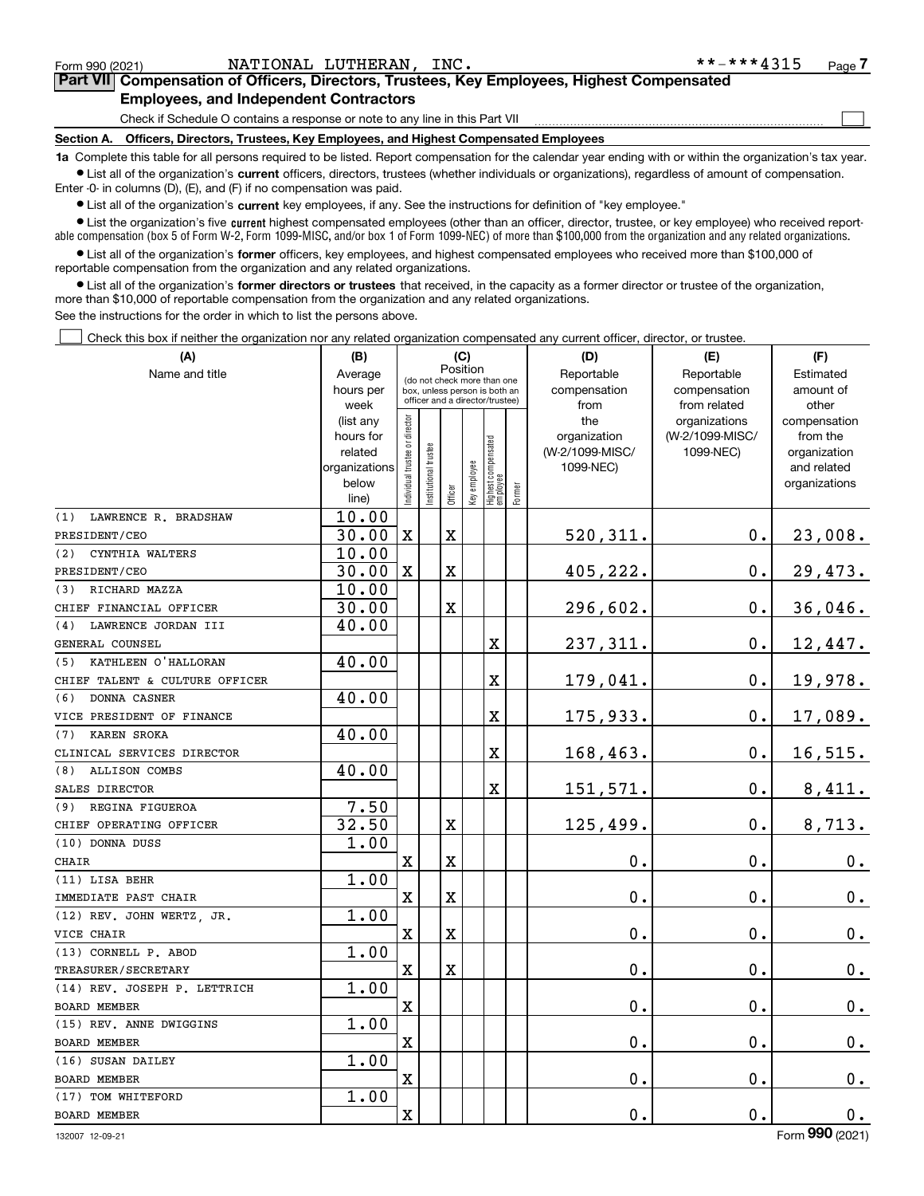Form 990 (2021) NATIONAL LUTHERAN, INC. **-***4315 Page 7

## Part VII Compensation of Officers, Directors, Trustees, Key Employees, Highest Compensated Employees, and Independent Contractors

Check if Schedule O contains a response or note to any line in this Part VII ☐

### Section A. Officers, Directors, Trustees, Key Employees, and Highest Compensated Employees

**1a** Complete this table for all persons required to be listed. Report compensation for the calendar year ending with or within the organization's tax year.

- List all of the organization's **current** officers, directors, trustees (whether individuals or organizations), regardless of amount of compensation. Enter -0- in columns (D), (E), and (F) if no compensation was paid.
- List all of the organization's **current** key employees, if any. See the instructions for definition of "key employee."
- List the organization's five **current** highest compensated employees (other than an officer, director, trustee, or key employee) who received reportable compensation (box 5 of Form W-2, Form 1099-MISC, and/or box 1 of Form 1099-NEC) of more than $100,000 from the organization and any related organizations.
- List all of the organization's **former** officers, key employees, and highest compensated employees who received more than $100,000 of reportable compensation from the organization and any related organizations.
- List all of the organization's **former directors or trustees** that received, in the capacity as a former director or trustee of the organization, more than $10,000 of reportable compensation from the organization and any related organizations.

See the instructions for the order in which to list the persons above.

☐ Check this box if neither the organization nor any related organization compensated any current officer, director, or trustee.

| (A) Name and title | (B) Average hours per week (list any hours for related organizations below line) | (C) Position: Individual trustee or director | Institutional trustee | Officer | Key employee | Highest compensated employee | Former | (D) Reportable compensation from the organization (W-2/1099-MISC/1099-NEC) | (E) Reportable compensation from related organizations (W-2/1099-MISC/1099-NEC) | (F) Estimated amount of other compensation from the organization and related organizations |
|---|---|---|---|---|---|---|---|---|---|---|
| (1) LAWRENCE R. BRADSHAW<br>PRESIDENT/CEO | 10.00<br>30.00 | X | | X | | | | 520,311. | 0. | 23,008. |
| (2) CYNTHIA WALTERS<br>PRESIDENT/CEO | 10.00<br>30.00 | X | | X | | | | 405,222. | 0. | 29,473. |
| (3) RICHARD MAZZA<br>CHIEF FINANCIAL OFFICER | 10.00<br>30.00 | | | X | | | | 296,602. | 0. | 36,046. |
| (4) LAWRENCE JORDAN III<br>GENERAL COUNSEL | 40.00 | | | | | X | | 237,311. | 0. | 12,447. |
| (5) KATHLEEN O'HALLORAN<br>CHIEF TALENT & CULTURE OFFICER | 40.00 | | | | | X | | 179,041. | 0. | 19,978. |
| (6) DONNA CASNER<br>VICE PRESIDENT OF FINANCE | 40.00 | | | | | X | | 175,933. | 0. | 17,089. |
| (7) KAREN SROKA<br>CLINICAL SERVICES DIRECTOR | 40.00 | | | | | X | | 168,463. | 0. | 16,515. |
| (8) ALLISON COMBS<br>SALES DIRECTOR | 40.00 | | | | | X | | 151,571. | 0. | 8,411. |
| (9) REGINA FIGUEROA<br>CHIEF OPERATING OFFICER | 7.50<br>32.50 | | | X | | | | 125,499. | 0. | 8,713. |
| (10) DONNA DUSS<br>CHAIR | 1.00 | X | | X | | | | 0. | 0. | 0. |
| (11) LISA BEHR<br>IMMEDIATE PAST CHAIR | 1.00 | X | | X | | | | 0. | 0. | 0. |
| (12) REV. JOHN WERTZ, JR.<br>VICE CHAIR | 1.00 | X | | X | | | | 0. | 0. | 0. |
| (13) CORNELL P. ABOD<br>TREASURER/SECRETARY | 1.00 | X | | X | | | | 0. | 0. | 0. |
| (14) REV. JOSEPH P. LETTRICH<br>BOARD MEMBER | 1.00 | X | | | | | | 0. | 0. | 0. |
| (15) REV. ANNE DWIGGINS<br>BOARD MEMBER | 1.00 | X | | | | | | 0. | 0. | 0. |
| (16) SUSAN DAILEY<br>BOARD MEMBER | 1.00 | X | | | | | | 0. | 0. | 0. |
| (17) TOM WHITEFORD<br>BOARD MEMBER | 1.00 | X | | | | | | 0. | 0. | 0. |

132007 12-09-21 Form 990 (2021)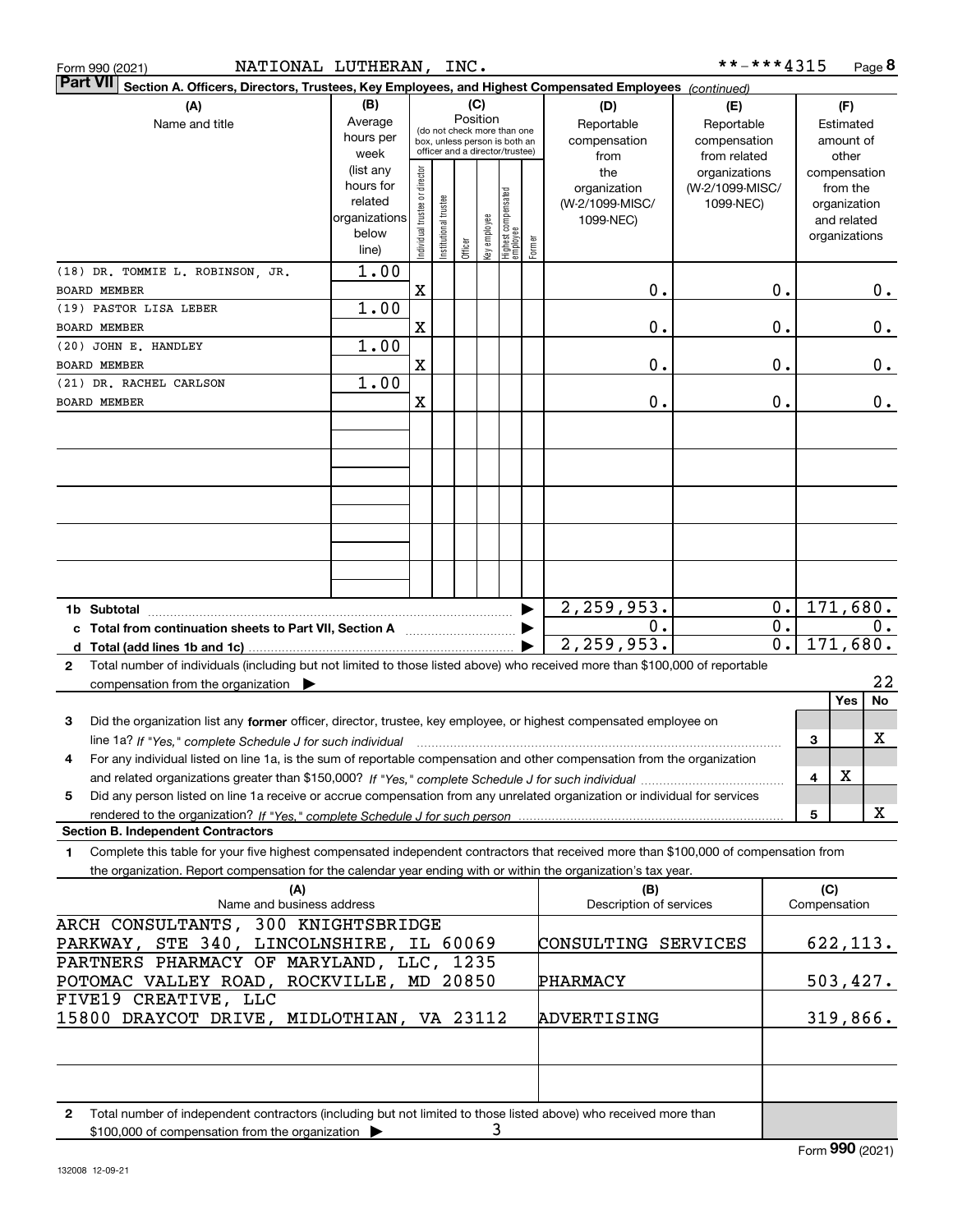Form 990 (2021) NATIONAL LUTHERAN, INC. **-***4315 Page 8

**Part VII Section A. Officers, Directors, Trustees, Key Employees, and Highest Compensated Employees** *(continued)*

| (A) Name and title | (B) Average hours per week (list any hours for related organizations below line) | (C) Position: Individual trustee or director | Institutional trustee | Officer | Key employee | Highest compensated employee | Former | (D) Reportable compensation from the organization (W-2/1099-MISC/1099-NEC) | (E) Reportable compensation from related organizations (W-2/1099-MISC/1099-NEC) | (F) Estimated amount of other compensation from the organization and related organizations |
|---|---|---|---|---|---|---|---|---|---|---|
| (18) DR. TOMMIE L. ROBINSON, JR. BOARD MEMBER | 1.00 | X | | | | | | 0. | 0. | 0. |
| (19) PASTOR LISA LEBER BOARD MEMBER | 1.00 | X | | | | | | 0. | 0. | 0. |
| (20) JOHN E. HANDLEY BOARD MEMBER | 1.00 | X | | | | | | 0. | 0. | 0. |
| (21) DR. RACHEL CARLSON BOARD MEMBER | 1.00 | X | | | | | | 0. | 0. | 0. |
| 1b Subtotal | | | | | | | | 2,259,953. | 0. | 171,680. |
| c Total from continuation sheets to Part VII, Section A | | | | | | | | 0. | 0. | 0. |
| d Total (add lines 1b and 1c) | | | | | | | | 2,259,953. | 0. | 171,680. |

2 Total number of individuals (including but not limited to those listed above) who received more than $100,000 of reportable compensation from the organization ▶ 22

| | | Yes | No |
|---|---|---|---|
| 3 Did the organization list any **former** officer, director, trustee, key employee, or highest compensated employee on line 1a? *If "Yes," complete Schedule J for such individual* | 3 | | X |
| 4 For any individual listed on line 1a, is the sum of reportable compensation and other compensation from the organization and related organizations greater than $150,000? *If "Yes," complete Schedule J for such individual* | 4 | X | |
| 5 Did any person listed on line 1a receive or accrue compensation from any unrelated organization or individual for services rendered to the organization? *If "Yes," complete Schedule J for such person* | 5 | | X |

**Section B. Independent Contractors**

1 Complete this table for your five highest compensated independent contractors that received more than $100,000 of compensation from the organization. Report compensation for the calendar year ending with or within the organization's tax year.

| (A) Name and business address | (B) Description of services | (C) Compensation |
|---|---|---|
| ARCH CONSULTANTS, 300 KNIGHTSBRIDGE PARKWAY, STE 340, LINCOLNSHIRE, IL 60069 | CONSULTING SERVICES | 622,113. |
| PARTNERS PHARMACY OF MARYLAND, LLC, 1235 POTOMAC VALLEY ROAD, ROCKVILLE, MD 20850 | PHARMACY | 503,427. |
| FIVE19 CREATIVE, LLC 15800 DRAYCOT DRIVE, MIDLOTHIAN, VA 23112 | ADVERTISING | 319,866. |

2 Total number of independent contractors (including but not limited to those listed above) who received more than $100,000 of compensation from the organization ▶ 3

Form **990** (2021)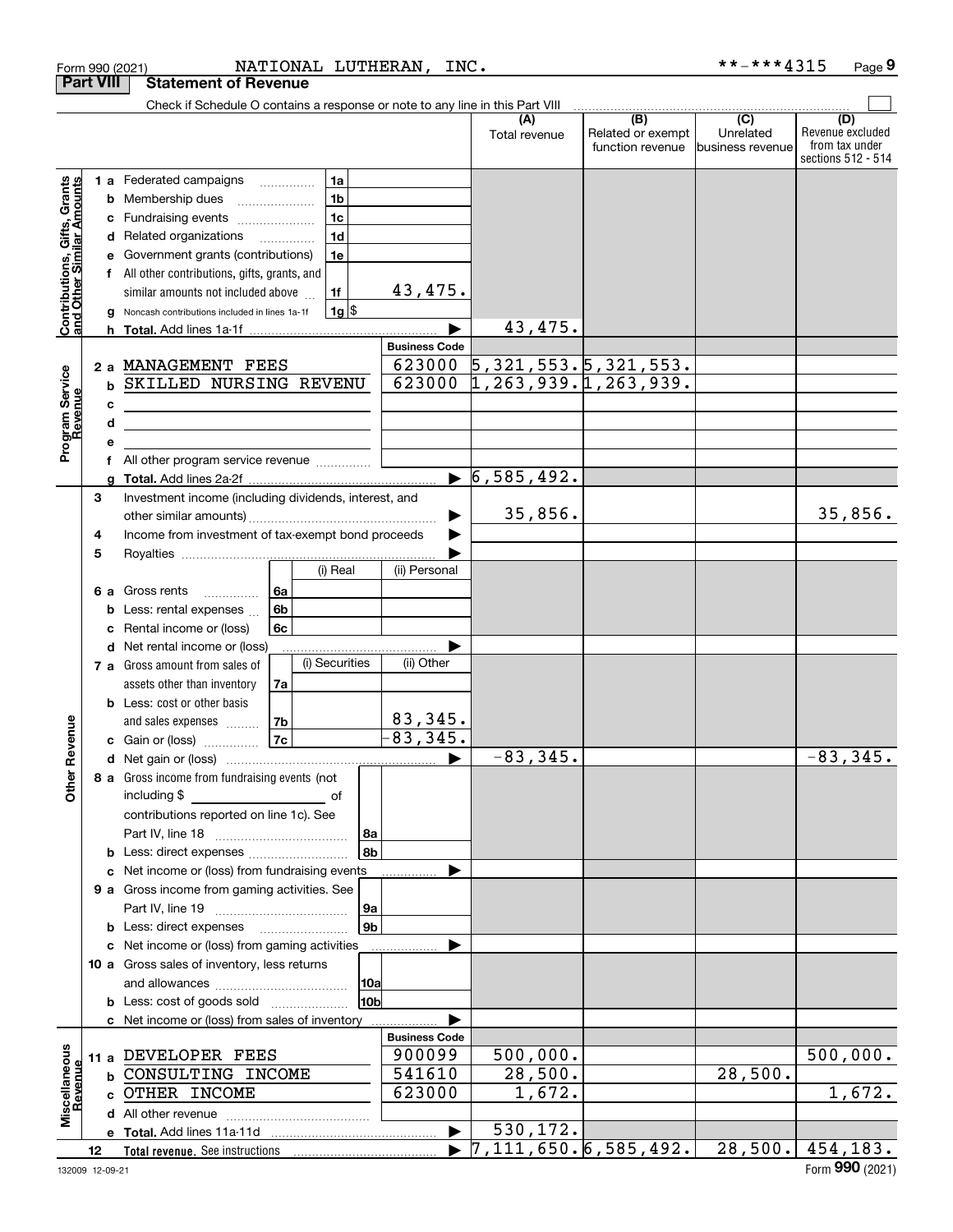Form 990 (2021) NATIONAL LUTHERAN, INC. **-***4315

## Part VIII Statement of Revenue

Check if Schedule O contains a response or note to any line in this Part VIII

| | | | | (A) Total revenue | (B) Related or exempt function revenue | (C) Unrelated business revenue | (D) Revenue excluded from tax under sections 512 - 514 |
|---|---|---|---|---|---|---|---|
| **Contributions, Gifts, Grants and Other Similar Amounts** | 1 a | Federated campaigns | 1a | | | | |
| | b | Membership dues | 1b | | | | |
| | c | Fundraising events | 1c | | | | |
| | d | Related organizations | 1d | | | | |
| | e | Government grants (contributions) | 1e | | | | |
| | f | All other contributions, gifts, grants, and similar amounts not included above | 1f 43,475. | | | | |
| | g | Noncash contributions included in lines 1a-1f | 1g $ | | | | |
| | h | **Total.** Add lines 1a-1f | | 43,475. | | | |
| **Program Service Revenue** | | | Business Code | | | | |
| | 2 a | MANAGEMENT FEES | 623000 | 5,321,553. | 5,321,553. | | |
| | b | SKILLED NURSING REVENU | 623000 | 1,263,939. | 1,263,939. | | |
| | c | | | | | | |
| | d | | | | | | |
| | e | | | | | | |
| | f | All other program service revenue | | | | | |
| | g | **Total.** Add lines 2a-2f | | 6,585,492. | | | |
| **Other Revenue** | 3 | Investment income (including dividends, interest, and other similar amounts) | | 35,856. | | | 35,856. |
| | 4 | Income from investment of tax-exempt bond proceeds | | | | | |
| | 5 | Royalties | | | | | |
| | | | (i) Real / (ii) Personal | | | | |
| | 6 a | Gross rents | 6a | | | | |
| | b | Less: rental expenses | 6b | | | | |
| | c | Rental income or (loss) | 6c | | | | |
| | d | Net rental income or (loss) | | | | | |
| | | | (i) Securities / (ii) Other | | | | |
| | 7 a | Gross amount from sales of assets other than inventory | 7a | | | | |
| | b | Less: cost or other basis and sales expenses | 7b (ii) 83,345. | | | | |
| | c | Gain or (loss) | 7c (ii) -83,345. | | | | |
| | d | Net gain or (loss) | | -83,345. | | | -83,345. |
| | 8 a | Gross income from fundraising events (not including $ ______ of contributions reported on line 1c). See Part IV, line 18 | 8a | | | | |
| | b | Less: direct expenses | 8b | | | | |
| | c | Net income or (loss) from fundraising events | | | | | |
| | 9 a | Gross income from gaming activities. See Part IV, line 19 | 9a | | | | |
| | b | Less: direct expenses | 9b | | | | |
| | c | Net income or (loss) from gaming activities | | | | | |
| | 10 a | Gross sales of inventory, less returns and allowances | 10a | | | | |
| | b | Less: cost of goods sold | 10b | | | | |
| | c | Net income or (loss) from sales of inventory | | | | | |
| **Miscellaneous Revenue** | | | Business Code | | | | |
| | 11 a | DEVELOPER FEES | 900099 | 500,000. | | | 500,000. |
| | b | CONSULTING INCOME | 541610 | 28,500. | | 28,500. | |
| | c | OTHER INCOME | 623000 | 1,672. | | | 1,672. |
| | d | All other revenue | | | | | |
| | e | **Total.** Add lines 11a-11d | | 530,172. | | | |
| | 12 | **Total revenue.** See instructions | | 7,111,650. | 6,585,492. | 28,500. | 454,183. |

132009 12-09-21 Form **990** (2021)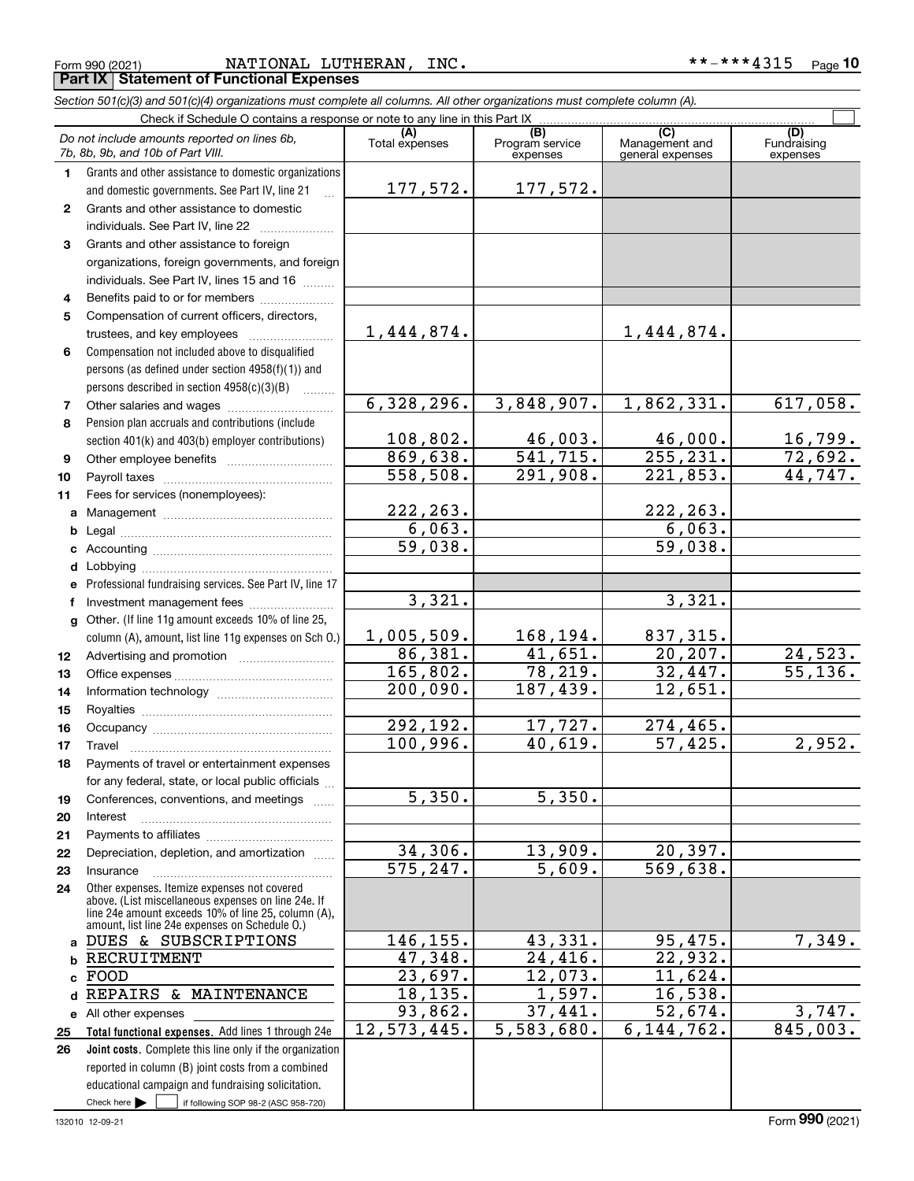Form 990 (2021) NATIONAL LUTHERAN, INC. **-***4315

## Part IX Statement of Functional Expenses

*Section 501(c)(3) and 501(c)(4) organizations must complete all columns. All other organizations must complete column (A).*

Check if Schedule O contains a response or note to any line in this Part IX

| | *Do not include amounts reported on lines 6b, 7b, 8b, 9b, and 10b of Part VIII.* | (A) Total expenses | (B) Program service expenses | (C) Management and general expenses | (D) Fundraising expenses |
|---|---|---|---|---|---|
| 1 | Grants and other assistance to domestic organizations and domestic governments. See Part IV, line 21 | 177,572. | 177,572. | | |
| 2 | Grants and other assistance to domestic individuals. See Part IV, line 22 | | | | |
| 3 | Grants and other assistance to foreign organizations, foreign governments, and foreign individuals. See Part IV, lines 15 and 16 | | | | |
| 4 | Benefits paid to or for members | | | | |
| 5 | Compensation of current officers, directors, trustees, and key employees | 1,444,874. | | 1,444,874. | |
| 6 | Compensation not included above to disqualified persons (as defined under section 4958(f)(1)) and persons described in section 4958(c)(3)(B) | | | | |
| 7 | Other salaries and wages | 6,328,296. | 3,848,907. | 1,862,331. | 617,058. |
| 8 | Pension plan accruals and contributions (include section 401(k) and 403(b) employer contributions) | 108,802. | 46,003. | 46,000. | 16,799. |
| 9 | Other employee benefits | 869,638. | 541,715. | 255,231. | 72,692. |
| 10 | Payroll taxes | 558,508. | 291,908. | 221,853. | 44,747. |
| 11 | Fees for services (nonemployees): | | | | |
| a | Management | 222,263. | | 222,263. | |
| b | Legal | 6,063. | | 6,063. | |
| c | Accounting | 59,038. | | 59,038. | |
| d | Lobbying | | | | |
| e | Professional fundraising services. See Part IV, line 17 | | | | |
| f | Investment management fees | 3,321. | | 3,321. | |
| g | Other. (If line 11g amount exceeds 10% of line 25, column (A), amount, list line 11g expenses on Sch O.) | 1,005,509. | 168,194. | 837,315. | |
| 12 | Advertising and promotion | 86,381. | 41,651. | 20,207. | 24,523. |
| 13 | Office expenses | 165,802. | 78,219. | 32,447. | 55,136. |
| 14 | Information technology | 200,090. | 187,439. | 12,651. | |
| 15 | Royalties | | | | |
| 16 | Occupancy | 292,192. | 17,727. | 274,465. | |
| 17 | Travel | 100,996. | 40,619. | 57,425. | 2,952. |
| 18 | Payments of travel or entertainment expenses for any federal, state, or local public officials | | | | |
| 19 | Conferences, conventions, and meetings | 5,350. | 5,350. | | |
| 20 | Interest | | | | |
| 21 | Payments to affiliates | | | | |
| 22 | Depreciation, depletion, and amortization | 34,306. | 13,909. | 20,397. | |
| 23 | Insurance | 575,247. | 5,609. | 569,638. | |
| 24 | Other expenses. Itemize expenses not covered above. (List miscellaneous expenses on line 24e. If line 24e amount exceeds 10% of line 25, column (A), amount, list line 24e expenses on Schedule O.) | | | | |
| a | DUES & SUBSCRIPTIONS | 146,155. | 43,331. | 95,475. | 7,349. |
| b | RECRUITMENT | 47,348. | 24,416. | 22,932. | |
| c | FOOD | 23,697. | 12,073. | 11,624. | |
| d | REPAIRS & MAINTENANCE | 18,135. | 1,597. | 16,538. | |
| e | All other expenses | 93,862. | 37,441. | 52,674. | 3,747. |
| 25 | **Total functional expenses.** Add lines 1 through 24e | 12,573,445. | 5,583,680. | 6,144,762. | 845,003. |
| 26 | **Joint costs.** Complete this line only if the organization reported in column (B) joint costs from a combined educational campaign and fundraising solicitation. Check here ☐ if following SOP 98-2 (ASC 958-720) | | | | |

132010 12-09-21

Form **990** (2021)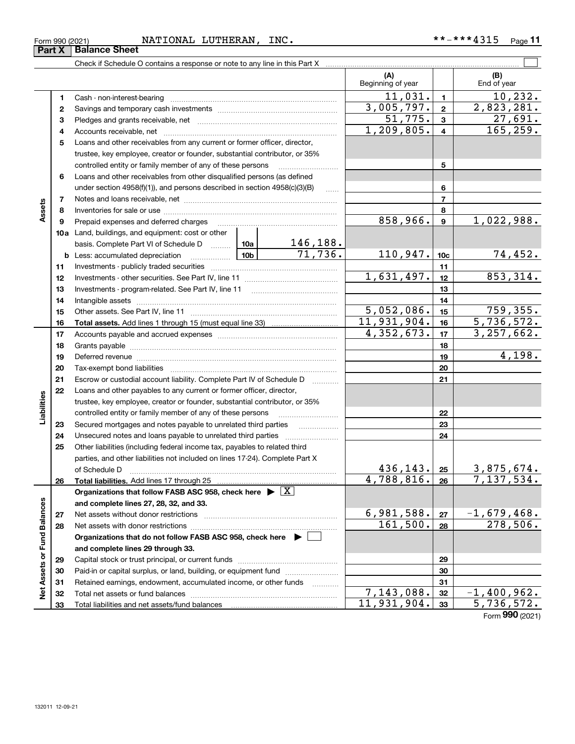Form 990 (2021) NATIONAL LUTHERAN, INC. **-***4315 Page 11

**Part X | Balance Sheet**

Check if Schedule O contains a response or note to any line in this Part X

| | | | | (A) Beginning of year | | (B) End of year |
|---|---|---|---|---|---|---|
| Assets | 1 | Cash - non-interest-bearing | | 11,031. | 1 | 10,232. |
| | 2 | Savings and temporary cash investments | | 3,005,797. | 2 | 2,823,281. |
| | 3 | Pledges and grants receivable, net | | 51,775. | 3 | 27,691. |
| | 4 | Accounts receivable, net | | 1,209,805. | 4 | 165,259. |
| | 5 | Loans and other receivables from any current or former officer, director, trustee, key employee, creator or founder, substantial contributor, or 35% controlled entity or family member of any of these persons | | | 5 | |
| | 6 | Loans and other receivables from other disqualified persons (as defined under section 4958(f)(1)), and persons described in section 4958(c)(3)(B) | | | 6 | |
| | 7 | Notes and loans receivable, net | | | 7 | |
| | 8 | Inventories for sale or use | | | 8 | |
| | 9 | Prepaid expenses and deferred charges | | 858,966. | 9 | 1,022,988. |
| | 10a | Land, buildings, and equipment: cost or other basis. Complete Part VI of Schedule D | 10a 146,188. | | | |
| | b | Less: accumulated depreciation | 10b 71,736. | 110,947. | 10c | 74,452. |
| | 11 | Investments - publicly traded securities | | | 11 | |
| | 12 | Investments - other securities. See Part IV, line 11 | | 1,631,497. | 12 | 853,314. |
| | 13 | Investments - program-related. See Part IV, line 11 | | | 13 | |
| | 14 | Intangible assets | | | 14 | |
| | 15 | Other assets. See Part IV, line 11 | | 5,052,086. | 15 | 759,355. |
| | 16 | **Total assets.** Add lines 1 through 15 (must equal line 33) | | 11,931,904. | 16 | 5,736,572. |
| Liabilities | 17 | Accounts payable and accrued expenses | | 4,352,673. | 17 | 3,257,662. |
| | 18 | Grants payable | | | 18 | |
| | 19 | Deferred revenue | | | 19 | 4,198. |
| | 20 | Tax-exempt bond liabilities | | | 20 | |
| | 21 | Escrow or custodial account liability. Complete Part IV of Schedule D | | | 21 | |
| | 22 | Loans and other payables to any current or former officer, director, trustee, key employee, creator or founder, substantial contributor, or 35% controlled entity or family member of any of these persons | | | 22 | |
| | 23 | Secured mortgages and notes payable to unrelated third parties | | | 23 | |
| | 24 | Unsecured notes and loans payable to unrelated third parties | | | 24 | |
| | 25 | Other liabilities (including federal income tax, payables to related third parties, and other liabilities not included on lines 17-24). Complete Part X of Schedule D | | 436,143. | 25 | 3,875,674. |
| | 26 | **Total liabilities.** Add lines 17 through 25 | | 4,788,816. | 26 | 7,137,534. |
| Net Assets or Fund Balances | | **Organizations that follow FASB ASC 958, check here ▶ [X] and complete lines 27, 28, 32, and 33.** | | | | |
| | 27 | Net assets without donor restrictions | | 6,981,588. | 27 | -1,679,468. |
| | 28 | Net assets with donor restrictions | | 161,500. | 28 | 278,506. |
| | | **Organizations that do not follow FASB ASC 958, check here ▶ [ ] and complete lines 29 through 33.** | | | | |
| | 29 | Capital stock or trust principal, or current funds | | | 29 | |
| | 30 | Paid-in or capital surplus, or land, building, or equipment fund | | | 30 | |
| | 31 | Retained earnings, endowment, accumulated income, or other funds | | | 31 | |
| | 32 | Total net assets or fund balances | | 7,143,088. | 32 | -1,400,962. |
| | 33 | Total liabilities and net assets/fund balances | | 11,931,904. | 33 | 5,736,572. |

Form **990** (2021)

132011 12-09-21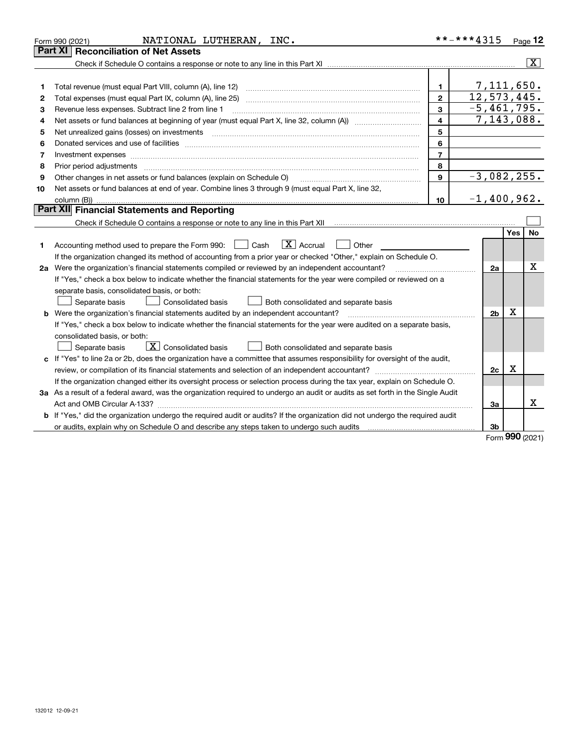Form 990 (2021) NATIONAL LUTHERAN, INC. **-***4315 Page 12

## Part XI Reconciliation of Net Assets

Check if Schedule O contains a response or note to any line in this Part XI ☒

| | | | |
|---|---|---|---|
| 1 | Total revenue (must equal Part VIII, column (A), line 12) | 1 | 7,111,650. |
| 2 | Total expenses (must equal Part IX, column (A), line 25) | 2 | 12,573,445. |
| 3 | Revenue less expenses. Subtract line 2 from line 1 | 3 | -5,461,795. |
| 4 | Net assets or fund balances at beginning of year (must equal Part X, line 32, column (A)) | 4 | 7,143,088. |
| 5 | Net unrealized gains (losses) on investments | 5 | |
| 6 | Donated services and use of facilities | 6 | |
| 7 | Investment expenses | 7 | |
| 8 | Prior period adjustments | 8 | |
| 9 | Other changes in net assets or fund balances (explain on Schedule O) | 9 | -3,082,255. |
| 10 | Net assets or fund balances at end of year. Combine lines 3 through 9 (must equal Part X, line 32, column (B)) | 10 | -1,400,962. |

## Part XII Financial Statements and Reporting

Check if Schedule O contains a response or note to any line in this Part XII ☐

| | | | Yes | No |
|---|---|---|---|---|
| 1 | Accounting method used to prepare the Form 990: ☐ Cash ☒ Accrual ☐ Other<br>If the organization changed its method of accounting from a prior year or checked "Other," explain on Schedule O. | | | |
| 2a | Were the organization's financial statements compiled or reviewed by an independent accountant?<br>If "Yes," check a box below to indicate whether the financial statements for the year were compiled or reviewed on a separate basis, consolidated basis, or both:<br>☐ Separate basis ☐ Consolidated basis ☐ Both consolidated and separate basis | 2a | | X |
| b | Were the organization's financial statements audited by an independent accountant?<br>If "Yes," check a box below to indicate whether the financial statements for the year were audited on a separate basis, consolidated basis, or both:<br>☐ Separate basis ☒ Consolidated basis ☐ Both consolidated and separate basis | 2b | X | |
| c | If "Yes" to line 2a or 2b, does the organization have a committee that assumes responsibility for oversight of the audit, review, or compilation of its financial statements and selection of an independent accountant?<br>If the organization changed either its oversight process or selection process during the tax year, explain on Schedule O. | 2c | X | |
| 3a | As a result of a federal award, was the organization required to undergo an audit or audits as set forth in the Single Audit Act and OMB Circular A-133? | 3a | | X |
| b | If "Yes," did the organization undergo the required audit or audits? If the organization did not undergo the required audit or audits, explain why on Schedule O and describe any steps taken to undergo such audits | 3b | | |

Form 990 (2021)

132012 12-09-21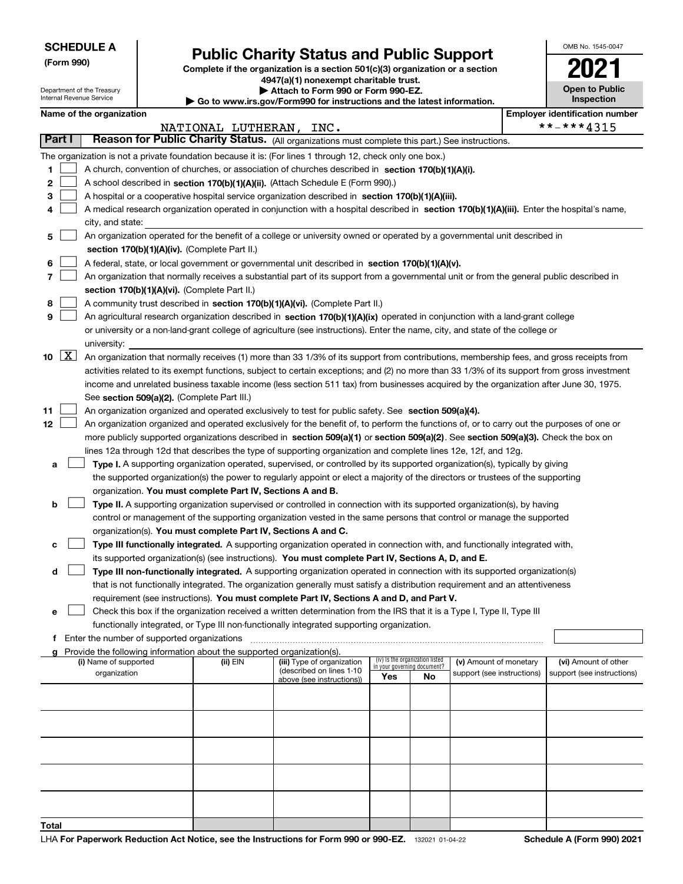**SCHEDULE A**
**(Form 990)**

Department of the Treasury
Internal Revenue Service

# Public Charity Status and Public Support

**Complete if the organization is a section 501(c)(3) organization or a section 4947(a)(1) nonexempt charitable trust.**
**▶ Attach to Form 990 or Form 990-EZ.**
**▶ Go to www.irs.gov/Form990 for instructions and the latest information.**

OMB No. 1545-0047

**2021**

**Open to Public Inspection**

**Name of the organization**
NATIONAL LUTHERAN, INC.

**Employer identification number**
**-***4315

**Part I** **Reason for Public Charity Status.** (All organizations must complete this part.) See instructions.

The organization is not a private foundation because it is: (For lines 1 through 12, check only one box.)

1 ☐ A church, convention of churches, or association of churches described in **section 170(b)(1)(A)(i).**

2 ☐ A school described in **section 170(b)(1)(A)(ii).** (Attach Schedule E (Form 990).)

3 ☐ A hospital or a cooperative hospital service organization described in **section 170(b)(1)(A)(iii).**

4 ☐ A medical research organization operated in conjunction with a hospital described in **section 170(b)(1)(A)(iii).** Enter the hospital's name, city, and state:

5 ☐ An organization operated for the benefit of a college or university owned or operated by a governmental unit described in **section 170(b)(1)(A)(iv).** (Complete Part II.)

6 ☐ A federal, state, or local government or governmental unit described in **section 170(b)(1)(A)(v).**

7 ☐ An organization that normally receives a substantial part of its support from a governmental unit or from the general public described in **section 170(b)(1)(A)(vi).** (Complete Part II.)

8 ☐ A community trust described in **section 170(b)(1)(A)(vi).** (Complete Part II.)

9 ☐ An agricultural research organization described in **section 170(b)(1)(A)(ix)** operated in conjunction with a land-grant college or university or a non-land-grant college of agriculture (see instructions). Enter the name, city, and state of the college or university:

10 ☒ An organization that normally receives (1) more than 33 1/3% of its support from contributions, membership fees, and gross receipts from activities related to its exempt functions, subject to certain exceptions; and (2) no more than 33 1/3% of its support from gross investment income and unrelated business taxable income (less section 511 tax) from businesses acquired by the organization after June 30, 1975. See **section 509(a)(2).** (Complete Part III.)

11 ☐ An organization organized and operated exclusively to test for public safety. See **section 509(a)(4).**

12 ☐ An organization organized and operated exclusively for the benefit of, to perform the functions of, or to carry out the purposes of one or more publicly supported organizations described in **section 509(a)(1)** or **section 509(a)(2)**. See **section 509(a)(3).** Check the box on lines 12a through 12d that describes the type of supporting organization and complete lines 12e, 12f, and 12g.

**a** ☐ **Type I.** A supporting organization operated, supervised, or controlled by its supported organization(s), typically by giving the supported organization(s) the power to regularly appoint or elect a majority of the directors or trustees of the supporting organization. **You must complete Part IV, Sections A and B.**

**b** ☐ **Type II.** A supporting organization supervised or controlled in connection with its supported organization(s), by having control or management of the supporting organization vested in the same persons that control or manage the supported organization(s). **You must complete Part IV, Sections A and C.**

**c** ☐ **Type III functionally integrated.** A supporting organization operated in connection with, and functionally integrated with, its supported organization(s) (see instructions). **You must complete Part IV, Sections A, D, and E.**

**d** ☐ **Type III non-functionally integrated.** A supporting organization operated in connection with its supported organization(s) that is not functionally integrated. The organization generally must satisfy a distribution requirement and an attentiveness requirement (see instructions). **You must complete Part IV, Sections A and D, and Part V.**

**e** ☐ Check this box if the organization received a written determination from the IRS that it is a Type I, Type II, Type III functionally integrated, or Type III non-functionally integrated supporting organization.

**f** Enter the number of supported organizations

**g** Provide the following information about the supported organization(s).

| (i) Name of supported organization | (ii) EIN | (iii) Type of organization (described on lines 1-10 above (see instructions)) | (iv) Is the organization listed in your governing document? Yes | No | (v) Amount of monetary support (see instructions) | (vi) Amount of other support (see instructions) |
|---|---|---|---|---|---|---|
| | | | | | | |
| | | | | | | |
| | | | | | | |
| | | | | | | |
| | | | | | | |
| **Total** | | | | | | |

LHA **For Paperwork Reduction Act Notice, see the Instructions for Form 990 or 990-EZ.** 132021 01-04-22 **Schedule A (Form 990) 2021**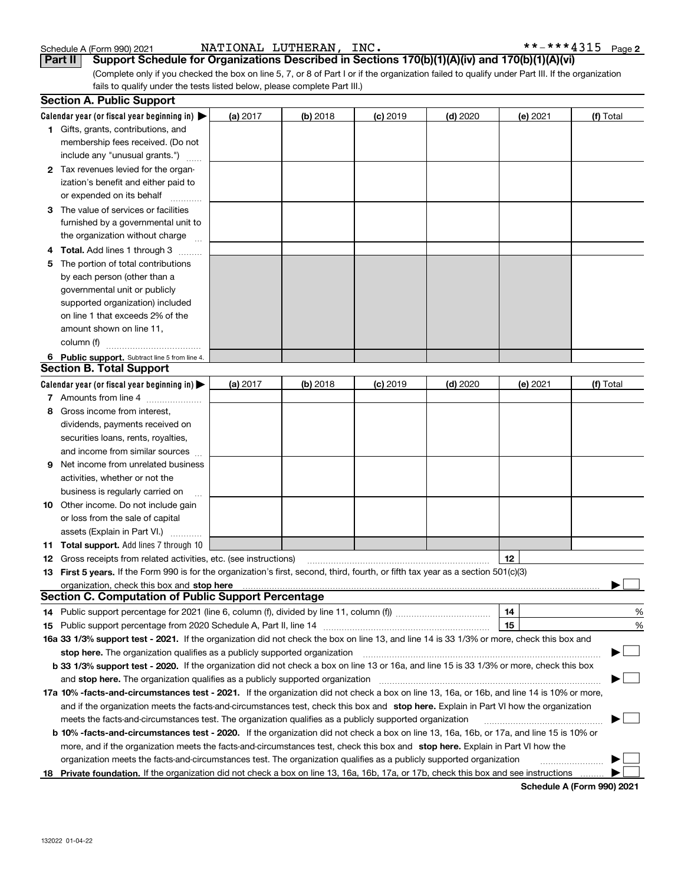Schedule A (Form 990) 2021 NATIONAL LUTHERAN, INC. **-***4315

## Part II Support Schedule for Organizations Described in Sections 170(b)(1)(A)(iv) and 170(b)(1)(A)(vi)

(Complete only if you checked the box on line 5, 7, or 8 of Part I or if the organization failed to qualify under Part III. If the organization fails to qualify under the tests listed below, please complete Part III.)

### Section A. Public Support

| Calendar year (or fiscal year beginning in) ▶ | (a) 2017 | (b) 2018 | (c) 2019 | (d) 2020 | (e) 2021 | (f) Total |
|---|---|---|---|---|---|---|
| **1** Gifts, grants, contributions, and membership fees received. (Do not include any "unusual grants.") | | | | | | |
| **2** Tax revenues levied for the organization's benefit and either paid to or expended on its behalf | | | | | | |
| **3** The value of services or facilities furnished by a governmental unit to the organization without charge | | | | | | |
| **4 Total.** Add lines 1 through 3 | | | | | | |
| **5** The portion of total contributions by each person (other than a governmental unit or publicly supported organization) included on line 1 that exceeds 2% of the amount shown on line 11, column (f) | | | | | | |
| **6 Public support.** Subtract line 5 from line 4. | | | | | | |

### Section B. Total Support

| Calendar year (or fiscal year beginning in) ▶ | (a) 2017 | (b) 2018 | (c) 2019 | (d) 2020 | (e) 2021 | (f) Total |
|---|---|---|---|---|---|---|
| **7** Amounts from line 4 | | | | | | |
| **8** Gross income from interest, dividends, payments received on securities loans, rents, royalties, and income from similar sources | | | | | | |
| **9** Net income from unrelated business activities, whether or not the business is regularly carried on | | | | | | |
| **10** Other income. Do not include gain or loss from the sale of capital assets (Explain in Part VI.) | | | | | | |
| **11 Total support.** Add lines 7 through 10 | | | | | | |

**12** Gross receipts from related activities, etc. (see instructions) **12**

**13 First 5 years.** If the Form 990 is for the organization's first, second, third, fourth, or fifth tax year as a section 501(c)(3) organization, check this box and **stop here** ▶ ☐

### Section C. Computation of Public Support Percentage

**14** Public support percentage for 2021 (line 6, column (f), divided by line 11, column (f)) **14** %

**15** Public support percentage from 2020 Schedule A, Part II, line 14 **15** %

**16a 33 1/3% support test - 2021.** If the organization did not check the box on line 13, and line 14 is 33 1/3% or more, check this box and **stop here.** The organization qualifies as a publicly supported organization ▶ ☐

**b 33 1/3% support test - 2020.** If the organization did not check a box on line 13 or 16a, and line 15 is 33 1/3% or more, check this box and **stop here.** The organization qualifies as a publicly supported organization ▶ ☐

**17a 10% -facts-and-circumstances test - 2021.** If the organization did not check a box on line 13, 16a, or 16b, and line 14 is 10% or more, and if the organization meets the facts-and-circumstances test, check this box and **stop here.** Explain in Part VI how the organization meets the facts-and-circumstances test. The organization qualifies as a publicly supported organization ▶ ☐

**b 10% -facts-and-circumstances test - 2020.** If the organization did not check a box on line 13, 16a, 16b, or 17a, and line 15 is 10% or more, and if the organization meets the facts-and-circumstances test, check this box and **stop here.** Explain in Part VI how the organization meets the facts-and-circumstances test. The organization qualifies as a publicly supported organization ▶ ☐

**18 Private foundation.** If the organization did not check a box on line 13, 16a, 16b, 17a, or 17b, check this box and see instructions ▶ ☐

**Schedule A (Form 990) 2021**

132022 01-04-22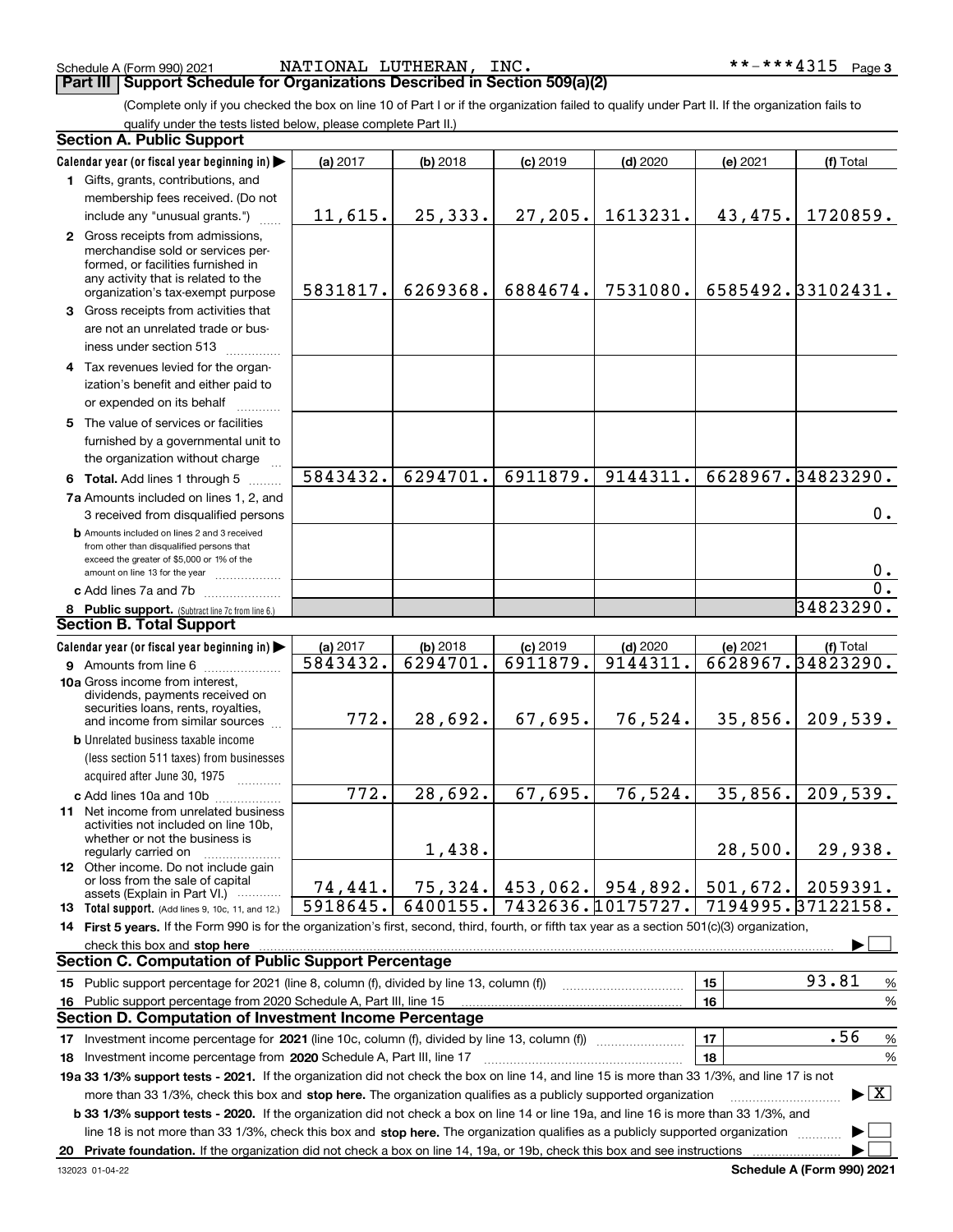Schedule A (Form 990) 2021 NATIONAL LUTHERAN, INC. **-***4315

## Part III Support Schedule for Organizations Described in Section 509(a)(2)

(Complete only if you checked the box on line 10 of Part I or if the organization failed to qualify under Part II. If the organization fails to qualify under the tests listed below, please complete Part II.)

### Section A. Public Support

| Calendar year (or fiscal year beginning in) | (a) 2017 | (b) 2018 | (c) 2019 | (d) 2020 | (e) 2021 | (f) Total |
|---|---|---|---|---|---|---|
| 1 Gifts, grants, contributions, and membership fees received. (Do not include any "unusual grants.") | 11,615. | 25,333. | 27,205. | 1613231. | 43,475. | 1720859. |
| 2 Gross receipts from admissions, merchandise sold or services performed, or facilities furnished in any activity that is related to the organization's tax-exempt purpose | 5831817. | 6269368. | 6884674. | 7531080. | 6585492. | 33102431. |
| 3 Gross receipts from activities that are not an unrelated trade or business under section 513 | | | | | | |
| 4 Tax revenues levied for the organization's benefit and either paid to or expended on its behalf | | | | | | |
| 5 The value of services or facilities furnished by a governmental unit to the organization without charge | | | | | | |
| 6 **Total.** Add lines 1 through 5 | 5843432. | 6294701. | 6911879. | 9144311. | 6628967. | 34823290. |
| 7a Amounts included on lines 1, 2, and 3 received from disqualified persons | | | | | | 0. |
| b Amounts included on lines 2 and 3 received from other than disqualified persons that exceed the greater of $5,000 or 1% of the amount on line 13 for the year | | | | | | 0. |
| c Add lines 7a and 7b | | | | | | 0. |
| 8 **Public support.** (Subtract line 7c from line 6.) | | | | | | 34823290. |

### Section B. Total Support

| Calendar year (or fiscal year beginning in) | (a) 2017 | (b) 2018 | (c) 2019 | (d) 2020 | (e) 2021 | (f) Total |
|---|---|---|---|---|---|---|
| 9 Amounts from line 6 | 5843432. | 6294701. | 6911879. | 9144311. | 6628967. | 34823290. |
| 10a Gross income from interest, dividends, payments received on securities loans, rents, royalties, and income from similar sources | 772. | 28,692. | 67,695. | 76,524. | 35,856. | 209,539. |
| b Unrelated business taxable income (less section 511 taxes) from businesses acquired after June 30, 1975 | | | | | | |
| c Add lines 10a and 10b | 772. | 28,692. | 67,695. | 76,524. | 35,856. | 209,539. |
| 11 Net income from unrelated business activities not included on line 10b, whether or not the business is regularly carried on | | 1,438. | | | 28,500. | 29,938. |
| 12 Other income. Do not include gain or loss from the sale of capital assets (Explain in Part VI.) | 74,441. | 75,324. | 453,062. | 954,892. | 501,672. | 2059391. |
| 13 **Total support.** (Add lines 9, 10c, 11, and 12.) | 5918645. | 6400155. | 7432636. | 10175727. | 7194995. | 37122158. |

14 **First 5 years.** If the Form 990 is for the organization's first, second, third, fourth, or fifth tax year as a section 501(c)(3) organization, check this box and **stop here** ☐

### Section C. Computation of Public Support Percentage

| | | | |
|---|---|---|---|
| 15 Public support percentage for 2021 (line 8, column (f), divided by line 13, column (f)) | 15 | 93.81 | % |
| 16 Public support percentage from 2020 Schedule A, Part III, line 15 | 16 | | % |

### Section D. Computation of Investment Income Percentage

| | | | |
|---|---|---|---|
| 17 Investment income percentage for **2021** (line 10c, column (f), divided by line 13, column (f)) | 17 | .56 | % |
| 18 Investment income percentage from **2020** Schedule A, Part III, line 17 | 18 | | % |

**19a 33 1/3% support tests - 2021.** If the organization did not check the box on line 14, and line 15 is more than 33 1/3%, and line 17 is not more than 33 1/3%, check this box and **stop here.** The organization qualifies as a publicly supported organization ☒

**b 33 1/3% support tests - 2020.** If the organization did not check a box on line 14 or line 19a, and line 16 is more than 33 1/3%, and line 18 is not more than 33 1/3%, check this box and **stop here.** The organization qualifies as a publicly supported organization ☐

**20 Private foundation.** If the organization did not check a box on line 14, 19a, or 19b, check this box and see instructions ☐

132023 01-04-22 Schedule A (Form 990) 2021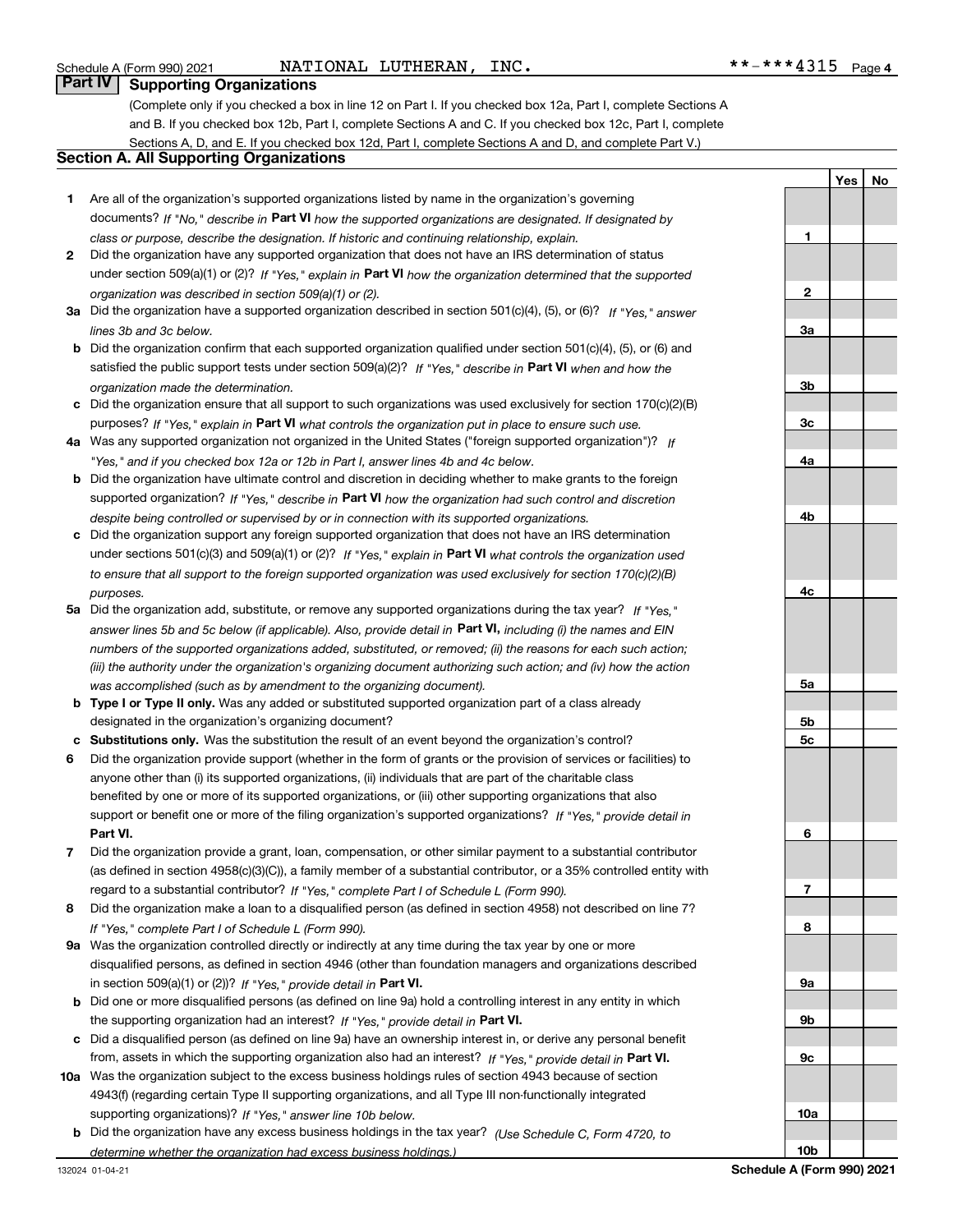Schedule A (Form 990) 2021 NATIONAL LUTHERAN, INC. **-***4315

## Part IV Supporting Organizations

(Complete only if you checked a box in line 12 on Part I. If you checked box 12a, Part I, complete Sections A and B. If you checked box 12b, Part I, complete Sections A and C. If you checked box 12c, Part I, complete Sections A, D, and E. If you checked box 12d, Part I, complete Sections A and D, and complete Part V.)

### Section A. All Supporting Organizations

| | | | Yes | No |
|---|---|---|---|---|
| **1** | Are all of the organization's supported organizations listed by name in the organization's governing documents? *If "No," describe in* **Part VI** *how the supported organizations are designated. If designated by class or purpose, describe the designation. If historic and continuing relationship, explain.* | 1 | | |
| **2** | Did the organization have any supported organization that does not have an IRS determination of status under section 509(a)(1) or (2)? *If "Yes," explain in* **Part VI** *how the organization determined that the supported organization was described in section 509(a)(1) or (2).* | 2 | | |
| **3a** | Did the organization have a supported organization described in section 501(c)(4), (5), or (6)? *If "Yes," answer lines 3b and 3c below.* | 3a | | |
| **b** | Did the organization confirm that each supported organization qualified under section 501(c)(4), (5), or (6) and satisfied the public support tests under section 509(a)(2)? *If "Yes," describe in* **Part VI** *when and how the organization made the determination.* | 3b | | |
| **c** | Did the organization ensure that all support to such organizations was used exclusively for section 170(c)(2)(B) purposes? *If "Yes," explain in* **Part VI** *what controls the organization put in place to ensure such use.* | 3c | | |
| **4a** | Was any supported organization not organized in the United States ("foreign supported organization")? *If "Yes," and if you checked box 12a or 12b in Part I, answer lines 4b and 4c below.* | 4a | | |
| **b** | Did the organization have ultimate control and discretion in deciding whether to make grants to the foreign supported organization? *If "Yes," describe in* **Part VI** *how the organization had such control and discretion despite being controlled or supervised by or in connection with its supported organizations.* | 4b | | |
| **c** | Did the organization support any foreign supported organization that does not have an IRS determination under sections 501(c)(3) and 509(a)(1) or (2)? *If "Yes," explain in* **Part VI** *what controls the organization used to ensure that all support to the foreign supported organization was used exclusively for section 170(c)(2)(B) purposes.* | 4c | | |
| **5a** | Did the organization add, substitute, or remove any supported organizations during the tax year? *If "Yes," answer lines 5b and 5c below (if applicable). Also, provide detail in* **Part VI,** *including (i) the names and EIN numbers of the supported organizations added, substituted, or removed; (ii) the reasons for each such action; (iii) the authority under the organization's organizing document authorizing such action; and (iv) how the action was accomplished (such as by amendment to the organizing document).* | 5a | | |
| **b** | **Type I or Type II only.** Was any added or substituted supported organization part of a class already designated in the organization's organizing document? | 5b | | |
| **c** | **Substitutions only.** Was the substitution the result of an event beyond the organization's control? | 5c | | |
| **6** | Did the organization provide support (whether in the form of grants or the provision of services or facilities) to anyone other than (i) its supported organizations, (ii) individuals that are part of the charitable class benefited by one or more of its supported organizations, or (iii) other supporting organizations that also support or benefit one or more of the filing organization's supported organizations? *If "Yes," provide detail in* **Part VI.** | 6 | | |
| **7** | Did the organization provide a grant, loan, compensation, or other similar payment to a substantial contributor (as defined in section 4958(c)(3)(C)), a family member of a substantial contributor, or a 35% controlled entity with regard to a substantial contributor? *If "Yes," complete Part I of Schedule L (Form 990).* | 7 | | |
| **8** | Did the organization make a loan to a disqualified person (as defined in section 4958) not described on line 7? *If "Yes," complete Part I of Schedule L (Form 990).* | 8 | | |
| **9a** | Was the organization controlled directly or indirectly at any time during the tax year by one or more disqualified persons, as defined in section 4946 (other than foundation managers and organizations described in section 509(a)(1) or (2))? *If "Yes," provide detail in* **Part VI.** | 9a | | |
| **b** | Did one or more disqualified persons (as defined on line 9a) hold a controlling interest in any entity in which the supporting organization had an interest? *If "Yes," provide detail in* **Part VI.** | 9b | | |
| **c** | Did a disqualified person (as defined on line 9a) have an ownership interest in, or derive any personal benefit from, assets in which the supporting organization also had an interest? *If "Yes," provide detail in* **Part VI.** | 9c | | |
| **10a** | Was the organization subject to the excess business holdings rules of section 4943 because of section 4943(f) (regarding certain Type II supporting organizations, and all Type III non-functionally integrated supporting organizations)? *If "Yes," answer line 10b below.* | 10a | | |
| **b** | Did the organization have any excess business holdings in the tax year? *(Use Schedule C, Form 4720, to determine whether the organization had excess business holdings.)* | 10b | | |

132024 01-04-21 **Schedule A (Form 990) 2021**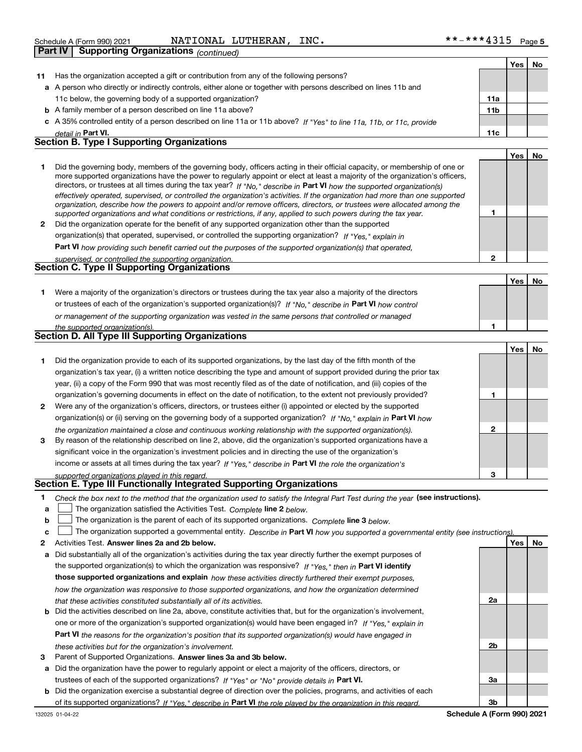Schedule A (Form 990) 2021 NATIONAL LUTHERAN, INC. **-***4315

## Part IV Supporting Organizations *(continued)*

| | | | Yes | No |
|---|---|---|---|---|
| **11** | Has the organization accepted a gift or contribution from any of the following persons? | | | |
| **a** | A person who directly or indirectly controls, either alone or together with persons described on lines 11b and 11c below, the governing body of a supported organization? | 11a | | |
| **b** | A family member of a person described on line 11a above? | 11b | | |
| **c** | A 35% controlled entity of a person described on line 11a or 11b above? *If "Yes" to line 11a, 11b, or 11c, provide detail in* **Part VI.** | 11c | | |

### Section B. Type I Supporting Organizations

| | | | Yes | No |
|---|---|---|---|---|
| **1** | Did the governing body, members of the governing body, officers acting in their official capacity, or membership of one or more supported organizations have the power to regularly appoint or elect at least a majority of the organization's officers, directors, or trustees at all times during the tax year? *If "No," describe in* **Part VI** *how the supported organization(s) effectively operated, supervised, or controlled the organization's activities. If the organization had more than one supported organization, describe how the powers to appoint and/or remove officers, directors, or trustees were allocated among the supported organizations and what conditions or restrictions, if any, applied to such powers during the tax year.* | 1 | | |
| **2** | Did the organization operate for the benefit of any supported organization other than the supported organization(s) that operated, supervised, or controlled the supporting organization? *If "Yes," explain in* **Part VI** *how providing such benefit carried out the purposes of the supported organization(s) that operated, supervised, or controlled the supporting organization.* | 2 | | |

### Section C. Type II Supporting Organizations

| | | | Yes | No |
|---|---|---|---|---|
| **1** | Were a majority of the organization's directors or trustees during the tax year also a majority of the directors or trustees of each of the organization's supported organization(s)? *If "No," describe in* **Part VI** *how control or management of the supporting organization was vested in the same persons that controlled or managed the supported organization(s).* | 1 | | |

### Section D. All Type III Supporting Organizations

| | | | Yes | No |
|---|---|---|---|---|
| **1** | Did the organization provide to each of its supported organizations, by the last day of the fifth month of the organization's tax year, (i) a written notice describing the type and amount of support provided during the prior tax year, (ii) a copy of the Form 990 that was most recently filed as of the date of notification, and (iii) copies of the organization's governing documents in effect on the date of notification, to the extent not previously provided? | 1 | | |
| **2** | Were any of the organization's officers, directors, or trustees either (i) appointed or elected by the supported organization(s) or (ii) serving on the governing body of a supported organization? *If "No," explain in* **Part VI** *how the organization maintained a close and continuous working relationship with the supported organization(s).* | 2 | | |
| **3** | By reason of the relationship described on line 2, above, did the organization's supported organizations have a significant voice in the organization's investment policies and in directing the use of the organization's income or assets at all times during the tax year? *If "Yes," describe in* **Part VI** *the role the organization's supported organizations played in this regard.* | 3 | | |

### Section E. Type III Functionally Integrated Supporting Organizations

**1** *Check the box next to the method that the organization used to satisfy the Integral Part Test during the year* **(see instructions).**

- **a** ☐ The organization satisfied the Activities Test. *Complete* **line 2** *below.*
- **b** ☐ The organization is the parent of each of its supported organizations. *Complete* **line 3** *below.*
- **c** ☐ The organization supported a governmental entity. *Describe in* **Part VI** *how you supported a governmental entity (see instructions).*

| | | | Yes | No |
|---|---|---|---|---|
| **2** | Activities Test. **Answer lines 2a and 2b below.** | | | |
| **a** | Did substantially all of the organization's activities during the tax year directly further the exempt purposes of the supported organization(s) to which the organization was responsive? *If "Yes," then in* **Part VI identify those supported organizations and explain** *how these activities directly furthered their exempt purposes, how the organization was responsive to those supported organizations, and how the organization determined that these activities constituted substantially all of its activities.* | 2a | | |
| **b** | Did the activities described on line 2a, above, constitute activities that, but for the organization's involvement, one or more of the organization's supported organization(s) would have been engaged in? *If "Yes," explain in* **Part VI** *the reasons for the organization's position that its supported organization(s) would have engaged in these activities but for the organization's involvement.* | 2b | | |
| **3** | Parent of Supported Organizations. **Answer lines 3a and 3b below.** | | | |
| **a** | Did the organization have the power to regularly appoint or elect a majority of the officers, directors, or trustees of each of the supported organizations? *If "Yes" or "No" provide details in* **Part VI.** | 3a | | |
| **b** | Did the organization exercise a substantial degree of direction over the policies, programs, and activities of each of its supported organizations? *If "Yes," describe in* **Part VI** *the role played by the organization in this regard.* | 3b | | |

132025 01-04-22 **Schedule A (Form 990) 2021**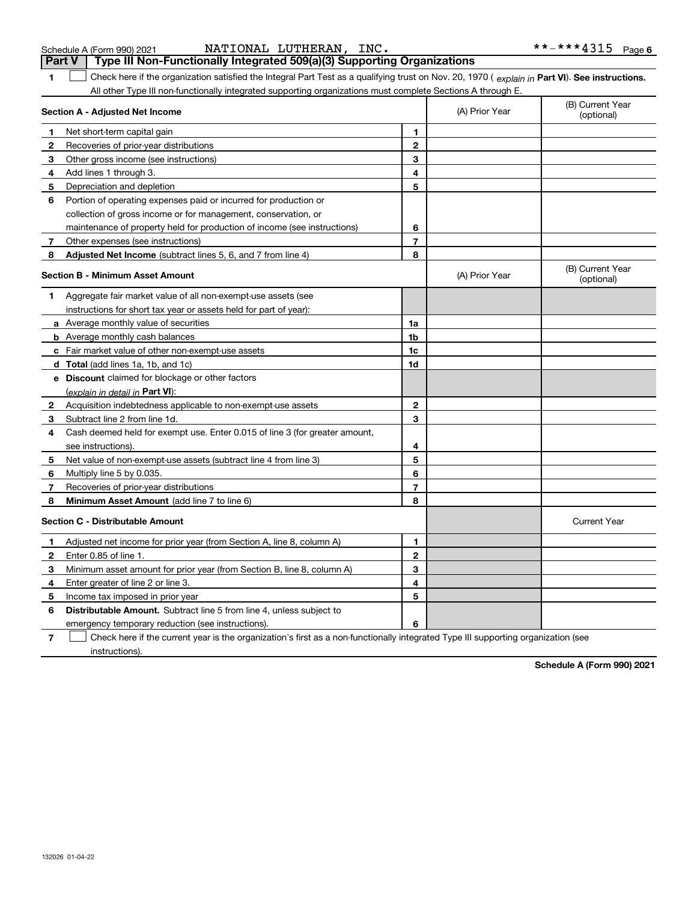Schedule A (Form 990) 2021 NATIONAL LUTHERAN, INC. **-***4315 Page 6

## Part V Type III Non-Functionally Integrated 509(a)(3) Supporting Organizations

**1** ☐ Check here if the organization satisfied the Integral Part Test as a qualifying trust on Nov. 20, 1970 ( *explain in* **Part VI**). **See instructions.** All other Type III non-functionally integrated supporting organizations must complete Sections A through E.

| **Section A - Adjusted Net Income** | | (A) Prior Year | (B) Current Year (optional) |
|---|---|---|---|
| **1** Net short-term capital gain | **1** | | |
| **2** Recoveries of prior-year distributions | **2** | | |
| **3** Other gross income (see instructions) | **3** | | |
| **4** Add lines 1 through 3. | **4** | | |
| **5** Depreciation and depletion | **5** | | |
| **6** Portion of operating expenses paid or incurred for production or collection of gross income or for management, conservation, or maintenance of property held for production of income (see instructions) | **6** | | |
| **7** Other expenses (see instructions) | **7** | | |
| **8** **Adjusted Net Income** (subtract lines 5, 6, and 7 from line 4) | **8** | | |

| **Section B - Minimum Asset Amount** | | (A) Prior Year | (B) Current Year (optional) |
|---|---|---|---|
| **1** Aggregate fair market value of all non-exempt-use assets (see instructions for short tax year or assets held for part of year): | | | |
| **a** Average monthly value of securities | **1a** | | |
| **b** Average monthly cash balances | **1b** | | |
| **c** Fair market value of other non-exempt-use assets | **1c** | | |
| **d** **Total** (add lines 1a, 1b, and 1c) | **1d** | | |
| **e** **Discount** claimed for blockage or other factors (*explain in detail in* **Part VI**): | | | |
| **2** Acquisition indebtedness applicable to non-exempt-use assets | **2** | | |
| **3** Subtract line 2 from line 1d. | **3** | | |
| **4** Cash deemed held for exempt use. Enter 0.015 of line 3 (for greater amount, see instructions). | **4** | | |
| **5** Net value of non-exempt-use assets (subtract line 4 from line 3) | **5** | | |
| **6** Multiply line 5 by 0.035. | **6** | | |
| **7** Recoveries of prior-year distributions | **7** | | |
| **8** **Minimum Asset Amount** (add line 7 to line 6) | **8** | | |

| **Section C - Distributable Amount** | | | Current Year |
|---|---|---|---|
| **1** Adjusted net income for prior year (from Section A, line 8, column A) | **1** | | |
| **2** Enter 0.85 of line 1. | **2** | | |
| **3** Minimum asset amount for prior year (from Section B, line 8, column A) | **3** | | |
| **4** Enter greater of line 2 or line 3. | **4** | | |
| **5** Income tax imposed in prior year | **5** | | |
| **6** **Distributable Amount.** Subtract line 5 from line 4, unless subject to emergency temporary reduction (see instructions). | **6** | | |

**7** ☐ Check here if the current year is the organization's first as a non-functionally integrated Type III supporting organization (see instructions).

**Schedule A (Form 990) 2021**

132026 01-04-22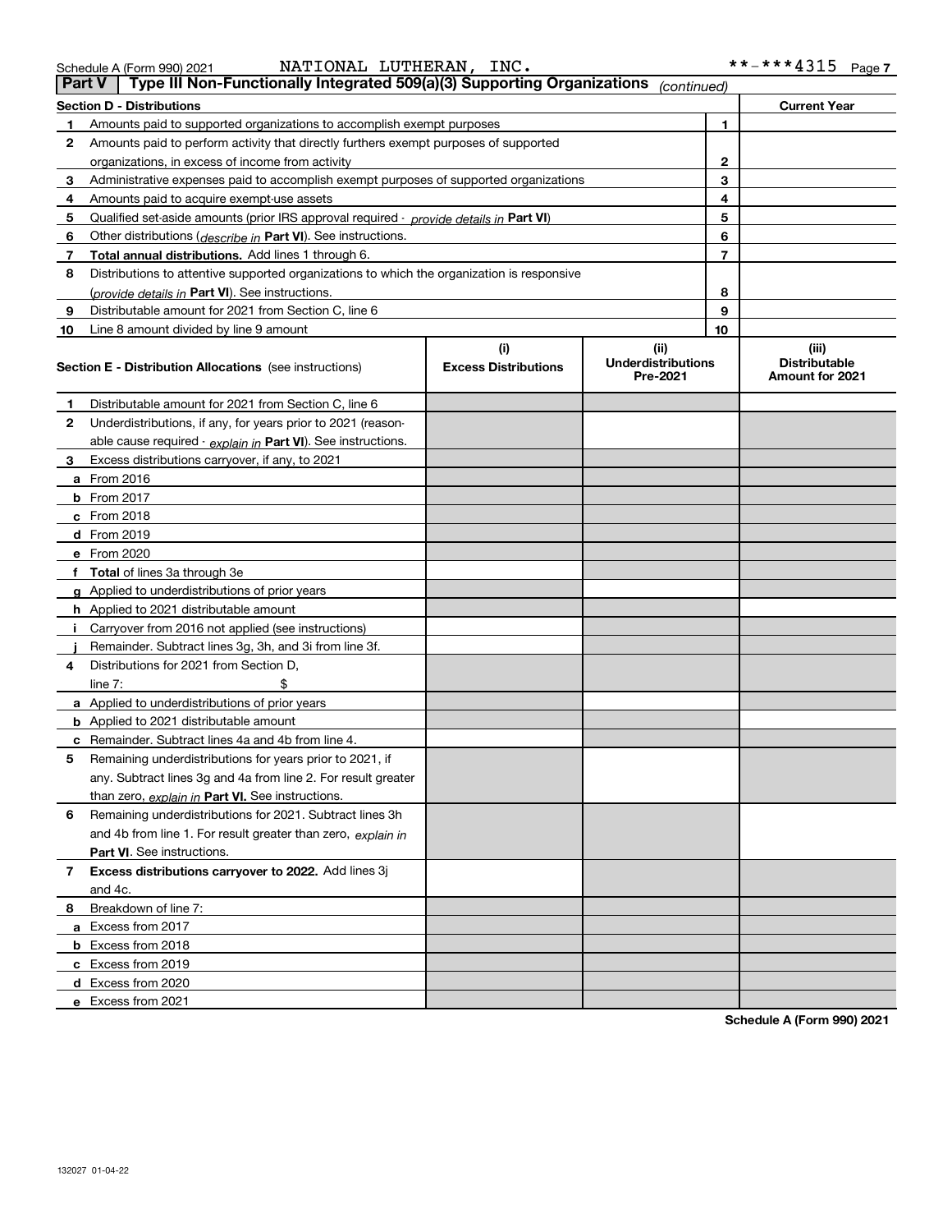Schedule A (Form 990) 2021 NATIONAL LUTHERAN, INC. **-***4315

## Part V | Type III Non-Functionally Integrated 509(a)(3) Supporting Organizations *(continued)*

| Section D - Distributions | | Current Year |
|---|---|---|
| **1** Amounts paid to supported organizations to accomplish exempt purposes | 1 | |
| **2** Amounts paid to perform activity that directly furthers exempt purposes of supported organizations, in excess of income from activity | 2 | |
| **3** Administrative expenses paid to accomplish exempt purposes of supported organizations | 3 | |
| **4** Amounts paid to acquire exempt-use assets | 4 | |
| **5** Qualified set-aside amounts (prior IRS approval required - *provide details in* **Part VI**) | 5 | |
| **6** Other distributions (*describe in* **Part VI**). See instructions. | 6 | |
| **7** **Total annual distributions.** Add lines 1 through 6. | 7 | |
| **8** Distributions to attentive supported organizations to which the organization is responsive (*provide details in* **Part VI**). See instructions. | 8 | |
| **9** Distributable amount for 2021 from Section C, line 6 | 9 | |
| **10** Line 8 amount divided by line 9 amount | 10 | |

| Section E - Distribution Allocations (see instructions) | (i) Excess Distributions | (ii) Underdistributions Pre-2021 | (iii) Distributable Amount for 2021 |
|---|---|---|---|
| **1** Distributable amount for 2021 from Section C, line 6 | | | |
| **2** Underdistributions, if any, for years prior to 2021 (reasonable cause required - *explain in* **Part VI**). See instructions. | | | |
| **3** Excess distributions carryover, if any, to 2021 | | | |
| **a** From 2016 | | | |
| **b** From 2017 | | | |
| **c** From 2018 | | | |
| **d** From 2019 | | | |
| **e** From 2020 | | | |
| **f** **Total** of lines 3a through 3e | | | |
| **g** Applied to underdistributions of prior years | | | |
| **h** Applied to 2021 distributable amount | | | |
| **i** Carryover from 2016 not applied (see instructions) | | | |
| **j** Remainder. Subtract lines 3g, 3h, and 3i from line 3f. | | | |
| **4** Distributions for 2021 from Section D, line 7: $ | | | |
| **a** Applied to underdistributions of prior years | | | |
| **b** Applied to 2021 distributable amount | | | |
| **c** Remainder. Subtract lines 4a and 4b from line 4. | | | |
| **5** Remaining underdistributions for years prior to 2021, if any. Subtract lines 3g and 4a from line 2. For result greater than zero, *explain in* **Part VI.** See instructions. | | | |
| **6** Remaining underdistributions for 2021. Subtract lines 3h and 4b from line 1. For result greater than zero, *explain in* **Part VI**. See instructions. | | | |
| **7** **Excess distributions carryover to 2022.** Add lines 3j and 4c. | | | |
| **8** Breakdown of line 7: | | | |
| **a** Excess from 2017 | | | |
| **b** Excess from 2018 | | | |
| **c** Excess from 2019 | | | |
| **d** Excess from 2020 | | | |
| **e** Excess from 2021 | | | |

**Schedule A (Form 990) 2021**

132027 01-04-22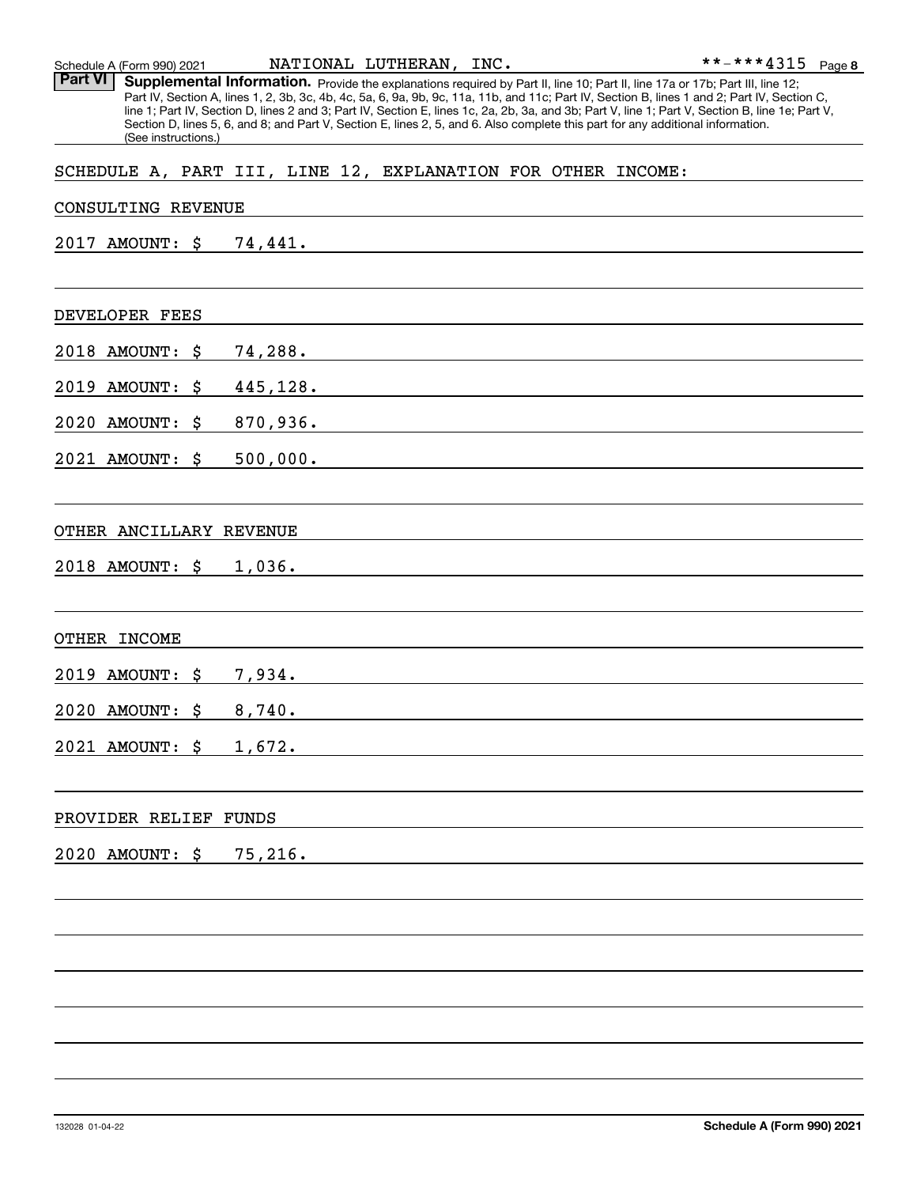## Part VI Supplemental Information.

Provide the explanations required by Part II, line 10; Part II, line 17a or 17b; Part III, line 12; Part IV, Section A, lines 1, 2, 3b, 3c, 4b, 4c, 5a, 6, 9a, 9b, 9c, 11a, 11b, and 11c; Part IV, Section B, lines 1 and 2; Part IV, Section C, line 1; Part IV, Section D, lines 2 and 3; Part IV, Section E, lines 1c, 2a, 2b, 3a, and 3b; Part V, line 1; Part V, Section B, line 1e; Part V, Section D, lines 5, 6, and 8; and Part V, Section E, lines 2, 5, and 6. Also complete this part for any additional information. (See instructions.)

SCHEDULE A, PART III, LINE 12, EXPLANATION FOR OTHER INCOME:

CONSULTING REVENUE

2017 AMOUNT: $ 74,441.

DEVELOPER FEES

2018 AMOUNT: $ 74,288.

2019 AMOUNT: $ 445,128.

2020 AMOUNT: $ 870,936.

2021 AMOUNT: $ 500,000.

OTHER ANCILLARY REVENUE

2018 AMOUNT: $ 1,036.

OTHER INCOME

2019 AMOUNT: $ 7,934.

2020 AMOUNT: $ 8,740.

2021 AMOUNT: $ 1,672.

PROVIDER RELIEF FUNDS

2020 AMOUNT: $ 75,216.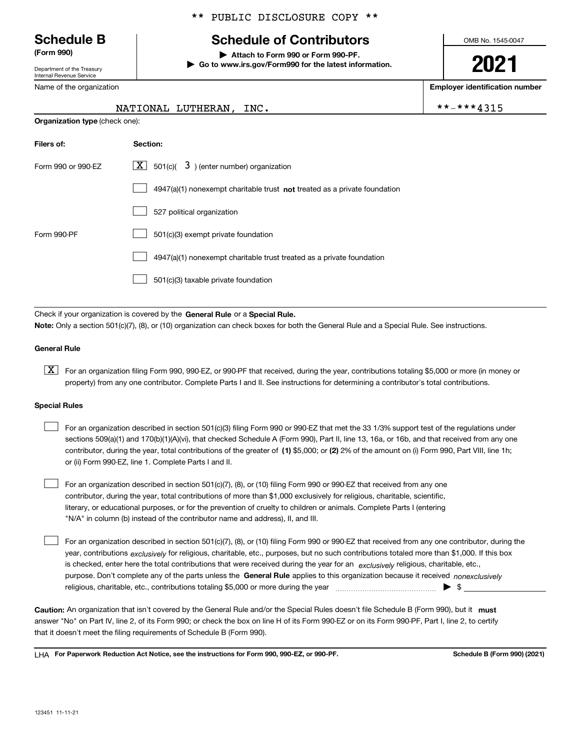** PUBLIC DISCLOSURE COPY **

# Schedule B (Form 990)

## Schedule of Contributors

▶ Attach to Form 990 or Form 990-PF.
▶ Go to www.irs.gov/Form990 for the latest information.

OMB No. 1545-0047

**2021**

Department of the Treasury
Internal Revenue Service

Name of the organization: NATIONAL LUTHERAN, INC.

**Employer identification number**: **-***4315

**Organization type** (check one):

| **Filers of:** | **Section:** |
|---|---|
| Form 990 or 990-EZ | [X] 501(c)( 3 ) (enter number) organization |
| | [ ] 4947(a)(1) nonexempt charitable trust **not** treated as a private foundation |
| | [ ] 527 political organization |
| Form 990-PF | [ ] 501(c)(3) exempt private foundation |
| | [ ] 4947(a)(1) nonexempt charitable trust treated as a private foundation |
| | [ ] 501(c)(3) taxable private foundation |

Check if your organization is covered by the **General Rule** or a **Special Rule.**

**Note:** Only a section 501(c)(7), (8), or (10) organization can check boxes for both the General Rule and a Special Rule. See instructions.

### General Rule

[X] For an organization filing Form 990, 990-EZ, or 990-PF that received, during the year, contributions totaling $5,000 or more (in money or property) from any one contributor. Complete Parts I and II. See instructions for determining a contributor's total contributions.

### Special Rules

[ ] For an organization described in section 501(c)(3) filing Form 990 or 990-EZ that met the 33 1/3% support test of the regulations under sections 509(a)(1) and 170(b)(1)(A)(vi), that checked Schedule A (Form 990), Part II, line 13, 16a, or 16b, and that received from any one contributor, during the year, total contributions of the greater of **(1)** $5,000; or **(2)** 2% of the amount on (i) Form 990, Part VIII, line 1h; or (ii) Form 990-EZ, line 1. Complete Parts I and II.

[ ] For an organization described in section 501(c)(7), (8), or (10) filing Form 990 or 990-EZ that received from any one contributor, during the year, total contributions of more than $1,000 exclusively for religious, charitable, scientific, literary, or educational purposes, or for the prevention of cruelty to children or animals. Complete Parts I (entering "N/A" in column (b) instead of the contributor name and address), II, and III.

[ ] For an organization described in section 501(c)(7), (8), or (10) filing Form 990 or 990-EZ that received from any one contributor, during the year, contributions *exclusively* for religious, charitable, etc., purposes, but no such contributions totaled more than $1,000. If this box is checked, enter here the total contributions that were received during the year for an *exclusively* religious, charitable, etc., purpose. Don't complete any of the parts unless the **General Rule** applies to this organization because it received *nonexclusively* religious, charitable, etc., contributions totaling $5,000 or more during the year ▶ $

**Caution:** An organization that isn't covered by the General Rule and/or the Special Rules doesn't file Schedule B (Form 990), but it **must** answer "No" on Part IV, line 2, of its Form 990; or check the box on line H of its Form 990-EZ or on its Form 990-PF, Part I, line 2, to certify that it doesn't meet the filing requirements of Schedule B (Form 990).

LHA **For Paperwork Reduction Act Notice, see the instructions for Form 990, 990-EZ, or 990-PF.** **Schedule B (Form 990) (2021)**

123451 11-11-21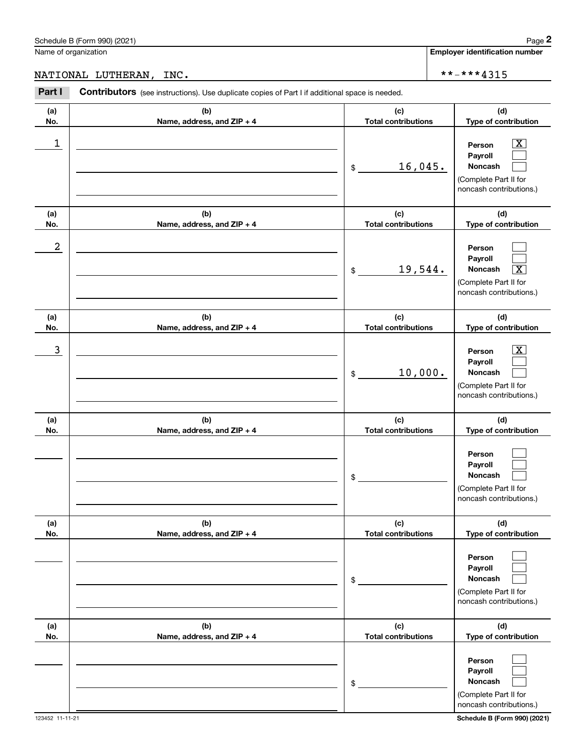Schedule B (Form 990) (2021)

Name of organization: NATIONAL LUTHERAN, INC.

Employer identification number: **-***4315

**Part I** **Contributors** (see instructions). Use duplicate copies of Part I if additional space is needed.

| (a) No. | (b) Name, address, and ZIP + 4 | (c) Total contributions | (d) Type of contribution |
|---|---|---|---|
| 1 | | $ 16,045. | Person [X] Payroll [ ] Noncash [ ] (Complete Part II for noncash contributions.) |
| 2 | | $ 19,544. | Person [ ] Payroll [ ] Noncash [X] (Complete Part II for noncash contributions.) |
| 3 | | $ 10,000. | Person [X] Payroll [ ] Noncash [ ] (Complete Part II for noncash contributions.) |
| | | $ | Person [ ] Payroll [ ] Noncash [ ] (Complete Part II for noncash contributions.) |
| | | $ | Person [ ] Payroll [ ] Noncash [ ] (Complete Part II for noncash contributions.) |
| | | $ | Person [ ] Payroll [ ] Noncash [ ] (Complete Part II for noncash contributions.) |

123452 11-11-21

Schedule B (Form 990) (2021)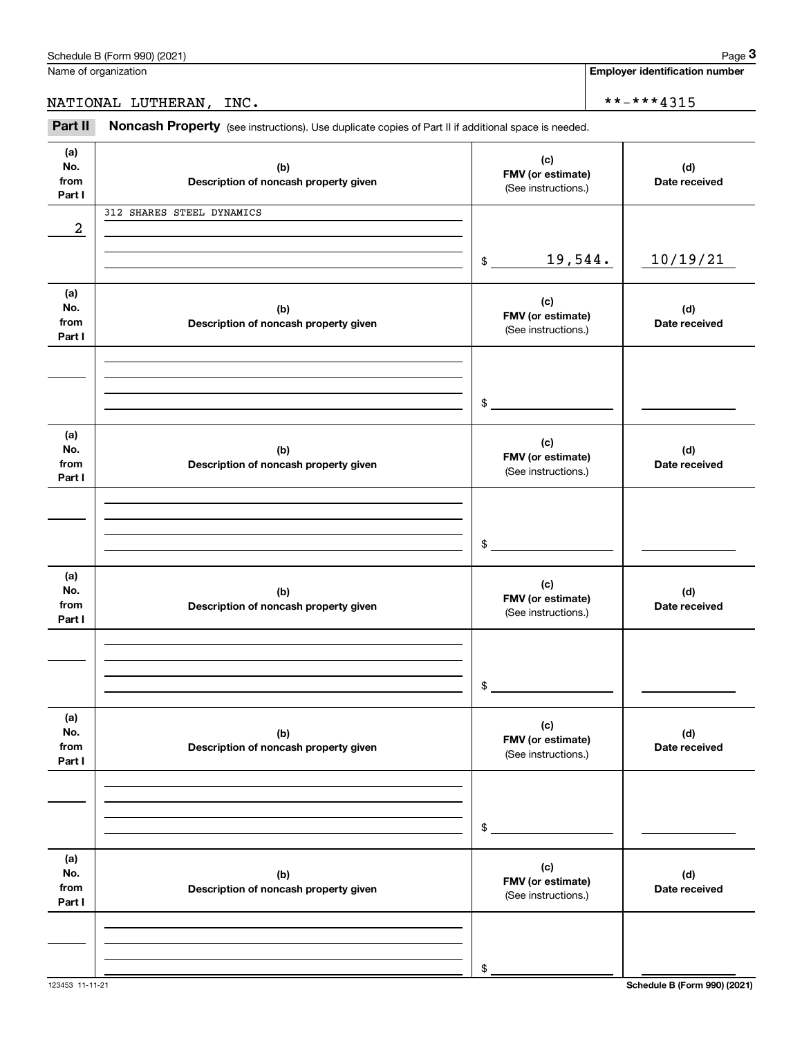Name of organization | **Employer identification number**

NATIONAL LUTHERAN, INC. | **-***4315

**Part II** **Noncash Property** (see instructions). Use duplicate copies of Part II if additional space is needed.

| (a) No. from Part I | (b) Description of noncash property given | (c) FMV (or estimate) (See instructions.) | (d) Date received |
|---|---|---|---|
| 2 | 312 SHARES STEEL DYNAMICS | $ 19,544. | 10/19/21 |
| | | $ | |
| | | $ | |
| | | $ | |
| | | $ | |
| | | $ | |

123453 11-11-21

**Schedule B (Form 990) (2021)**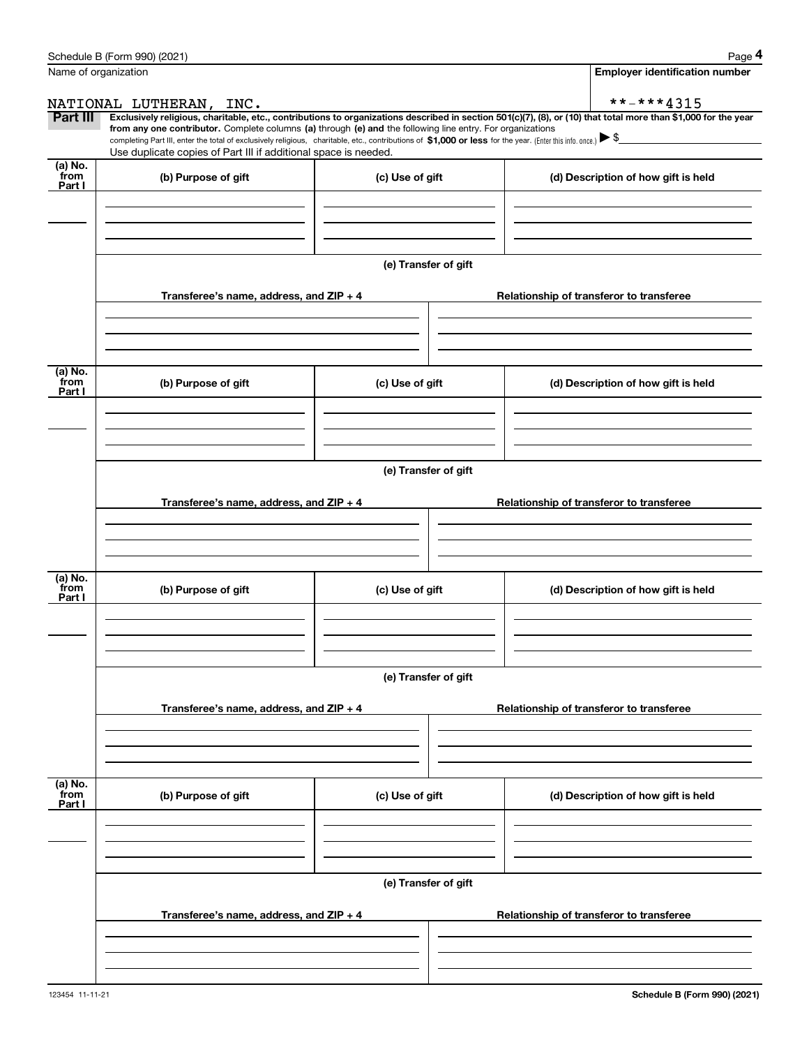Name of organization

NATIONAL LUTHERAN, INC.

**Employer identification number**

**-***4315

**Part III** **Exclusively religious, charitable, etc., contributions to organizations described in section 501(c)(7), (8), or (10) that total more than $1,000 for the year from any one contributor.** Complete columns **(a)** through **(e) and** the following line entry. For organizations completing Part III, enter the total of exclusively religious, charitable, etc., contributions of **$1,000 or less** for the year. (Enter this info. once.) ▶ $

Use duplicate copies of Part III if additional space is needed.

| (a) No. from Part I | (b) Purpose of gift | (c) Use of gift | (d) Description of how gift is held |
|---|---|---|---|
| | | | |

(e) Transfer of gift

| Transferee's name, address, and ZIP + 4 | Relationship of transferor to transferee |
|---|---|
| | |

| (a) No. from Part I | (b) Purpose of gift | (c) Use of gift | (d) Description of how gift is held |
|---|---|---|---|
| | | | |

(e) Transfer of gift

| Transferee's name, address, and ZIP + 4 | Relationship of transferor to transferee |
|---|---|
| | |

| (a) No. from Part I | (b) Purpose of gift | (c) Use of gift | (d) Description of how gift is held |
|---|---|---|---|
| | | | |

(e) Transfer of gift

| Transferee's name, address, and ZIP + 4 | Relationship of transferor to transferee |
|---|---|
| | |

| (a) No. from Part I | (b) Purpose of gift | (c) Use of gift | (d) Description of how gift is held |
|---|---|---|---|
| | | | |

(e) Transfer of gift

| Transferee's name, address, and ZIP + 4 | Relationship of transferor to transferee |
|---|---|
| | |

123454 11-11-21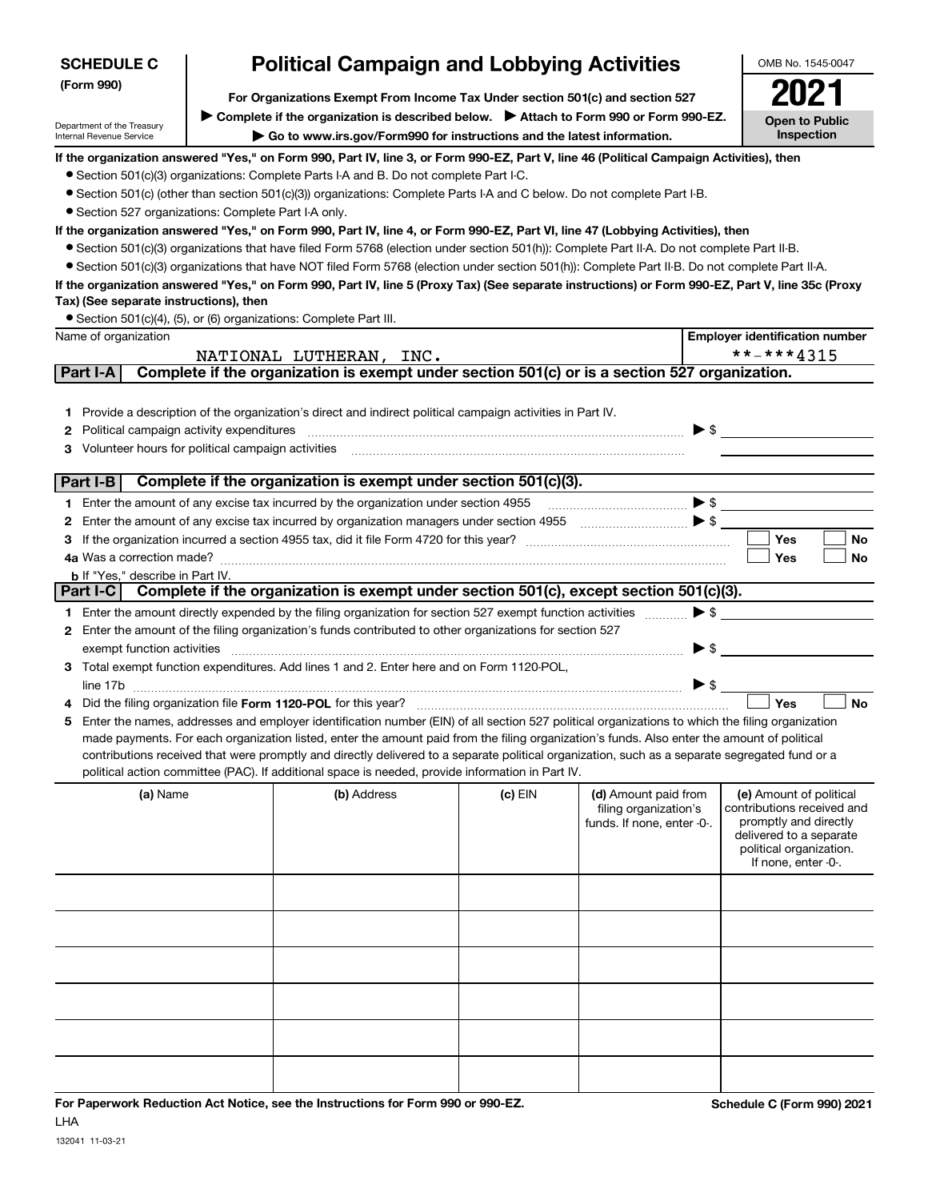**SCHEDULE C (Form 990)**

Department of the Treasury
Internal Revenue Service

# Political Campaign and Lobbying Activities

**For Organizations Exempt From Income Tax Under section 501(c) and section 527**

▶ Complete if the organization is described below. ▶ Attach to Form 990 or Form 990-EZ.

▶ Go to www.irs.gov/Form990 for instructions and the latest information.

OMB No. 1545-0047

**2021**

**Open to Public Inspection**

**If the organization answered "Yes," on Form 990, Part IV, line 3, or Form 990-EZ, Part V, line 46 (Political Campaign Activities), then**

- Section 501(c)(3) organizations: Complete Parts I-A and B. Do not complete Part I-C.
- Section 501(c) (other than section 501(c)(3)) organizations: Complete Parts I-A and C below. Do not complete Part I-B.
- Section 527 organizations: Complete Part I-A only.

**If the organization answered "Yes," on Form 990, Part IV, line 4, or Form 990-EZ, Part VI, line 47 (Lobbying Activities), then**

- Section 501(c)(3) organizations that have filed Form 5768 (election under section 501(h)): Complete Part II-A. Do not complete Part II-B.
- Section 501(c)(3) organizations that have NOT filed Form 5768 (election under section 501(h)): Complete Part II-B. Do not complete Part II-A.

**If the organization answered "Yes," on Form 990, Part IV, line 5 (Proxy Tax) (See separate instructions) or Form 990-EZ, Part V, line 35c (Proxy Tax) (See separate instructions), then**

- Section 501(c)(4), (5), or (6) organizations: Complete Part III.

| Name of organization | Employer identification number |
|---|---|
| NATIONAL LUTHERAN, INC. | **-***4315 |

## Part I-A — Complete if the organization is exempt under section 501(c) or is a section 527 organization.

1. Provide a description of the organization's direct and indirect political campaign activities in Part IV.
2. Political campaign activity expenditures ▶ $
3. Volunteer hours for political campaign activities

## Part I-B — Complete if the organization is exempt under section 501(c)(3).

1. Enter the amount of any excise tax incurred by the organization under section 4955 ▶ $
2. Enter the amount of any excise tax incurred by organization managers under section 4955 ▶ $
3. If the organization incurred a section 4955 tax, did it file Form 4720 for this year? ☐ Yes ☐ No

4a. Was a correction made? ☐ Yes ☐ No

b. If "Yes," describe in Part IV.

## Part I-C — Complete if the organization is exempt under section 501(c), except section 501(c)(3).

1. Enter the amount directly expended by the filing organization for section 527 exempt function activities ▶ $
2. Enter the amount of the filing organization's funds contributed to other organizations for section 527 exempt function activities ▶ $
3. Total exempt function expenditures. Add lines 1 and 2. Enter here and on Form 1120-POL, line 17b ▶ $
4. Did the filing organization file **Form 1120-POL** for this year? ☐ Yes ☐ No
5. Enter the names, addresses and employer identification number (EIN) of all section 527 political organizations to which the filing organization made payments. For each organization listed, enter the amount paid from the filing organization's funds. Also enter the amount of political contributions received that were promptly and directly delivered to a separate political organization, such as a separate segregated fund or a political action committee (PAC). If additional space is needed, provide information in Part IV.

| (a) Name | (b) Address | (c) EIN | (d) Amount paid from filing organization's funds. If none, enter -0-. | (e) Amount of political contributions received and promptly and directly delivered to a separate political organization. If none, enter -0-. |
|---|---|---|---|---|
| | | | | |
| | | | | |
| | | | | |
| | | | | |
| | | | | |
| | | | | |

**For Paperwork Reduction Act Notice, see the Instructions for Form 990 or 990-EZ.**

LHA

132041 11-03-21

**Schedule C (Form 990) 2021**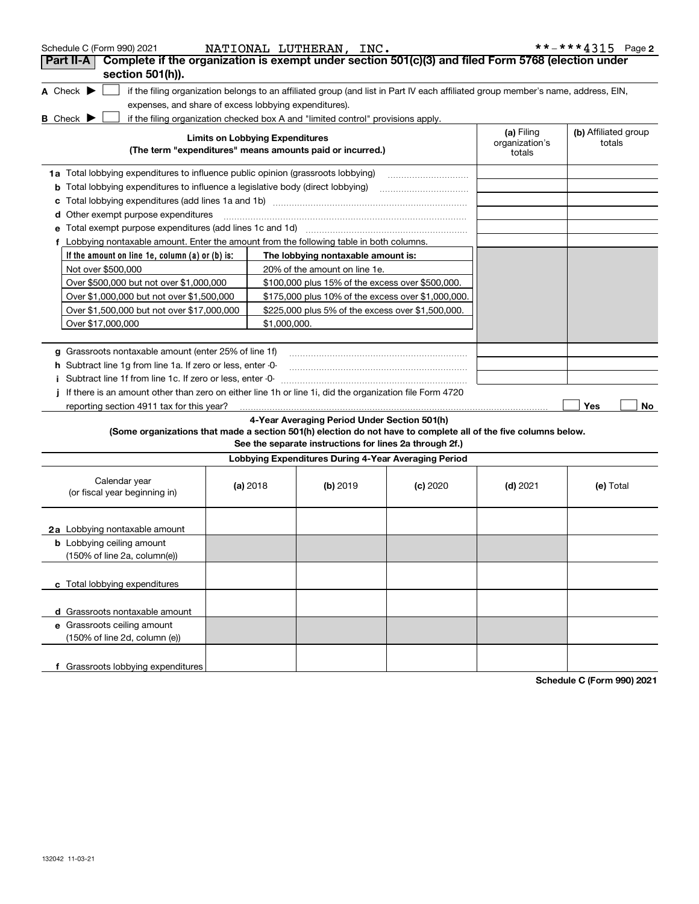Schedule C (Form 990) 2021 NATIONAL LUTHERAN, INC. **-***4315

## Part II-A Complete if the organization is exempt under section 501(c)(3) and filed Form 5768 (election under section 501(h)).

**A** Check ▶ ☐ if the filing organization belongs to an affiliated group (and list in Part IV each affiliated group member's name, address, EIN, expenses, and share of excess lobbying expenditures).

**B** Check ▶ ☐ if the filing organization checked box A and "limited control" provisions apply.

| Limits on Lobbying Expenditures (The term "expenditures" means amounts paid or incurred.) | (a) Filing organization's totals | (b) Affiliated group totals |
|---|---|---|
| **1a** Total lobbying expenditures to influence public opinion (grassroots lobbying) | | |
| **b** Total lobbying expenditures to influence a legislative body (direct lobbying) | | |
| **c** Total lobbying expenditures (add lines 1a and 1b) | | |
| **d** Other exempt purpose expenditures | | |
| **e** Total exempt purpose expenditures (add lines 1c and 1d) | | |
| **f** Lobbying nontaxable amount. Enter the amount from the following table in both columns. | | |

| If the amount on line 1e, column (a) or (b) is: | The lobbying nontaxable amount is: |
|---|---|
| Not over $500,000 | 20% of the amount on line 1e. |
| Over $500,000 but not over $1,000,000 | $100,000 plus 15% of the excess over $500,000. |
| Over $1,000,000 but not over $1,500,000 | $175,000 plus 10% of the excess over $1,000,000. |
| Over $1,500,000 but not over $17,000,000 | $225,000 plus 5% of the excess over $1,500,000. |
| Over $17,000,000 | $1,000,000. |

| | (a) Filing organization's totals | (b) Affiliated group totals |
|---|---|---|
| **g** Grassroots nontaxable amount (enter 25% of line 1f) | | |
| **h** Subtract line 1g from line 1a. If zero or less, enter -0- | | |
| **i** Subtract line 1f from line 1c. If zero or less, enter -0- | | |

**j** If there is an amount other than zero on either line 1h or line 1i, did the organization file Form 4720 reporting section 4911 tax for this year? ☐ Yes ☐ No

### 4-Year Averaging Period Under Section 501(h)

**(Some organizations that made a section 501(h) election do not have to complete all of the five columns below. See the separate instructions for lines 2a through 2f.)**

| Lobbying Expenditures During 4-Year Averaging Period | | | | | |
|---|---|---|---|---|---|
| Calendar year (or fiscal year beginning in) | (a) 2018 | (b) 2019 | (c) 2020 | (d) 2021 | (e) Total |
| **2a** Lobbying nontaxable amount | | | | | |
| **b** Lobbying ceiling amount (150% of line 2a, column(e)) | | | | | |
| **c** Total lobbying expenditures | | | | | |
| **d** Grassroots nontaxable amount | | | | | |
| **e** Grassroots ceiling amount (150% of line 2d, column (e)) | | | | | |
| **f** Grassroots lobbying expenditures | | | | | |

**Schedule C (Form 990) 2021**

132042 11-03-21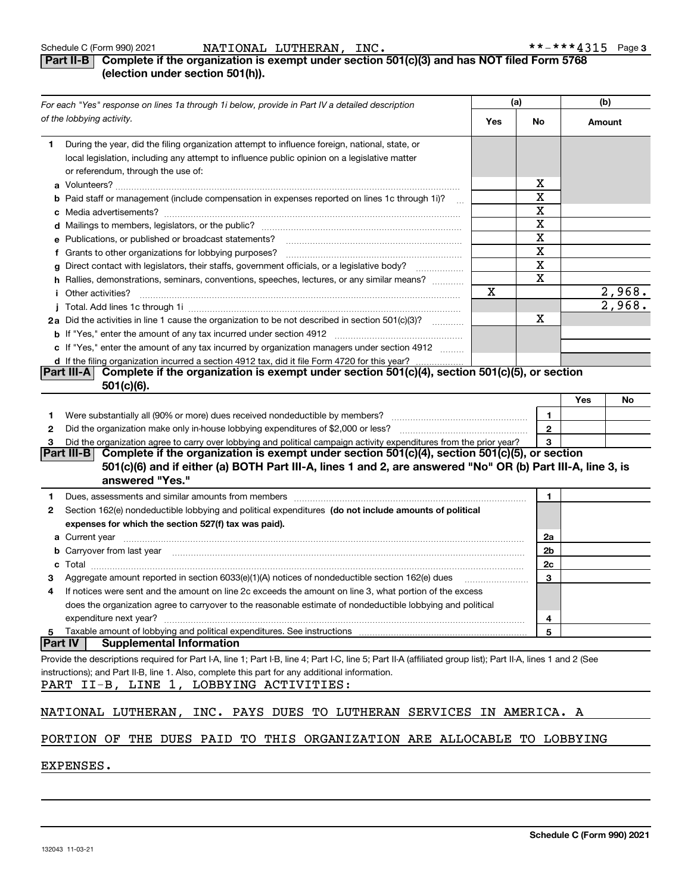Schedule C (Form 990) 2021 NATIONAL LUTHERAN, INC. **-***4315 Page 3

**Part II-B** **Complete if the organization is exempt under section 501(c)(3) and has NOT filed Form 5768 (election under section 501(h)).**

| *For each "Yes" response on lines 1a through 1i below, provide in Part IV a detailed description of the lobbying activity.* | (a) Yes | (a) No | (b) Amount |
|---|---|---|---|
| **1** During the year, did the filing organization attempt to influence foreign, national, state, or local legislation, including any attempt to influence public opinion on a legislative matter or referendum, through the use of: | | | |
| **a** Volunteers? | | X | |
| **b** Paid staff or management (include compensation in expenses reported on lines 1c through 1i)? | | X | |
| **c** Media advertisements? | | X | |
| **d** Mailings to members, legislators, or the public? | | X | |
| **e** Publications, or published or broadcast statements? | | X | |
| **f** Grants to other organizations for lobbying purposes? | | X | |
| **g** Direct contact with legislators, their staffs, government officials, or a legislative body? | | X | |
| **h** Rallies, demonstrations, seminars, conventions, speeches, lectures, or any similar means? | | X | |
| **i** Other activities? | X | | 2,968. |
| **j** Total. Add lines 1c through 1i | | | 2,968. |
| **2a** Did the activities in line 1 cause the organization to be not described in section 501(c)(3)? | | X | |
| **b** If "Yes," enter the amount of any tax incurred under section 4912 | | | |
| **c** If "Yes," enter the amount of any tax incurred by organization managers under section 4912 | | | |
| **d** If the filing organization incurred a section 4912 tax, did it file Form 4720 for this year? | | | |

**Part III-A** **Complete if the organization is exempt under section 501(c)(4), section 501(c)(5), or section 501(c)(6).**

| | | Yes | No |
|---|---|---|---|
| **1** Were substantially all (90% or more) dues received nondeductible by members? | 1 | | |
| **2** Did the organization make only in-house lobbying expenditures of $2,000 or less? | 2 | | |
| **3** Did the organization agree to carry over lobbying and political campaign activity expenditures from the prior year? | 3 | | |

**Part III-B** **Complete if the organization is exempt under section 501(c)(4), section 501(c)(5), or section 501(c)(6) and if either (a) BOTH Part III-A, lines 1 and 2, are answered "No" OR (b) Part III-A, line 3, is answered "Yes."**

| | | |
|---|---|---|
| **1** Dues, assessments and similar amounts from members | 1 | |
| **2** Section 162(e) nondeductible lobbying and political expenditures **(do not include amounts of political expenses for which the section 527(f) tax was paid).** | | |
| **a** Current year | 2a | |
| **b** Carryover from last year | 2b | |
| **c** Total | 2c | |
| **3** Aggregate amount reported in section 6033(e)(1)(A) notices of nondeductible section 162(e) dues | 3 | |
| **4** If notices were sent and the amount on line 2c exceeds the amount on line 3, what portion of the excess does the organization agree to carryover to the reasonable estimate of nondeductible lobbying and political expenditure next year? | 4 | |
| **5** Taxable amount of lobbying and political expenditures. See instructions | 5 | |

**Part IV** **Supplemental Information**

Provide the descriptions required for Part I-A, line 1; Part I-B, line 4; Part I-C, line 5; Part II-A (affiliated group list); Part II-A, lines 1 and 2 (See instructions); and Part II-B, line 1. Also, complete this part for any additional information.

PART II-B, LINE 1, LOBBYING ACTIVITIES:

NATIONAL LUTHERAN, INC. PAYS DUES TO LUTHERAN SERVICES IN AMERICA. A PORTION OF THE DUES PAID TO THIS ORGANIZATION ARE ALLOCABLE TO LOBBYING EXPENSES.

132043 11-03-21 **Schedule C (Form 990) 2021**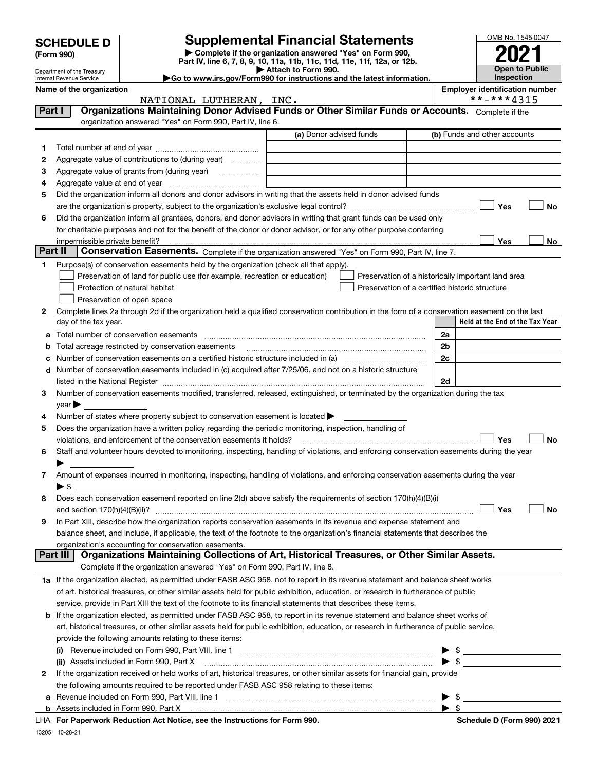# SCHEDULE D (Form 990)

Department of the Treasury
Internal Revenue Service

## Supplemental Financial Statements

▶ Complete if the organization answered "Yes" on Form 990, Part IV, line 6, 7, 8, 9, 10, 11a, 11b, 11c, 11d, 11e, 11f, 12a, or 12b.
▶ Attach to Form 990.
▶Go to www.irs.gov/Form990 for instructions and the latest information.

OMB No. 1545-0047
**2021**
**Open to Public Inspection**

Name of the organization: NATIONAL LUTHERAN, INC.
Employer identification number: **-***4315

## Part I Organizations Maintaining Donor Advised Funds or Other Similar Funds or Accounts.

Complete if the organization answered "Yes" on Form 990, Part IV, line 6.

| | | (a) Donor advised funds | (b) Funds and other accounts |
|---|---|---|---|
| 1 | Total number at end of year | | |
| 2 | Aggregate value of contributions to (during year) | | |
| 3 | Aggregate value of grants from (during year) | | |
| 4 | Aggregate value at end of year | | |

5 Did the organization inform all donors and donor advisors in writing that the assets held in donor advised funds are the organization's property, subject to the organization's exclusive legal control? ☐ Yes ☐ No

6 Did the organization inform all grantees, donors, and donor advisors in writing that grant funds can be used only for charitable purposes and not for the benefit of the donor or donor advisor, or for any other purpose conferring impermissible private benefit? ☐ Yes ☐ No

## Part II Conservation Easements.

Complete if the organization answered "Yes" on Form 990, Part IV, line 7.

1 Purpose(s) of conservation easements held by the organization (check all that apply).

- ☐ Preservation of land for public use (for example, recreation or education)
- ☐ Protection of natural habitat
- ☐ Preservation of open space
- ☐ Preservation of a historically important land area
- ☐ Preservation of a certified historic structure

2 Complete lines 2a through 2d if the organization held a qualified conservation contribution in the form of a conservation easement on the last day of the tax year.

| | | | Held at the End of the Tax Year |
|---|---|---|---|
| a | Total number of conservation easements | 2a | |
| b | Total acreage restricted by conservation easements | 2b | |
| c | Number of conservation easements on a certified historic structure included in (a) | 2c | |
| d | Number of conservation easements included in (c) acquired after 7/25/06, and not on a historic structure listed in the National Register | 2d | |

3 Number of conservation easements modified, transferred, released, extinguished, or terminated by the organization during the tax year ▶

4 Number of states where property subject to conservation easement is located ▶

5 Does the organization have a written policy regarding the periodic monitoring, inspection, handling of violations, and enforcement of the conservation easements it holds? ☐ Yes ☐ No

6 Staff and volunteer hours devoted to monitoring, inspecting, handling of violations, and enforcing conservation easements during the year ▶

7 Amount of expenses incurred in monitoring, inspecting, handling of violations, and enforcing conservation easements during the year ▶ $

8 Does each conservation easement reported on line 2(d) above satisfy the requirements of section 170(h)(4)(B)(i) and section 170(h)(4)(B)(ii)? ☐ Yes ☐ No

9 In Part XIII, describe how the organization reports conservation easements in its revenue and expense statement and balance sheet, and include, if applicable, the text of the footnote to the organization's financial statements that describes the organization's accounting for conservation easements.

## Part III Organizations Maintaining Collections of Art, Historical Treasures, or Other Similar Assets.

Complete if the organization answered "Yes" on Form 990, Part IV, line 8.

1a If the organization elected, as permitted under FASB ASC 958, not to report in its revenue statement and balance sheet works of art, historical treasures, or other similar assets held for public exhibition, education, or research in furtherance of public service, provide in Part XIII the text of the footnote to its financial statements that describes these items.

b If the organization elected, as permitted under FASB ASC 958, to report in its revenue statement and balance sheet works of art, historical treasures, or other similar assets held for public exhibition, education, or research in furtherance of public service, provide the following amounts relating to these items:

(i) Revenue included on Form 990, Part VIII, line 1 ▶ $

(ii) Assets included in Form 990, Part X ▶ $

2 If the organization received or held works of art, historical treasures, or other similar assets for financial gain, provide the following amounts required to be reported under FASB ASC 958 relating to these items:

a Revenue included on Form 990, Part VIII, line 1 ▶ $

b Assets included in Form 990, Part X ▶ $

LHA For Paperwork Reduction Act Notice, see the Instructions for Form 990. Schedule D (Form 990) 2021

132051 10-28-21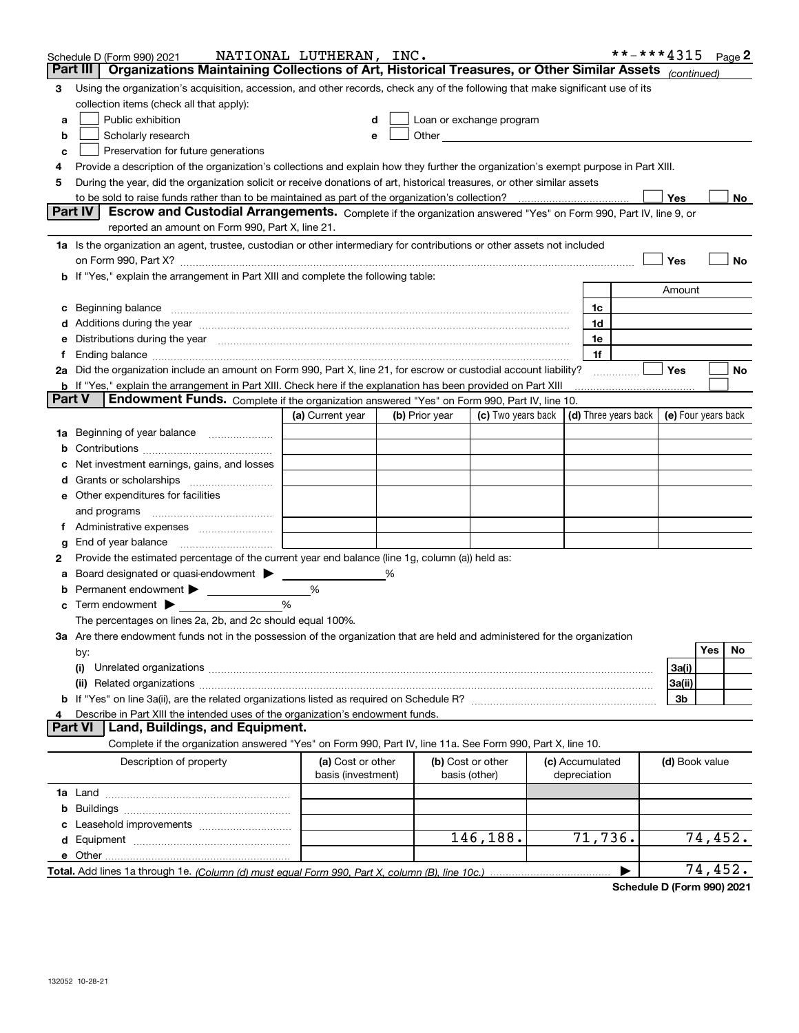Schedule D (Form 990) 2021 NATIONAL LUTHERAN, INC. **-***4315 Page 2

## Part III Organizations Maintaining Collections of Art, Historical Treasures, or Other Similar Assets *(continued)*

**3** Using the organization's acquisition, accession, and other records, check any of the following that make significant use of its collection items (check all that apply):

- **a** ☐ Public exhibition
- **b** ☐ Scholarly research
- **c** ☐ Preservation for future generations
- **d** ☐ Loan or exchange program
- **e** ☐ Other

**4** Provide a description of the organization's collections and explain how they further the organization's exempt purpose in Part XIII.

**5** During the year, did the organization solicit or receive donations of art, historical treasures, or other similar assets to be sold to raise funds rather than to be maintained as part of the organization's collection? ☐ Yes ☐ No

## Part IV Escrow and Custodial Arrangements.

Complete if the organization answered "Yes" on Form 990, Part IV, line 9, or reported an amount on Form 990, Part X, line 21.

**1a** Is the organization an agent, trustee, custodian or other intermediary for contributions or other assets not included on Form 990, Part X? ☐ Yes ☐ No

**b** If "Yes," explain the arrangement in Part XIII and complete the following table:

| | | Amount |
|---|---|---|
| **c** Beginning balance | 1c | |
| **d** Additions during the year | 1d | |
| **e** Distributions during the year | 1e | |
| **f** Ending balance | 1f | |

**2a** Did the organization include an amount on Form 990, Part X, line 21, for escrow or custodial account liability? ☐ Yes ☐ No

**b** If "Yes," explain the arrangement in Part XIII. Check here if the explanation has been provided on Part XIII ☐

## Part V Endowment Funds.

Complete if the organization answered "Yes" on Form 990, Part IV, line 10.

| | (a) Current year | (b) Prior year | (c) Two years back | (d) Three years back | (e) Four years back |
|---|---|---|---|---|---|
| **1a** Beginning of year balance | | | | | |
| **b** Contributions | | | | | |
| **c** Net investment earnings, gains, and losses | | | | | |
| **d** Grants or scholarships | | | | | |
| **e** Other expenditures for facilities and programs | | | | | |
| **f** Administrative expenses | | | | | |
| **g** End of year balance | | | | | |

**2** Provide the estimated percentage of the current year end balance (line 1g, column (a)) held as:

- **a** Board designated or quasi-endowment ▶ _____ %
- **b** Permanent endowment ▶ _____ %
- **c** Term endowment ▶ _____ %

The percentages on lines 2a, 2b, and 2c should equal 100%.

**3a** Are there endowment funds not in the possession of the organization that are held and administered for the organization by:

| | | Yes | No |
|---|---|---|---|
| **(i)** Unrelated organizations | 3a(i) | | |
| **(ii)** Related organizations | 3a(ii) | | |
| **b** If "Yes" on line 3a(ii), are the related organizations listed as required on Schedule R? | 3b | | |

**4** Describe in Part XIII the intended uses of the organization's endowment funds.

## Part VI Land, Buildings, and Equipment.

Complete if the organization answered "Yes" on Form 990, Part IV, line 11a. See Form 990, Part X, line 10.

| Description of property | (a) Cost or other basis (investment) | (b) Cost or other basis (other) | (c) Accumulated depreciation | (d) Book value |
|---|---|---|---|---|
| **1a** Land | | | | |
| **b** Buildings | | | | |
| **c** Leasehold improvements | | | | |
| **d** Equipment | | 146,188. | 71,736. | 74,452. |
| **e** Other | | | | |

**Total.** Add lines 1a through 1e. *(Column (d) must equal Form 990, Part X, column (B), line 10c.)* ▶ 74,452.

Schedule D (Form 990) 2021

132052 10-28-21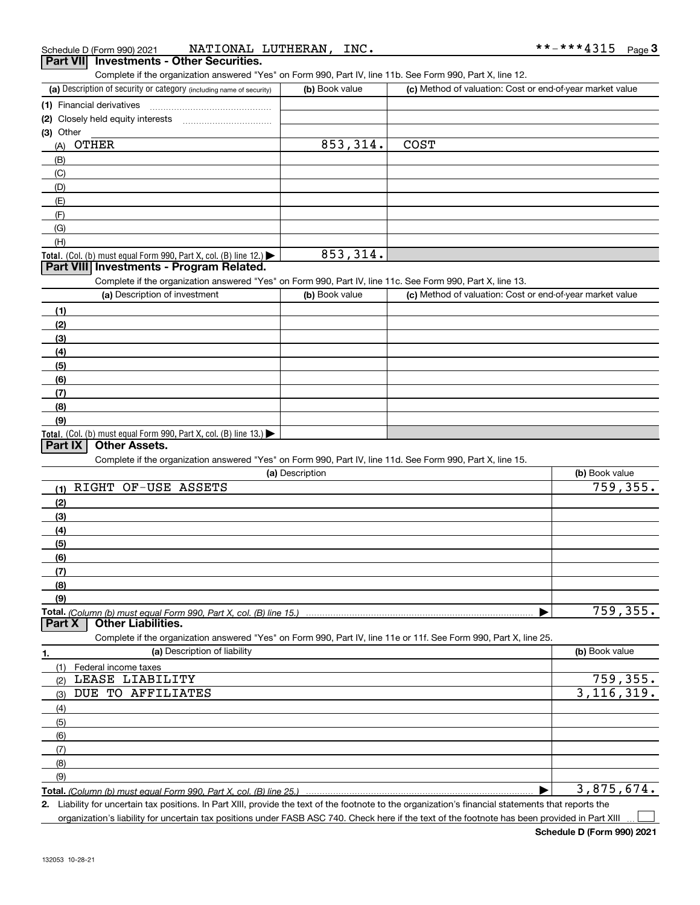Schedule D (Form 990) 2021 NATIONAL LUTHERAN, INC. **-***4315

## Part VII Investments - Other Securities.

Complete if the organization answered "Yes" on Form 990, Part IV, line 11b. See Form 990, Part X, line 12.

| (a) Description of security or category (including name of security) | (b) Book value | (c) Method of valuation: Cost or end-of-year market value |
|---|---|---|
| (1) Financial derivatives | | |
| (2) Closely held equity interests | | |
| (3) Other | | |
| (A) OTHER | 853,314. | COST |
| (B) | | |
| (C) | | |
| (D) | | |
| (E) | | |
| (F) | | |
| (G) | | |
| (H) | | |
| **Total.** (Col. (b) must equal Form 990, Part X, col. (B) line 12.) | 853,314. | |

## Part VIII Investments - Program Related.

Complete if the organization answered "Yes" on Form 990, Part IV, line 11c. See Form 990, Part X, line 13.

| (a) Description of investment | (b) Book value | (c) Method of valuation: Cost or end-of-year market value |
|---|---|---|
| (1) | | |
| (2) | | |
| (3) | | |
| (4) | | |
| (5) | | |
| (6) | | |
| (7) | | |
| (8) | | |
| (9) | | |
| **Total.** (Col. (b) must equal Form 990, Part X, col. (B) line 13.) | | |

## Part IX Other Assets.

Complete if the organization answered "Yes" on Form 990, Part IV, line 11d. See Form 990, Part X, line 15.

| (a) Description | (b) Book value |
|---|---|
| (1) RIGHT OF-USE ASSETS | 759,355. |
| (2) | |
| (3) | |
| (4) | |
| (5) | |
| (6) | |
| (7) | |
| (8) | |
| (9) | |
| **Total.** *(Column (b) must equal Form 990, Part X, col. (B) line 15.)* | 759,355. |

## Part X Other Liabilities.

Complete if the organization answered "Yes" on Form 990, Part IV, line 11e or 11f. See Form 990, Part X, line 25.

| 1. (a) Description of liability | (b) Book value |
|---|---|
| (1) Federal income taxes | |
| (2) LEASE LIABILITY | 759,355. |
| (3) DUE TO AFFILIATES | 3,116,319. |
| (4) | |
| (5) | |
| (6) | |
| (7) | |
| (8) | |
| (9) | |
| **Total.** *(Column (b) must equal Form 990, Part X, col. (B) line 25.)* | 3,875,674. |

2. Liability for uncertain tax positions. In Part XIII, provide the text of the footnote to the organization's financial statements that reports the organization's liability for uncertain tax positions under FASB ASC 740. Check here if the text of the footnote has been provided in Part XIII ☐

Schedule D (Form 990) 2021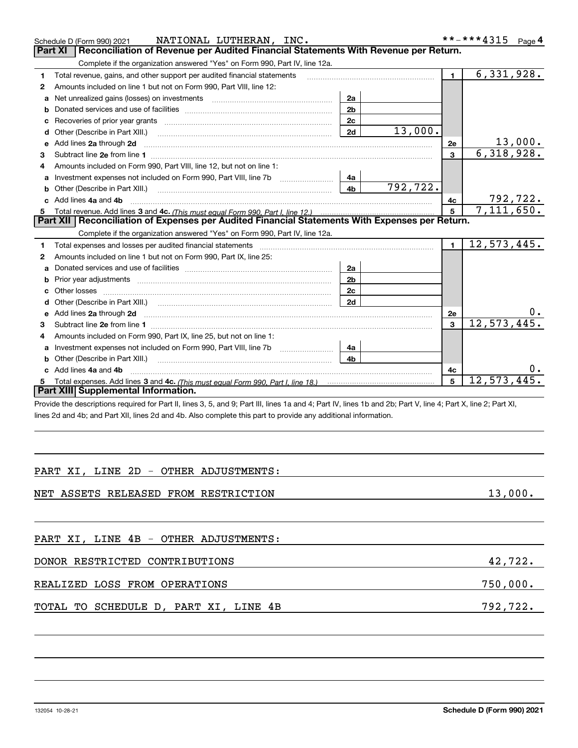Schedule D (Form 990) 2021 NATIONAL LUTHERAN, INC. **-***4315 Page 4

## Part XI Reconciliation of Revenue per Audited Financial Statements With Revenue per Return.

Complete if the organization answered "Yes" on Form 990, Part IV, line 12a.

| | | | | | |
|---|---|---|---|---|---|
| 1 | Total revenue, gains, and other support per audited financial statements | | | 1 | 6,331,928. |
| 2 | Amounts included on line 1 but not on Form 990, Part VIII, line 12: | | | | |
| a | Net unrealized gains (losses) on investments | 2a | | | |
| b | Donated services and use of facilities | 2b | | | |
| c | Recoveries of prior year grants | 2c | | | |
| d | Other (Describe in Part XIII.) | 2d | 13,000. | | |
| e | Add lines 2a through 2d | | | 2e | 13,000. |
| 3 | Subtract line 2e from line 1 | | | 3 | 6,318,928. |
| 4 | Amounts included on Form 990, Part VIII, line 12, but not on line 1: | | | | |
| a | Investment expenses not included on Form 990, Part VIII, line 7b | 4a | | | |
| b | Other (Describe in Part XIII.) | 4b | 792,722. | | |
| c | Add lines 4a and 4b | | | 4c | 792,722. |
| 5 | Total revenue. Add lines 3 and 4c. *(This must equal Form 990, Part I, line 12.)* | | | 5 | 7,111,650. |

## Part XII Reconciliation of Expenses per Audited Financial Statements With Expenses per Return.

Complete if the organization answered "Yes" on Form 990, Part IV, line 12a.

| | | | | | |
|---|---|---|---|---|---|
| 1 | Total expenses and losses per audited financial statements | | | 1 | 12,573,445. |
| 2 | Amounts included on line 1 but not on Form 990, Part IX, line 25: | | | | |
| a | Donated services and use of facilities | 2a | | | |
| b | Prior year adjustments | 2b | | | |
| c | Other losses | 2c | | | |
| d | Other (Describe in Part XIII.) | 2d | | | |
| e | Add lines 2a through 2d | | | 2e | 0. |
| 3 | Subtract line 2e from line 1 | | | 3 | 12,573,445. |
| 4 | Amounts included on Form 990, Part IX, line 25, but not on line 1: | | | | |
| a | Investment expenses not included on Form 990, Part VIII, line 7b | 4a | | | |
| b | Other (Describe in Part XIII.) | 4b | | | |
| c | Add lines 4a and 4b | | | 4c | 0. |
| 5 | Total expenses. Add lines 3 and 4c. *(This must equal Form 990, Part I, line 18.)* | | | 5 | 12,573,445. |

## Part XIII Supplemental Information.

Provide the descriptions required for Part II, lines 3, 5, and 9; Part III, lines 1a and 4; Part IV, lines 1b and 2b; Part V, line 4; Part X, line 2; Part XI, lines 2d and 4b; and Part XII, lines 2d and 4b. Also complete this part to provide any additional information.

PART XI, LINE 2D - OTHER ADJUSTMENTS:

| | |
|---|---|
| NET ASSETS RELEASED FROM RESTRICTION | 13,000. |

PART XI, LINE 4B - OTHER ADJUSTMENTS:

| | |
|---|---|
| DONOR RESTRICTED CONTRIBUTIONS | 42,722. |
| REALIZED LOSS FROM OPERATIONS | 750,000. |
| TOTAL TO SCHEDULE D, PART XI, LINE 4B | 792,722. |

132054 10-28-21 Schedule D (Form 990) 2021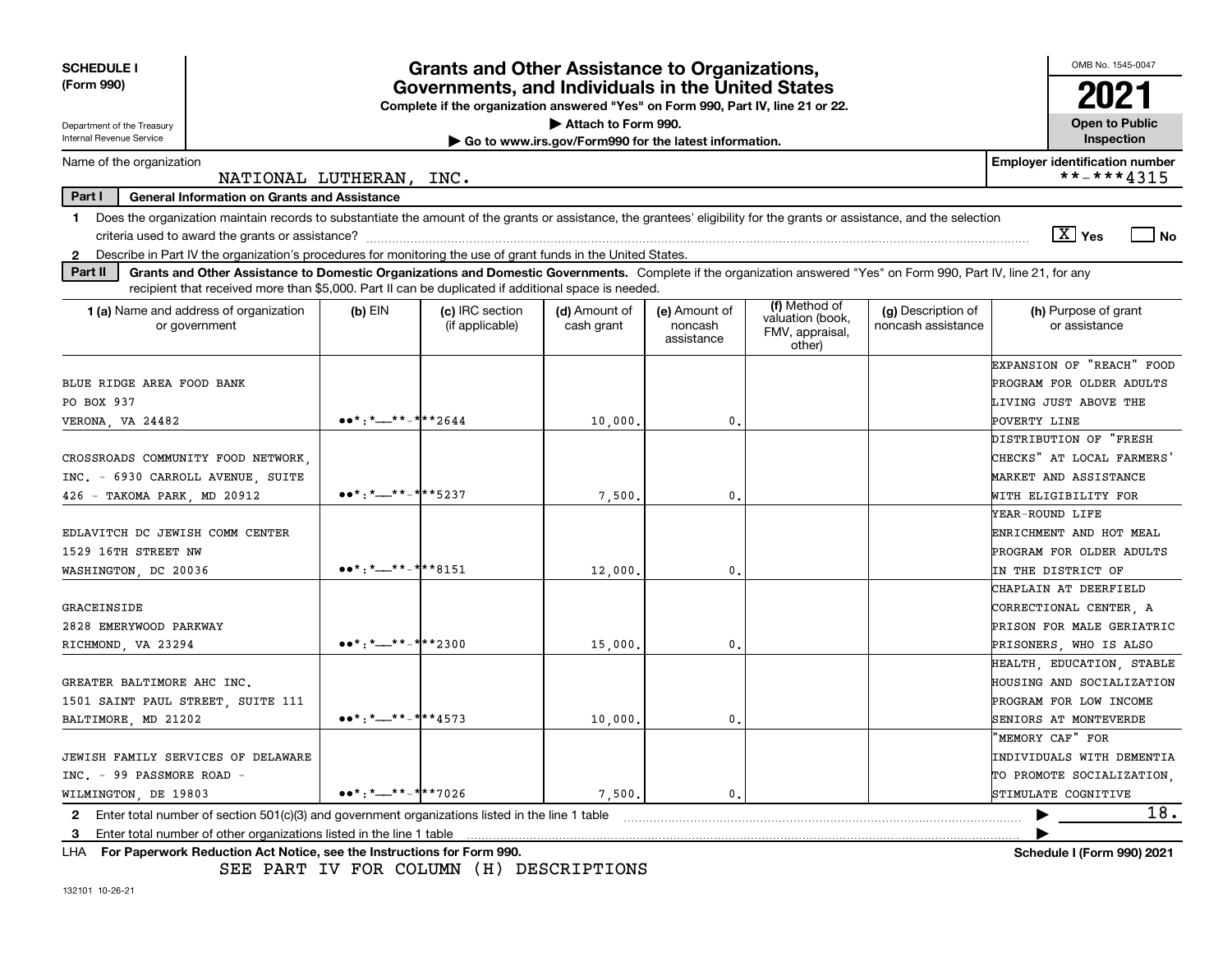**SCHEDULE I**
**(Form 990)**

Department of the Treasury
Internal Revenue Service

# Grants and Other Assistance to Organizations, Governments, and Individuals in the United States

**Complete if the organization answered "Yes" on Form 990, Part IV, line 21 or 22.**
▶ Attach to Form 990.
▶ Go to www.irs.gov/Form990 for the latest information.

OMB No. 1545-0047
**2021**
**Open to Public Inspection**

Name of the organization: NATIONAL LUTHERAN, INC.
Employer identification number: **-***4315

**Part I — General Information on Grants and Assistance**

1 Does the organization maintain records to substantiate the amount of the grants or assistance, the grantees' eligibility for the grants or assistance, and the selection criteria used to award the grants or assistance? [X] Yes [ ] No

2 Describe in Part IV the organization's procedures for monitoring the use of grant funds in the United States.

**Part II — Grants and Other Assistance to Domestic Organizations and Domestic Governments.** Complete if the organization answered "Yes" on Form 990, Part IV, line 21, for any recipient that received more than $5,000. Part II can be duplicated if additional space is needed.

| 1 (a) Name and address of organization or government | (b) EIN | (c) IRC section (if applicable) | (d) Amount of cash grant | (e) Amount of noncash assistance | (f) Method of valuation (book, FMV, appraisal, other) | (g) Description of noncash assistance | (h) Purpose of grant or assistance |
|---|---|---|---|---|---|---|---|
| BLUE RIDGE AREA FOOD BANK PO BOX 937 VERONA, VA 24482 | **-***2644 | | 10,000. | 0. | | | EXPANSION OF "REACH" FOOD PROGRAM FOR OLDER ADULTS LIVING JUST ABOVE THE POVERTY LINE |
| CROSSROADS COMMUNITY FOOD NETWORK, INC. - 6930 CARROLL AVENUE, SUITE 426 - TAKOMA PARK, MD 20912 | **-***5237 | | 7,500. | 0. | | | DISTRIBUTION OF "FRESH CHECKS" AT LOCAL FARMERS' MARKET AND ASSISTANCE WITH ELIGIBILITY FOR |
| EDLAVITCH DC JEWISH COMM CENTER 1529 16TH STREET NW WASHINGTON, DC 20036 | **-***8151 | | 12,000. | 0. | | | YEAR-ROUND LIFE ENRICHMENT AND HOT MEAL PROGRAM FOR OLDER ADULTS IN THE DISTRICT OF |
| GRACEINSIDE 2828 EMERYWOOD PARKWAY RICHMOND, VA 23294 | **-***2300 | | 15,000. | 0. | | | CHAPLAIN AT DEERFIELD CORRECTIONAL CENTER, A PRISON FOR MALE GERIATRIC PRISONERS, WHO IS ALSO |
| GREATER BALTIMORE AHC INC. 1501 SAINT PAUL STREET, SUITE 111 BALTIMORE, MD 21202 | **-***4573 | | 10,000. | 0. | | | HEALTH, EDUCATION, STABLE HOUSING AND SOCIALIZATION PROGRAM FOR LOW INCOME SENIORS AT MONTEVERDE |
| JEWISH FAMILY SERVICES OF DELAWARE INC. - 99 PASSMORE ROAD - WILMINGTON, DE 19803 | **-***7026 | | 7,500. | 0. | | | "MEMORY CAF" FOR INDIVIDUALS WITH DEMENTIA TO PROMOTE SOCIALIZATION, STIMULATE COGNITIVE |

2 Enter total number of section 501(c)(3) and government organizations listed in the line 1 table ▶ 18.

3 Enter total number of other organizations listed in the line 1 table ▶

LHA For Paperwork Reduction Act Notice, see the Instructions for Form 990. Schedule I (Form 990) 2021

SEE PART IV FOR COLUMN (H) DESCRIPTIONS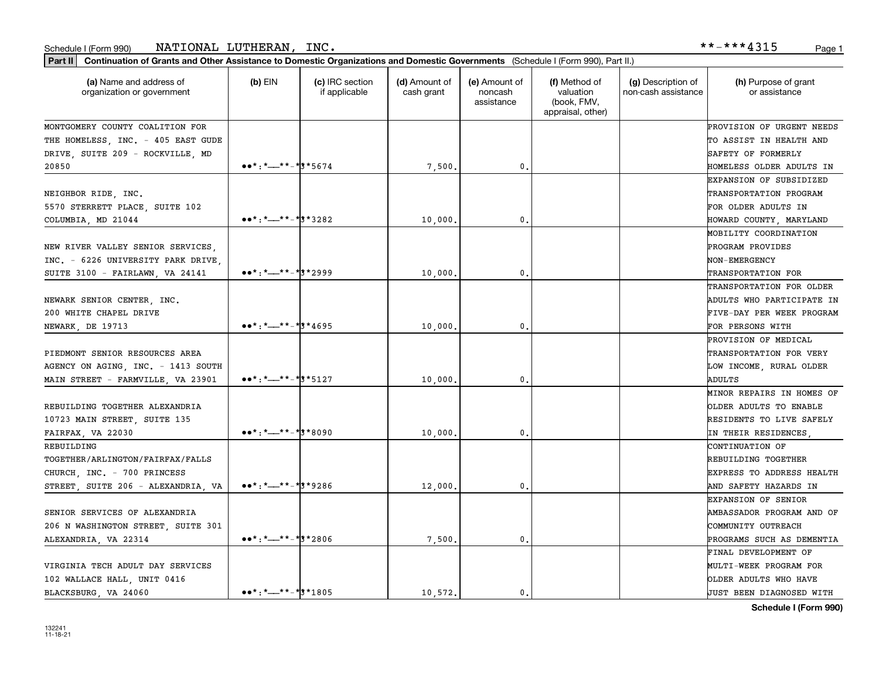Schedule I (Form 990) NATIONAL LUTHERAN, INC. **-***4315

**Part II** **Continuation of Grants and Other Assistance to Domestic Organizations and Domestic Governments** (Schedule I (Form 990), Part II.)

| (a) Name and address of organization or government | (b) EIN | (c) IRC section if applicable | (d) Amount of cash grant | (e) Amount of noncash assistance | (f) Method of valuation (book, FMV, appraisal, other) | (g) Description of non-cash assistance | (h) Purpose of grant or assistance |
|---|---|---|---|---|---|---|---|
| MONTGOMERY COUNTY COALITION FOR THE HOMELESS, INC. - 405 EAST GUDE DRIVE, SUITE 209 - ROCKVILLE, MD 20850 | **-***5674 | | 7,500. | 0. | | | PROVISION OF URGENT NEEDS TO ASSIST IN HEALTH AND SAFETY OF FORMERLY HOMELESS OLDER ADULTS IN |
| NEIGHBOR RIDE, INC. 5570 STERRETT PLACE, SUITE 102 COLUMBIA, MD 21044 | **-***3282 | | 10,000. | 0. | | | EXPANSION OF SUBSIDIZED TRANSPORTATION PROGRAM FOR OLDER ADULTS IN HOWARD COUNTY, MARYLAND |
| NEW RIVER VALLEY SENIOR SERVICES, INC. - 6226 UNIVERSITY PARK DRIVE, SUITE 3100 - FAIRLAWN, VA 24141 | **-***2999 | | 10,000. | 0. | | | MOBILITY COORDINATION PROGRAM PROVIDES NON-EMERGENCY TRANSPORTATION FOR |
| NEWARK SENIOR CENTER, INC. 200 WHITE CHAPEL DRIVE NEWARK, DE 19713 | **-***4695 | | 10,000. | 0. | | | TRANSPORTATION FOR OLDER ADULTS WHO PARTICIPATE IN FIVE-DAY PER WEEK PROGRAM FOR PERSONS WITH |
| PIEDMONT SENIOR RESOURCES AREA AGENCY ON AGING, INC. - 1413 SOUTH MAIN STREET - FARMVILLE, VA 23901 | **-***5127 | | 10,000. | 0. | | | PROVISION OF MEDICAL TRANSPORTATION FOR VERY LOW INCOME, RURAL OLDER ADULTS |
| REBUILDING TOGETHER ALEXANDRIA 10723 MAIN STREET, SUITE 135 FAIRFAX, VA 22030 | **-***8090 | | 10,000. | 0. | | | MINOR REPAIRS IN HOMES OF OLDER ADULTS TO ENABLE RESIDENTS TO LIVE SAFELY IN THEIR RESIDENCES, |
| REBUILDING TOGETHER/ARLINGTON/FAIRFAX/FALLS CHURCH, INC. - 700 PRINCESS STREET, SUITE 206 - ALEXANDRIA, VA | **-***9286 | | 12,000. | 0. | | | CONTINUATION OF REBUILDING TOGETHER EXPRESS TO ADDRESS HEALTH AND SAFETY HAZARDS IN |
| SENIOR SERVICES OF ALEXANDRIA 206 N WASHINGTON STREET, SUITE 301 ALEXANDRIA, VA 22314 | **-***2806 | | 7,500. | 0. | | | EXPANSION OF SENIOR AMBASSADOR PROGRAM AND OF COMMUNITY OUTREACH PROGRAMS SUCH AS DEMENTIA |
| VIRGINIA TECH ADULT DAY SERVICES 102 WALLACE HALL, UNIT 0416 BLACKSBURG, VA 24060 | **-***1805 | | 10,572. | 0. | | | FINAL DEVELOPMENT OF MULTI-WEEK PROGRAM FOR OLDER ADULTS WHO HAVE JUST BEEN DIAGNOSED WITH |

132241 11-18-21

**Schedule I (Form 990)**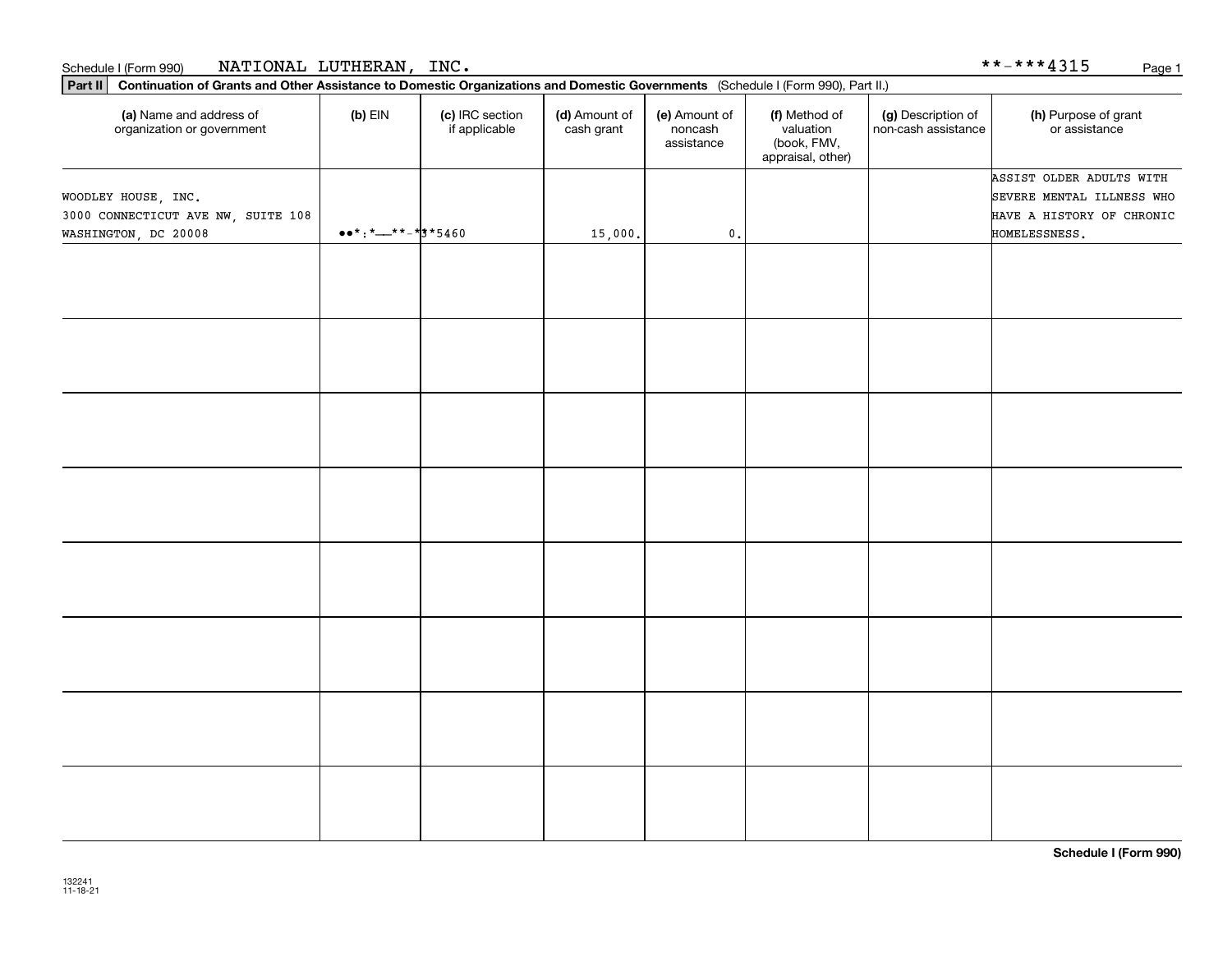Schedule I (Form 990) NATIONAL LUTHERAN, INC. **-***4315

**Part II** **Continuation of Grants and Other Assistance to Domestic Organizations and Domestic Governments** (Schedule I (Form 990), Part II.)

| (a) Name and address of organization or government | (b) EIN | (c) IRC section if applicable | (d) Amount of cash grant | (e) Amount of noncash assistance | (f) Method of valuation (book, FMV, appraisal, other) | (g) Description of non-cash assistance | (h) Purpose of grant or assistance |
|---|---|---|---|---|---|---|---|
| WOODLEY HOUSE, INC. 3000 CONNECTICUT AVE NW, SUITE 108 WASHINGTON, DC 20008 | **-***5460 | | 15,000. | 0. | | | ASSIST OLDER ADULTS WITH SEVERE MENTAL ILLNESS WHO HAVE A HISTORY OF CHRONIC HOMELESSNESS. |
| | | | | | | | |
| | | | | | | | |
| | | | | | | | |
| | | | | | | | |
| | | | | | | | |
| | | | | | | | |
| | | | | | | | |
| | | | | | | | |

**Schedule I (Form 990)**

132241 11-18-21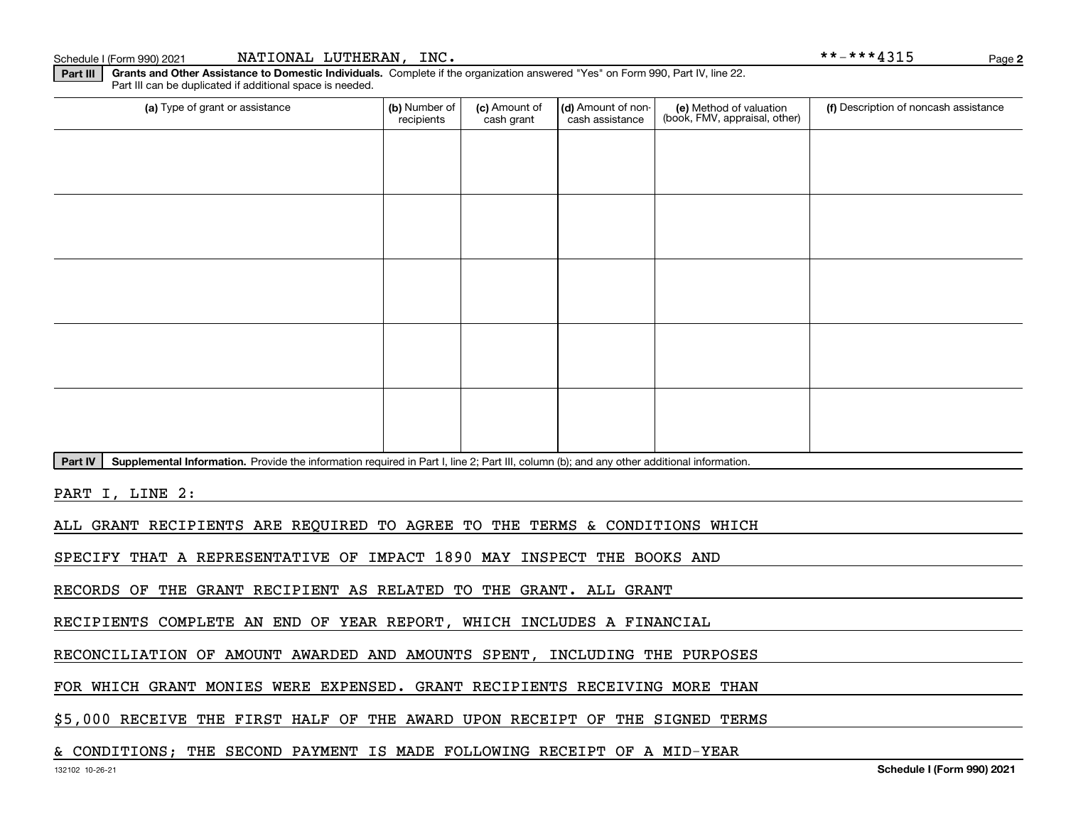Schedule I (Form 990) 2021 NATIONAL LUTHERAN, INC. **-***4315

**Part III** **Grants and Other Assistance to Domestic Individuals.** Complete if the organization answered "Yes" on Form 990, Part IV, line 22. Part III can be duplicated if additional space is needed.

| (a) Type of grant or assistance | (b) Number of recipients | (c) Amount of cash grant | (d) Amount of non-cash assistance | (e) Method of valuation (book, FMV, appraisal, other) | (f) Description of noncash assistance |
|---|---|---|---|---|---|
| | | | | | |
| | | | | | |
| | | | | | |
| | | | | | |
| | | | | | |

**Part IV** **Supplemental Information.** Provide the information required in Part I, line 2; Part III, column (b); and any other additional information.

PART I, LINE 2:

ALL GRANT RECIPIENTS ARE REQUIRED TO AGREE TO THE TERMS & CONDITIONS WHICH SPECIFY THAT A REPRESENTATIVE OF IMPACT 1890 MAY INSPECT THE BOOKS AND RECORDS OF THE GRANT RECIPIENT AS RELATED TO THE GRANT. ALL GRANT RECIPIENTS COMPLETE AN END OF YEAR REPORT, WHICH INCLUDES A FINANCIAL RECONCILIATION OF AMOUNT AWARDED AND AMOUNTS SPENT, INCLUDING THE PURPOSES FOR WHICH GRANT MONIES WERE EXPENSED. GRANT RECIPIENTS RECEIVING MORE THAN $5,000 RECEIVE THE FIRST HALF OF THE AWARD UPON RECEIPT OF THE SIGNED TERMS & CONDITIONS; THE SECOND PAYMENT IS MADE FOLLOWING RECEIPT OF A MID-YEAR

132102 10-26-21 Schedule I (Form 990) 2021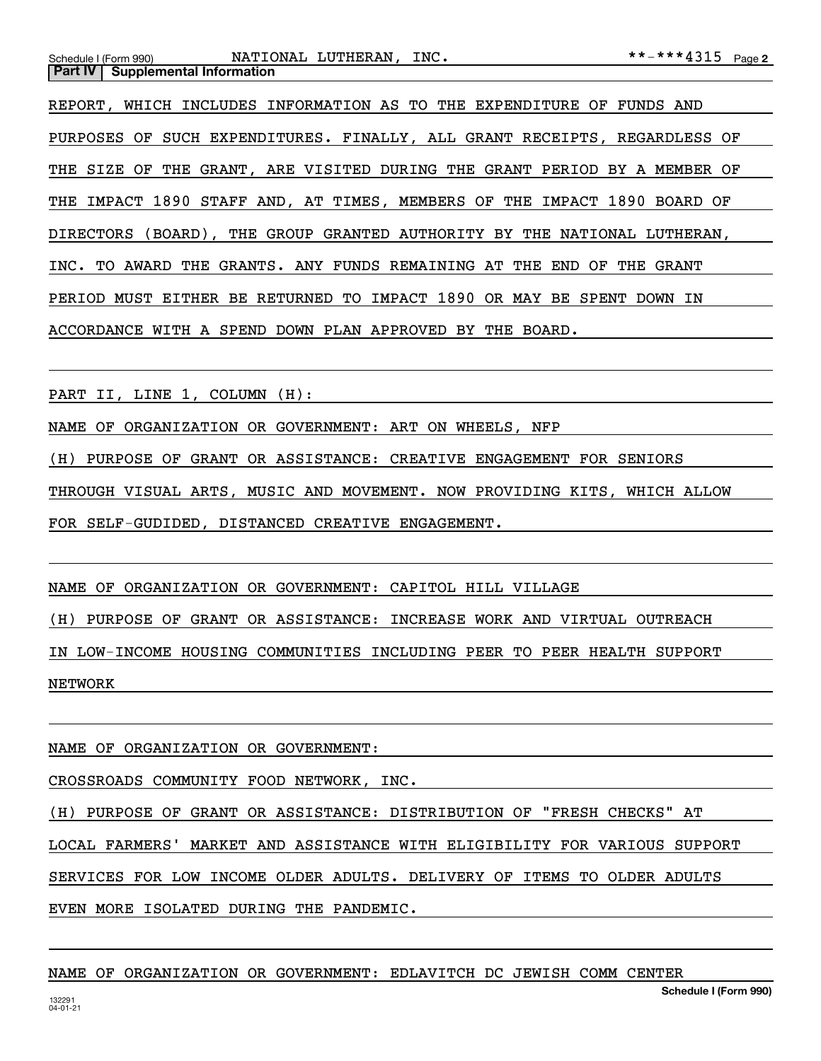**Part IV | Supplemental Information**

REPORT, WHICH INCLUDES INFORMATION AS TO THE EXPENDITURE OF FUNDS AND PURPOSES OF SUCH EXPENDITURES. FINALLY, ALL GRANT RECEIPTS, REGARDLESS OF THE SIZE OF THE GRANT, ARE VISITED DURING THE GRANT PERIOD BY A MEMBER OF THE IMPACT 1890 STAFF AND, AT TIMES, MEMBERS OF THE IMPACT 1890 BOARD OF DIRECTORS (BOARD), THE GROUP GRANTED AUTHORITY BY THE NATIONAL LUTHERAN, INC. TO AWARD THE GRANTS. ANY FUNDS REMAINING AT THE END OF THE GRANT PERIOD MUST EITHER BE RETURNED TO IMPACT 1890 OR MAY BE SPENT DOWN IN ACCORDANCE WITH A SPEND DOWN PLAN APPROVED BY THE BOARD.

PART II, LINE 1, COLUMN (H):

NAME OF ORGANIZATION OR GOVERNMENT: ART ON WHEELS, NFP

(H) PURPOSE OF GRANT OR ASSISTANCE: CREATIVE ENGAGEMENT FOR SENIORS THROUGH VISUAL ARTS, MUSIC AND MOVEMENT. NOW PROVIDING KITS, WHICH ALLOW FOR SELF-GUDIDED, DISTANCED CREATIVE ENGAGEMENT.

NAME OF ORGANIZATION OR GOVERNMENT: CAPITOL HILL VILLAGE

(H) PURPOSE OF GRANT OR ASSISTANCE: INCREASE WORK AND VIRTUAL OUTREACH IN LOW-INCOME HOUSING COMMUNITIES INCLUDING PEER TO PEER HEALTH SUPPORT NETWORK

NAME OF ORGANIZATION OR GOVERNMENT:

CROSSROADS COMMUNITY FOOD NETWORK, INC.

(H) PURPOSE OF GRANT OR ASSISTANCE: DISTRIBUTION OF "FRESH CHECKS" AT LOCAL FARMERS' MARKET AND ASSISTANCE WITH ELIGIBILITY FOR VARIOUS SUPPORT SERVICES FOR LOW INCOME OLDER ADULTS. DELIVERY OF ITEMS TO OLDER ADULTS EVEN MORE ISOLATED DURING THE PANDEMIC.

NAME OF ORGANIZATION OR GOVERNMENT: EDLAVITCH DC JEWISH COMM CENTER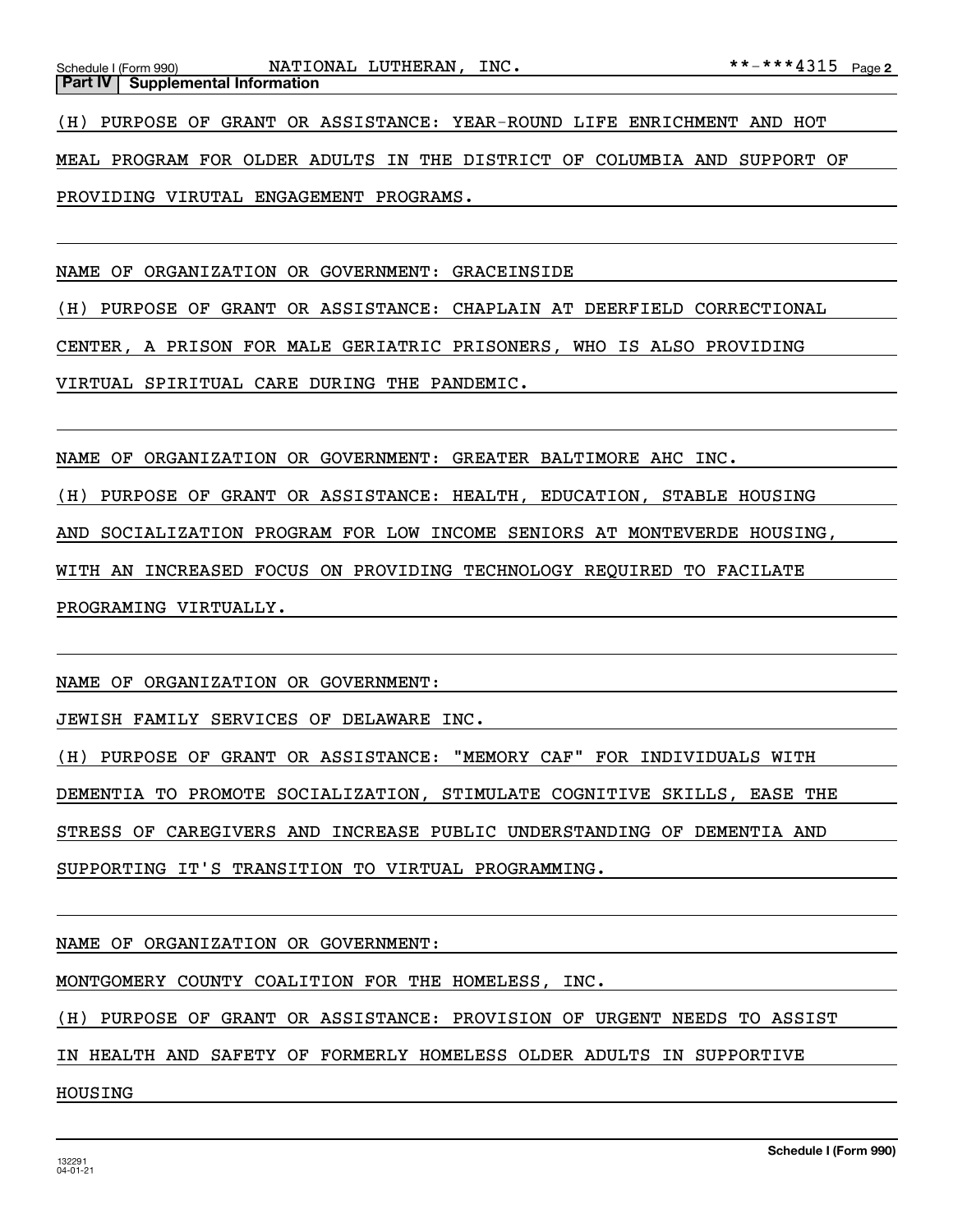**Part IV | Supplemental Information**

(H) PURPOSE OF GRANT OR ASSISTANCE: YEAR-ROUND LIFE ENRICHMENT AND HOT MEAL PROGRAM FOR OLDER ADULTS IN THE DISTRICT OF COLUMBIA AND SUPPORT OF PROVIDING VIRUTAL ENGAGEMENT PROGRAMS.

NAME OF ORGANIZATION OR GOVERNMENT: GRACEINSIDE

(H) PURPOSE OF GRANT OR ASSISTANCE: CHAPLAIN AT DEERFIELD CORRECTIONAL CENTER, A PRISON FOR MALE GERIATRIC PRISONERS, WHO IS ALSO PROVIDING VIRTUAL SPIRITUAL CARE DURING THE PANDEMIC.

NAME OF ORGANIZATION OR GOVERNMENT: GREATER BALTIMORE AHC INC.

(H) PURPOSE OF GRANT OR ASSISTANCE: HEALTH, EDUCATION, STABLE HOUSING AND SOCIALIZATION PROGRAM FOR LOW INCOME SENIORS AT MONTEVERDE HOUSING, WITH AN INCREASED FOCUS ON PROVIDING TECHNOLOGY REQUIRED TO FACILATE PROGRAMING VIRTUALLY.

NAME OF ORGANIZATION OR GOVERNMENT:

JEWISH FAMILY SERVICES OF DELAWARE INC.

(H) PURPOSE OF GRANT OR ASSISTANCE: "MEMORY CAF" FOR INDIVIDUALS WITH DEMENTIA TO PROMOTE SOCIALIZATION, STIMULATE COGNITIVE SKILLS, EASE THE STRESS OF CAREGIVERS AND INCREASE PUBLIC UNDERSTANDING OF DEMENTIA AND SUPPORTING IT'S TRANSITION TO VIRTUAL PROGRAMMING.

NAME OF ORGANIZATION OR GOVERNMENT:

MONTGOMERY COUNTY COALITION FOR THE HOMELESS, INC.

(H) PURPOSE OF GRANT OR ASSISTANCE: PROVISION OF URGENT NEEDS TO ASSIST IN HEALTH AND SAFETY OF FORMERLY HOMELESS OLDER ADULTS IN SUPPORTIVE HOUSING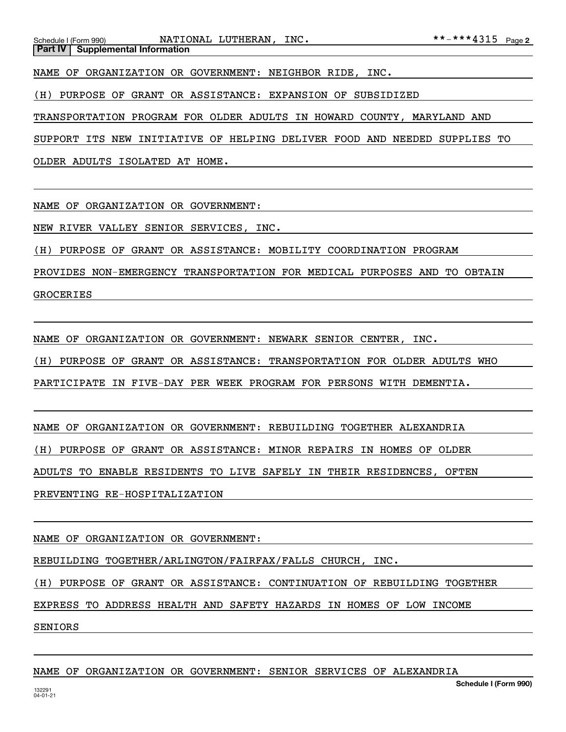**Part IV | Supplemental Information**

NAME OF ORGANIZATION OR GOVERNMENT: NEIGHBOR RIDE, INC.

(H) PURPOSE OF GRANT OR ASSISTANCE: EXPANSION OF SUBSIDIZED TRANSPORTATION PROGRAM FOR OLDER ADULTS IN HOWARD COUNTY, MARYLAND AND SUPPORT ITS NEW INITIATIVE OF HELPING DELIVER FOOD AND NEEDED SUPPLIES TO OLDER ADULTS ISOLATED AT HOME.

NAME OF ORGANIZATION OR GOVERNMENT:

NEW RIVER VALLEY SENIOR SERVICES, INC.

(H) PURPOSE OF GRANT OR ASSISTANCE: MOBILITY COORDINATION PROGRAM PROVIDES NON-EMERGENCY TRANSPORTATION FOR MEDICAL PURPOSES AND TO OBTAIN GROCERIES

NAME OF ORGANIZATION OR GOVERNMENT: NEWARK SENIOR CENTER, INC.

(H) PURPOSE OF GRANT OR ASSISTANCE: TRANSPORTATION FOR OLDER ADULTS WHO PARTICIPATE IN FIVE-DAY PER WEEK PROGRAM FOR PERSONS WITH DEMENTIA.

NAME OF ORGANIZATION OR GOVERNMENT: REBUILDING TOGETHER ALEXANDRIA

(H) PURPOSE OF GRANT OR ASSISTANCE: MINOR REPAIRS IN HOMES OF OLDER ADULTS TO ENABLE RESIDENTS TO LIVE SAFELY IN THEIR RESIDENCES, OFTEN PREVENTING RE-HOSPITALIZATION

NAME OF ORGANIZATION OR GOVERNMENT:

REBUILDING TOGETHER/ARLINGTON/FAIRFAX/FALLS CHURCH, INC.

(H) PURPOSE OF GRANT OR ASSISTANCE: CONTINUATION OF REBUILDING TOGETHER EXPRESS TO ADDRESS HEALTH AND SAFETY HAZARDS IN HOMES OF LOW INCOME SENIORS

NAME OF ORGANIZATION OR GOVERNMENT: SENIOR SERVICES OF ALEXANDRIA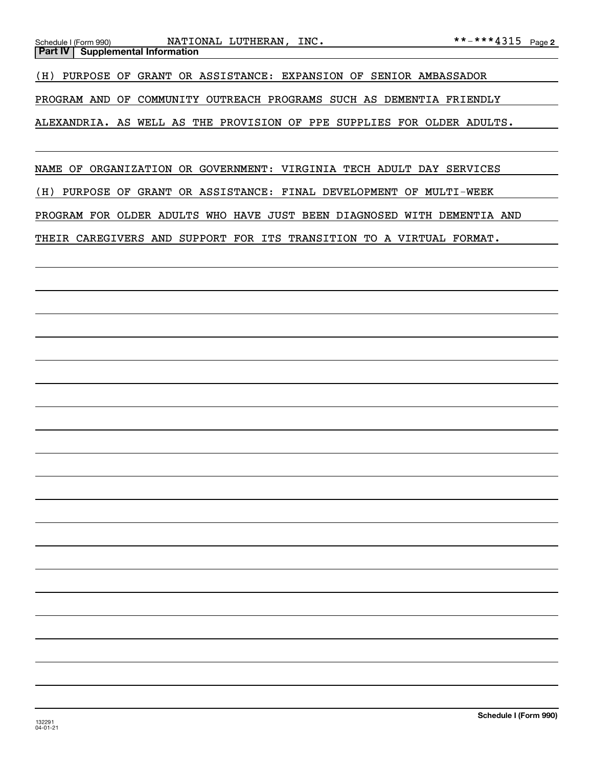## Part IV | Supplemental Information

(H) PURPOSE OF GRANT OR ASSISTANCE: EXPANSION OF SENIOR AMBASSADOR PROGRAM AND OF COMMUNITY OUTREACH PROGRAMS SUCH AS DEMENTIA FRIENDLY ALEXANDRIA. AS WELL AS THE PROVISION OF PPE SUPPLIES FOR OLDER ADULTS.

NAME OF ORGANIZATION OR GOVERNMENT: VIRGINIA TECH ADULT DAY SERVICES

(H) PURPOSE OF GRANT OR ASSISTANCE: FINAL DEVELOPMENT OF MULTI-WEEK PROGRAM FOR OLDER ADULTS WHO HAVE JUST BEEN DIAGNOSED WITH DEMENTIA AND THEIR CAREGIVERS AND SUPPORT FOR ITS TRANSITION TO A VIRTUAL FORMAT.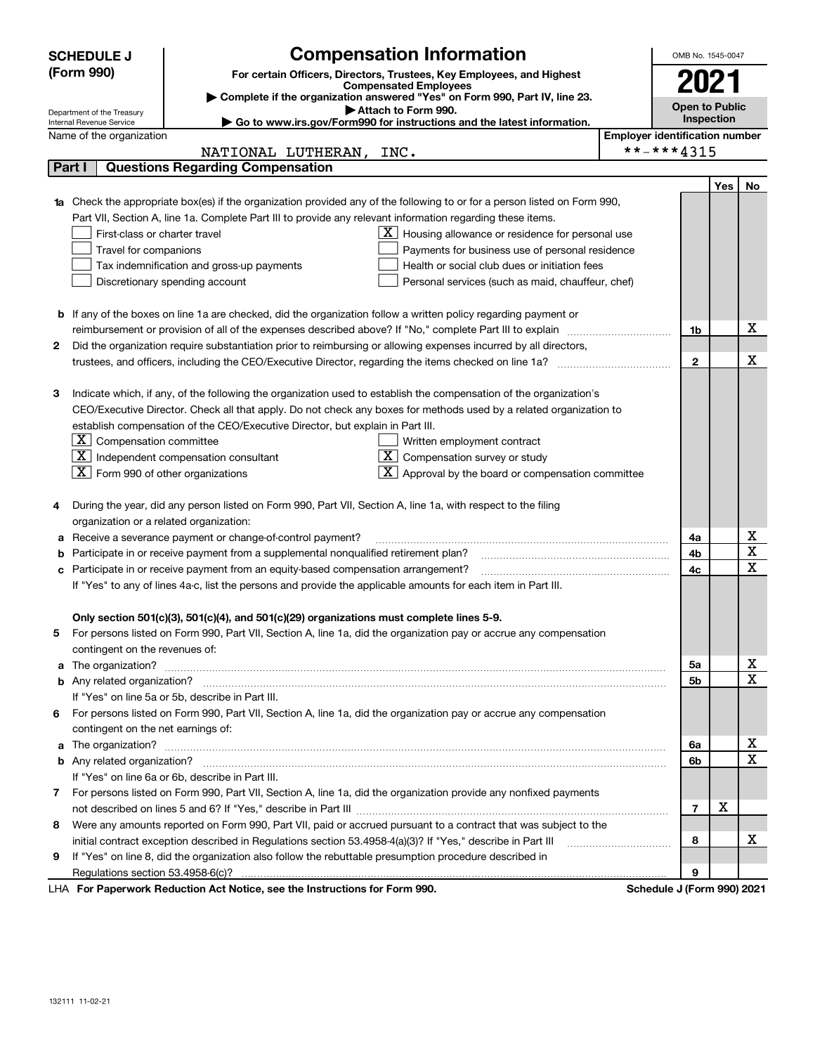# SCHEDULE J (Form 990)

Department of the Treasury
Internal Revenue Service

## Compensation Information

**For certain Officers, Directors, Trustees, Key Employees, and Highest Compensated Employees**

▶ Complete if the organization answered "Yes" on Form 990, Part IV, line 23.

▶ Attach to Form 990.

▶ Go to www.irs.gov/Form990 for instructions and the latest information.

OMB No. 1545-0047

**2021**

**Open to Public Inspection**

Name of the organization: NATIONAL LUTHERAN, INC.

Employer identification number: **-***4315

## Part I Questions Regarding Compensation

| | | | Yes | No |
|---|---|---|---|---|
| **1a** | Check the appropriate box(es) if the organization provided any of the following to or for a person listed on Form 990, Part VII, Section A, line 1a. Complete Part III to provide any relevant information regarding these items.<br>☐ First-class or charter travel<br>☐ Travel for companions<br>☐ Tax indemnification and gross-up payments<br>☐ Discretionary spending account<br>☒ Housing allowance or residence for personal use<br>☐ Payments for business use of personal residence<br>☐ Health or social club dues or initiation fees<br>☐ Personal services (such as maid, chauffeur, chef) | | | |
| **b** | If any of the boxes on line 1a are checked, did the organization follow a written policy regarding payment or reimbursement or provision of all of the expenses described above? If "No," complete Part III to explain | 1b | | X |
| **2** | Did the organization require substantiation prior to reimbursing or allowing expenses incurred by all directors, trustees, and officers, including the CEO/Executive Director, regarding the items checked on line 1a? | 2 | | X |
| **3** | Indicate which, if any, of the following the organization used to establish the compensation of the organization's CEO/Executive Director. Check all that apply. Do not check any boxes for methods used by a related organization to establish compensation of the CEO/Executive Director, but explain in Part III.<br>☒ Compensation committee<br>☒ Independent compensation consultant<br>☒ Form 990 of other organizations<br>☐ Written employment contract<br>☒ Compensation survey or study<br>☒ Approval by the board or compensation committee | | | |
| **4** | During the year, did any person listed on Form 990, Part VII, Section A, line 1a, with respect to the filing organization or a related organization: | | | |
| **a** | Receive a severance payment or change-of-control payment? | 4a | | X |
| **b** | Participate in or receive payment from a supplemental nonqualified retirement plan? | 4b | | X |
| **c** | Participate in or receive payment from an equity-based compensation arrangement? | 4c | | X |
| | If "Yes" to any of lines 4a-c, list the persons and provide the applicable amounts for each item in Part III. | | | |
| | **Only section 501(c)(3), 501(c)(4), and 501(c)(29) organizations must complete lines 5-9.** | | | |
| **5** | For persons listed on Form 990, Part VII, Section A, line 1a, did the organization pay or accrue any compensation contingent on the revenues of: | | | |
| **a** | The organization? | 5a | | X |
| **b** | Any related organization? | 5b | | X |
| | If "Yes" on line 5a or 5b, describe in Part III. | | | |
| **6** | For persons listed on Form 990, Part VII, Section A, line 1a, did the organization pay or accrue any compensation contingent on the net earnings of: | | | |
| **a** | The organization? | 6a | | X |
| **b** | Any related organization? | 6b | | X |
| | If "Yes" on line 6a or 6b, describe in Part III. | | | |
| **7** | For persons listed on Form 990, Part VII, Section A, line 1a, did the organization provide any nonfixed payments not described on lines 5 and 6? If "Yes," describe in Part III | 7 | X | |
| **8** | Were any amounts reported on Form 990, Part VII, paid or accrued pursuant to a contract that was subject to the initial contract exception described in Regulations section 53.4958-4(a)(3)? If "Yes," describe in Part III | 8 | | X |
| **9** | If "Yes" on line 8, did the organization also follow the rebuttable presumption procedure described in Regulations section 53.4958-6(c)? | 9 | | |

LHA **For Paperwork Reduction Act Notice, see the Instructions for Form 990.** **Schedule J (Form 990) 2021**

132111 11-02-21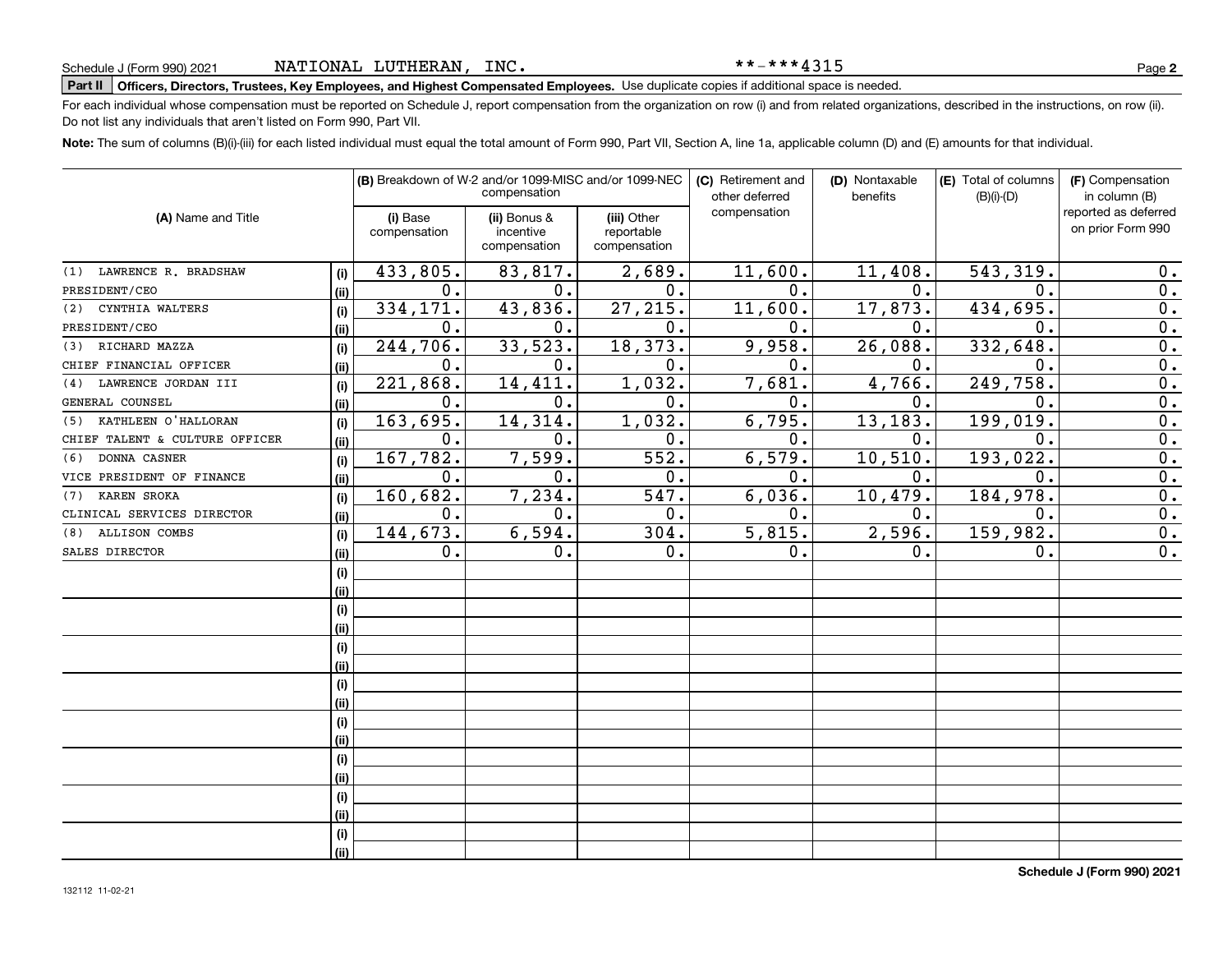Schedule J (Form 990) 2021 NATIONAL LUTHERAN, INC. **-***4315

**Part II** **Officers, Directors, Trustees, Key Employees, and Highest Compensated Employees.** Use duplicate copies if additional space is needed.

For each individual whose compensation must be reported on Schedule J, report compensation from the organization on row (i) and from related organizations, described in the instructions, on row (ii). Do not list any individuals that aren't listed on Form 990, Part VII.

**Note:** The sum of columns (B)(i)-(iii) for each listed individual must equal the total amount of Form 990, Part VII, Section A, line 1a, applicable column (D) and (E) amounts for that individual.

| (A) Name and Title | | (B) Breakdown of W-2 and/or 1099-MISC and/or 1099-NEC compensation | | | (C) Retirement and other deferred compensation | (D) Nontaxable benefits | (E) Total of columns (B)(i)-(D) | (F) Compensation in column (B) reported as deferred on prior Form 990 |
|---|---|---|---|---|---|---|---|---|
| | | (i) Base compensation | (ii) Bonus & incentive compensation | (iii) Other reportable compensation | | | | |
| (1) LAWRENCE R. BRADSHAW | (i) | 433,805. | 83,817. | 2,689. | 11,600. | 11,408. | 543,319. | 0. |
| PRESIDENT/CEO | (ii) | 0. | 0. | 0. | 0. | 0. | 0. | 0. |
| (2) CYNTHIA WALTERS | (i) | 334,171. | 43,836. | 27,215. | 11,600. | 17,873. | 434,695. | 0. |
| PRESIDENT/CEO | (ii) | 0. | 0. | 0. | 0. | 0. | 0. | 0. |
| (3) RICHARD MAZZA | (i) | 244,706. | 33,523. | 18,373. | 9,958. | 26,088. | 332,648. | 0. |
| CHIEF FINANCIAL OFFICER | (ii) | 0. | 0. | 0. | 0. | 0. | 0. | 0. |
| (4) LAWRENCE JORDAN III | (i) | 221,868. | 14,411. | 1,032. | 7,681. | 4,766. | 249,758. | 0. |
| GENERAL COUNSEL | (ii) | 0. | 0. | 0. | 0. | 0. | 0. | 0. |
| (5) KATHLEEN O'HALLORAN | (i) | 163,695. | 14,314. | 1,032. | 6,795. | 13,183. | 199,019. | 0. |
| CHIEF TALENT & CULTURE OFFICER | (ii) | 0. | 0. | 0. | 0. | 0. | 0. | 0. |
| (6) DONNA CASNER | (i) | 167,782. | 7,599. | 552. | 6,579. | 10,510. | 193,022. | 0. |
| VICE PRESIDENT OF FINANCE | (ii) | 0. | 0. | 0. | 0. | 0. | 0. | 0. |
| (7) KAREN SROKA | (i) | 160,682. | 7,234. | 547. | 6,036. | 10,479. | 184,978. | 0. |
| CLINICAL SERVICES DIRECTOR | (ii) | 0. | 0. | 0. | 0. | 0. | 0. | 0. |
| (8) ALLISON COMBS | (i) | 144,673. | 6,594. | 304. | 5,815. | 2,596. | 159,982. | 0. |
| SALES DIRECTOR | (ii) | 0. | 0. | 0. | 0. | 0. | 0. | 0. |
| | (i) | | | | | | | |
| | (ii) | | | | | | | |
| | (i) | | | | | | | |
| | (ii) | | | | | | | |
| | (i) | | | | | | | |
| | (ii) | | | | | | | |
| | (i) | | | | | | | |
| | (ii) | | | | | | | |
| | (i) | | | | | | | |
| | (ii) | | | | | | | |
| | (i) | | | | | | | |
| | (ii) | | | | | | | |
| | (i) | | | | | | | |
| | (ii) | | | | | | | |
| | (i) | | | | | | | |
| | (ii) | | | | | | | |

Schedule J (Form 990) 2021

132112 11-02-21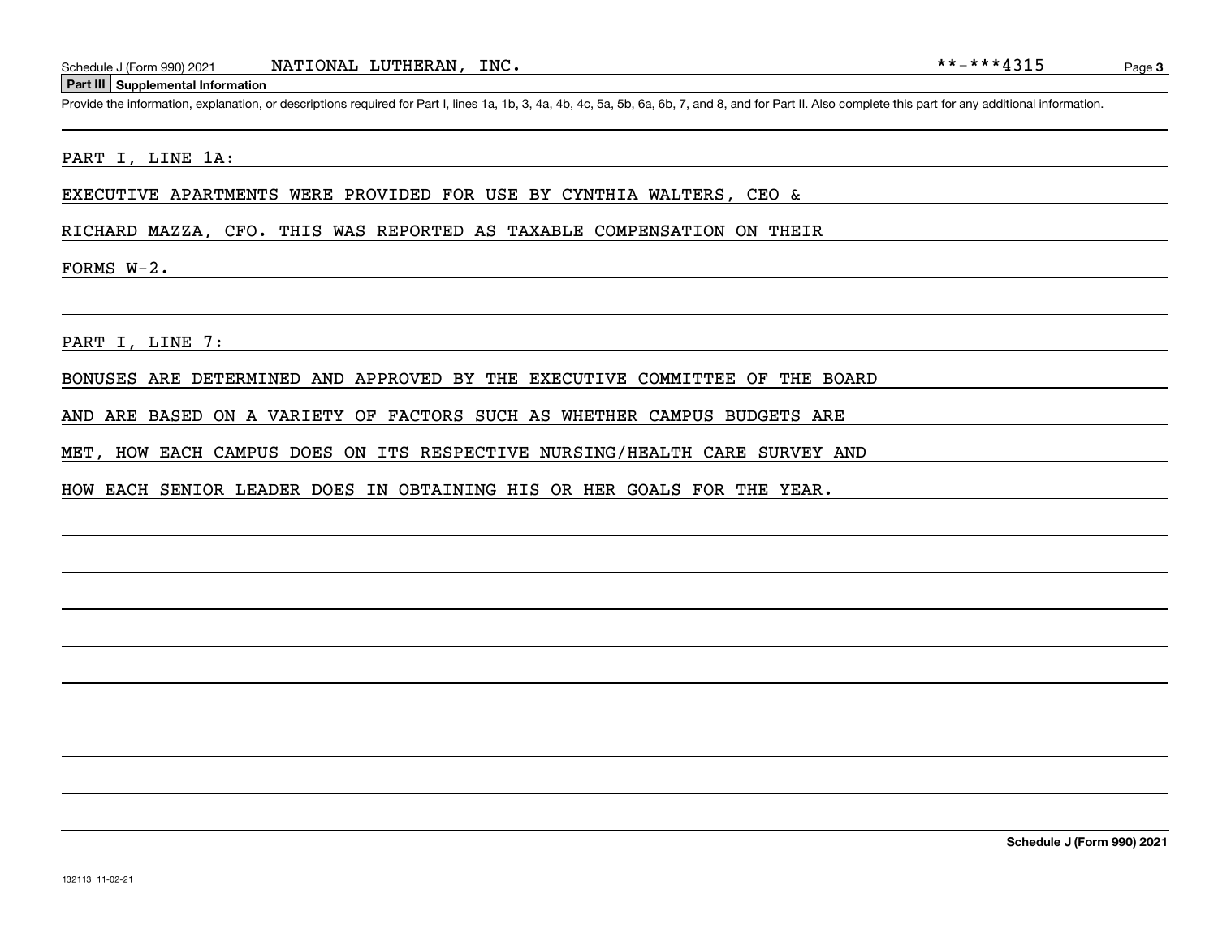Schedule J (Form 990) 2021 NATIONAL LUTHERAN, INC. **-***4315

## Part III Supplemental Information

Provide the information, explanation, or descriptions required for Part I, lines 1a, 1b, 3, 4a, 4b, 4c, 5a, 5b, 6a, 6b, 7, and 8, and for Part II. Also complete this part for any additional information.

PART I, LINE 1A:

EXECUTIVE APARTMENTS WERE PROVIDED FOR USE BY CYNTHIA WALTERS, CEO & RICHARD MAZZA, CFO. THIS WAS REPORTED AS TAXABLE COMPENSATION ON THEIR FORMS W-2.

PART I, LINE 7:

BONUSES ARE DETERMINED AND APPROVED BY THE EXECUTIVE COMMITTEE OF THE BOARD AND ARE BASED ON A VARIETY OF FACTORS SUCH AS WHETHER CAMPUS BUDGETS ARE MET, HOW EACH CAMPUS DOES ON ITS RESPECTIVE NURSING/HEALTH CARE SURVEY AND HOW EACH SENIOR LEADER DOES IN OBTAINING HIS OR HER GOALS FOR THE YEAR.

Schedule J (Form 990) 2021

132113 11-02-21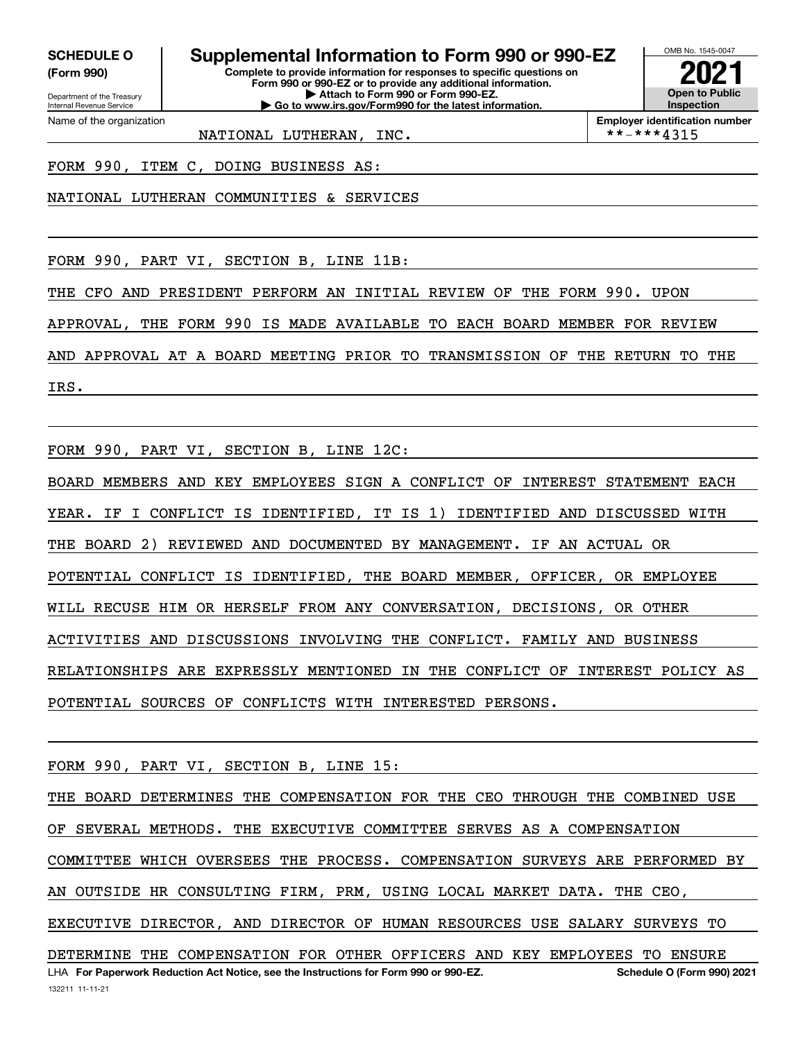**SCHEDULE O (Form 990)**

Department of the Treasury
Internal Revenue Service

# Supplemental Information to Form 990 or 990-EZ

**Complete to provide information for responses to specific questions on Form 990 or 990-EZ or to provide any additional information.**
**▶ Attach to Form 990 or Form 990-EZ.**
**▶ Go to www.irs.gov/Form990 for the latest information.**

OMB No. 1545-0047

**2021**

**Open to Public Inspection**

Name of the organization: NATIONAL LUTHERAN, INC.

**Employer identification number** **-***4315

FORM 990, ITEM C, DOING BUSINESS AS:

NATIONAL LUTHERAN COMMUNITIES & SERVICES

FORM 990, PART VI, SECTION B, LINE 11B:

THE CFO AND PRESIDENT PERFORM AN INITIAL REVIEW OF THE FORM 990. UPON APPROVAL, THE FORM 990 IS MADE AVAILABLE TO EACH BOARD MEMBER FOR REVIEW AND APPROVAL AT A BOARD MEETING PRIOR TO TRANSMISSION OF THE RETURN TO THE IRS.

FORM 990, PART VI, SECTION B, LINE 12C:

BOARD MEMBERS AND KEY EMPLOYEES SIGN A CONFLICT OF INTEREST STATEMENT EACH YEAR. IF I CONFLICT IS IDENTIFIED, IT IS 1) IDENTIFIED AND DISCUSSED WITH THE BOARD 2) REVIEWED AND DOCUMENTED BY MANAGEMENT. IF AN ACTUAL OR POTENTIAL CONFLICT IS IDENTIFIED, THE BOARD MEMBER, OFFICER, OR EMPLOYEE WILL RECUSE HIM OR HERSELF FROM ANY CONVERSATION, DECISIONS, OR OTHER ACTIVITIES AND DISCUSSIONS INVOLVING THE CONFLICT. FAMILY AND BUSINESS RELATIONSHIPS ARE EXPRESSLY MENTIONED IN THE CONFLICT OF INTEREST POLICY AS POTENTIAL SOURCES OF CONFLICTS WITH INTERESTED PERSONS.

FORM 990, PART VI, SECTION B, LINE 15:

THE BOARD DETERMINES THE COMPENSATION FOR THE CEO THROUGH THE COMBINED USE OF SEVERAL METHODS. THE EXECUTIVE COMMITTEE SERVES AS A COMPENSATION COMMITTEE WHICH OVERSEES THE PROCESS. COMPENSATION SURVEYS ARE PERFORMED BY AN OUTSIDE HR CONSULTING FIRM, PRM, USING LOCAL MARKET DATA. THE CEO, EXECUTIVE DIRECTOR, AND DIRECTOR OF HUMAN RESOURCES USE SALARY SURVEYS TO DETERMINE THE COMPENSATION FOR OTHER OFFICERS AND KEY EMPLOYEES TO ENSURE

LHA **For Paperwork Reduction Act Notice, see the Instructions for Form 990 or 990-EZ.** **Schedule O (Form 990) 2021**

132211 11-11-21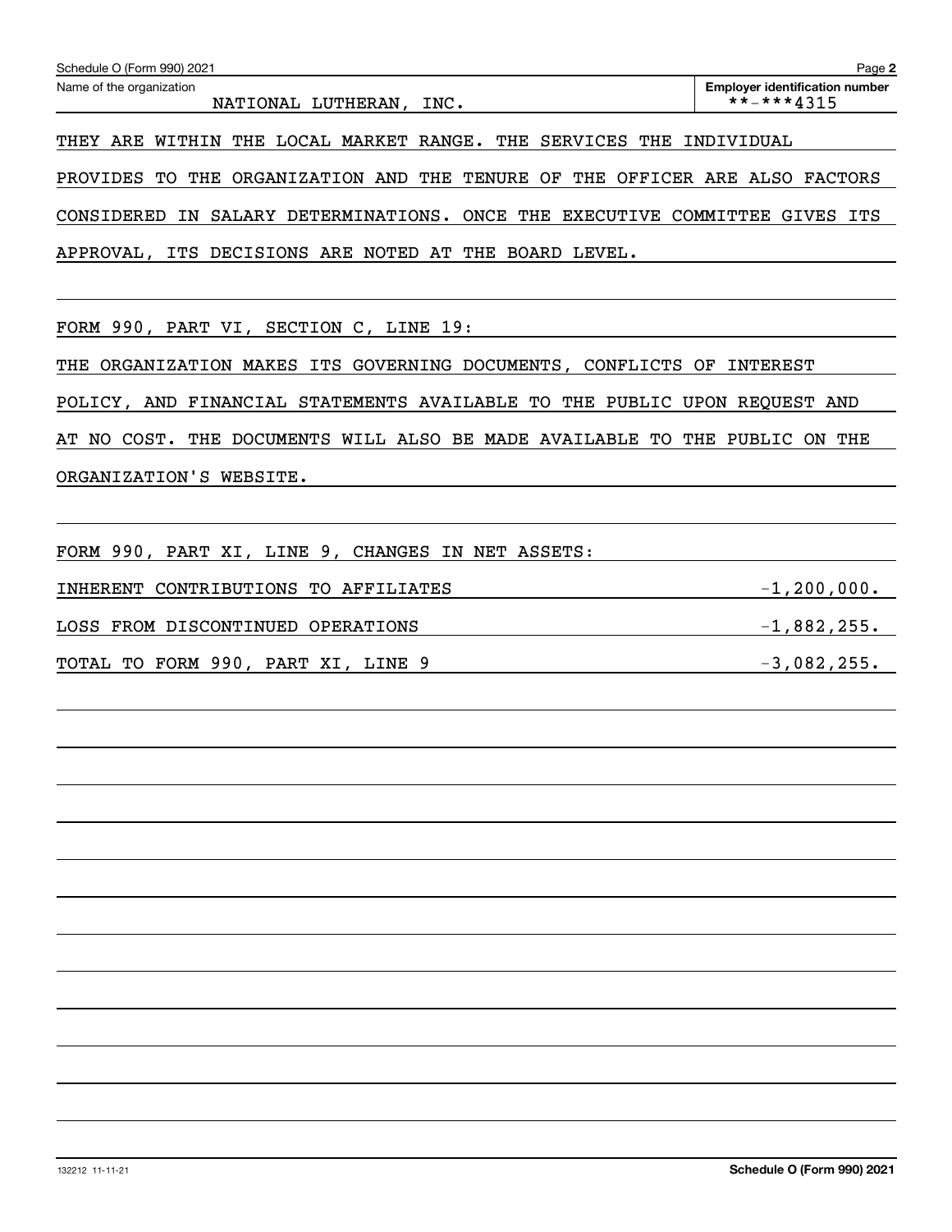Schedule O (Form 990) 2021

Name of the organization: NATIONAL LUTHERAN, INC.

Employer identification number: **-***4315

THEY ARE WITHIN THE LOCAL MARKET RANGE. THE SERVICES THE INDIVIDUAL PROVIDES TO THE ORGANIZATION AND THE TENURE OF THE OFFICER ARE ALSO FACTORS CONSIDERED IN SALARY DETERMINATIONS. ONCE THE EXECUTIVE COMMITTEE GIVES ITS APPROVAL, ITS DECISIONS ARE NOTED AT THE BOARD LEVEL.

FORM 990, PART VI, SECTION C, LINE 19:

THE ORGANIZATION MAKES ITS GOVERNING DOCUMENTS, CONFLICTS OF INTEREST POLICY, AND FINANCIAL STATEMENTS AVAILABLE TO THE PUBLIC UPON REQUEST AND AT NO COST. THE DOCUMENTS WILL ALSO BE MADE AVAILABLE TO THE PUBLIC ON THE ORGANIZATION'S WEBSITE.

FORM 990, PART XI, LINE 9, CHANGES IN NET ASSETS:

| | |
|---|---|
| INHERENT CONTRIBUTIONS TO AFFILIATES | -1,200,000. |
| LOSS FROM DISCONTINUED OPERATIONS | -1,882,255. |
| TOTAL TO FORM 990, PART XI, LINE 9 | -3,082,255. |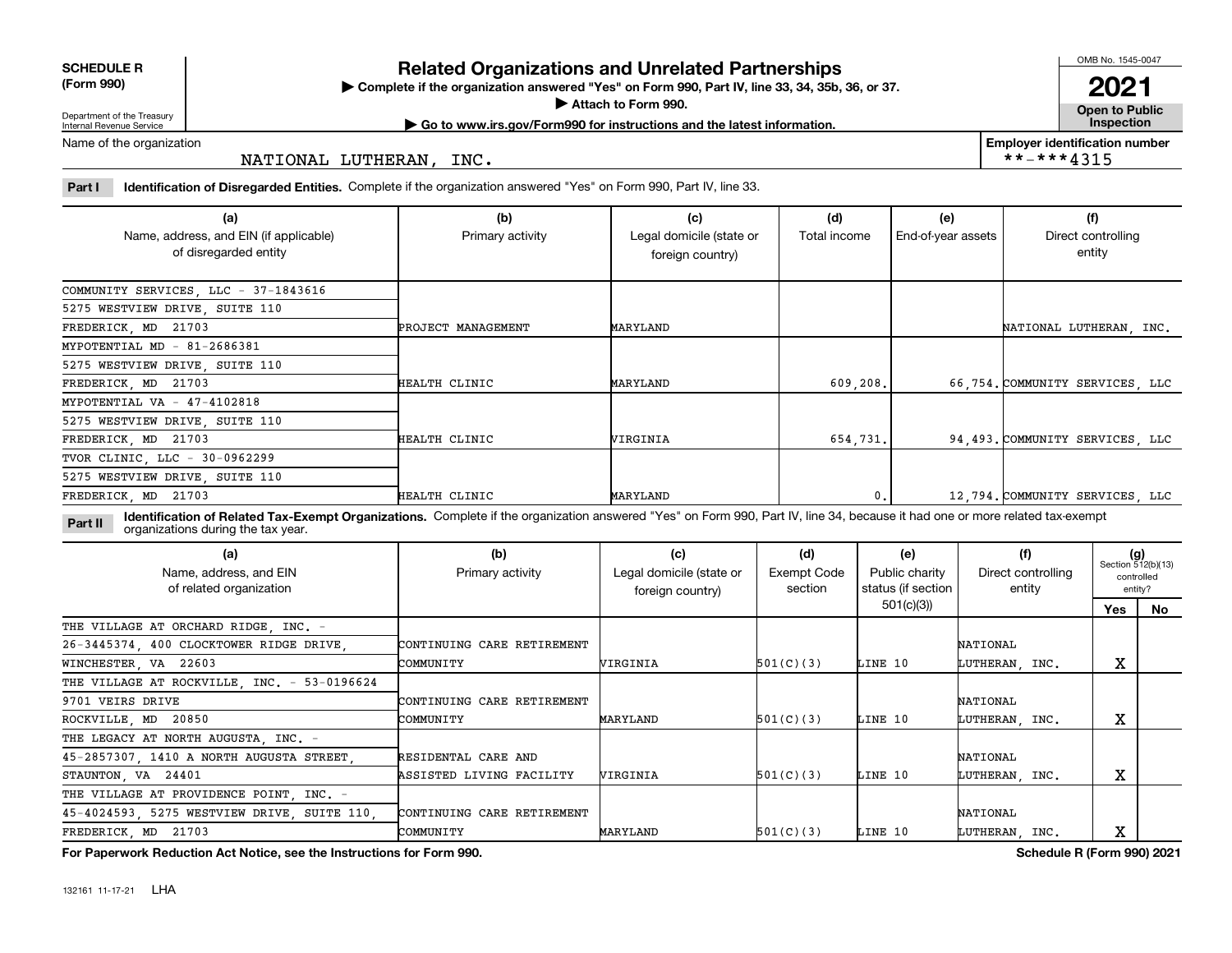**SCHEDULE R (Form 990)**

Department of the Treasury
Internal Revenue Service

# Related Organizations and Unrelated Partnerships

▶ Complete if the organization answered "Yes" on Form 990, Part IV, line 33, 34, 35b, 36, or 37.
▶ Attach to Form 990.
▶ Go to www.irs.gov/Form990 for instructions and the latest information.

OMB No. 1545-0047
**2021**
**Open to Public Inspection**

Name of the organization: NATIONAL LUTHERAN, INC.

Employer identification number: **-***4315

**Part I** **Identification of Disregarded Entities.** Complete if the organization answered "Yes" on Form 990, Part IV, line 33.

| (a) Name, address, and EIN (if applicable) of disregarded entity | (b) Primary activity | (c) Legal domicile (state or foreign country) | (d) Total income | (e) End-of-year assets | (f) Direct controlling entity |
|---|---|---|---|---|---|
| COMMUNITY SERVICES, LLC - 37-1843616, 5275 WESTVIEW DRIVE, SUITE 110, FREDERICK, MD 21703 | PROJECT MANAGEMENT | MARYLAND | | | NATIONAL LUTHERAN, INC. |
| MYPOTENTIAL MD - 81-2686381, 5275 WESTVIEW DRIVE, SUITE 110, FREDERICK, MD 21703 | HEALTH CLINIC | MARYLAND | 609,208. | 66,754. | COMMUNITY SERVICES, LLC |
| MYPOTENTIAL VA - 47-4102818, 5275 WESTVIEW DRIVE, SUITE 110, FREDERICK, MD 21703 | HEALTH CLINIC | VIRGINIA | 654,731. | 94,493. | COMMUNITY SERVICES, LLC |
| TVOR CLINIC, LLC - 30-0962299, 5275 WESTVIEW DRIVE, SUITE 110, FREDERICK, MD 21703 | HEALTH CLINIC | MARYLAND | 0. | 12,794. | COMMUNITY SERVICES, LLC |

**Part II** **Identification of Related Tax-Exempt Organizations.** Complete if the organization answered "Yes" on Form 990, Part IV, line 34, because it had one or more related tax-exempt organizations during the tax year.

| (a) Name, address, and EIN of related organization | (b) Primary activity | (c) Legal domicile (state or foreign country) | (d) Exempt Code section | (e) Public charity status (if section 501(c)(3)) | (f) Direct controlling entity | (g) Section 512(b)(13) controlled entity? Yes | No |
|---|---|---|---|---|---|---|---|
| THE VILLAGE AT ORCHARD RIDGE, INC. - 26-3445374, 400 CLOCKTOWER RIDGE DRIVE, WINCHESTER, VA 22603 | CONTINUING CARE RETIREMENT COMMUNITY | VIRGINIA | 501(C)(3) | LINE 10 | NATIONAL LUTHERAN, INC. | X | |
| THE VILLAGE AT ROCKVILLE, INC. - 53-0196624, 9701 VEIRS DRIVE, ROCKVILLE, MD 20850 | CONTINUING CARE RETIREMENT COMMUNITY | MARYLAND | 501(C)(3) | LINE 10 | NATIONAL LUTHERAN, INC. | X | |
| THE LEGACY AT NORTH AUGUSTA, INC. - 45-2857307, 1410 A NORTH AUGUSTA STREET, STAUNTON, VA 24401 | RESIDENTAL CARE AND ASSISTED LIVING FACILITY | VIRGINIA | 501(C)(3) | LINE 10 | NATIONAL LUTHERAN, INC. | X | |
| THE VILLAGE AT PROVIDENCE POINT, INC. - 45-4024593, 5275 WESTVIEW DRIVE, SUITE 110, FREDERICK, MD 21703 | CONTINUING CARE RETIREMENT COMMUNITY | MARYLAND | 501(C)(3) | LINE 10 | NATIONAL LUTHERAN, INC. | X | |

**For Paperwork Reduction Act Notice, see the Instructions for Form 990.** **Schedule R (Form 990) 2021**

132161 11-17-21 LHA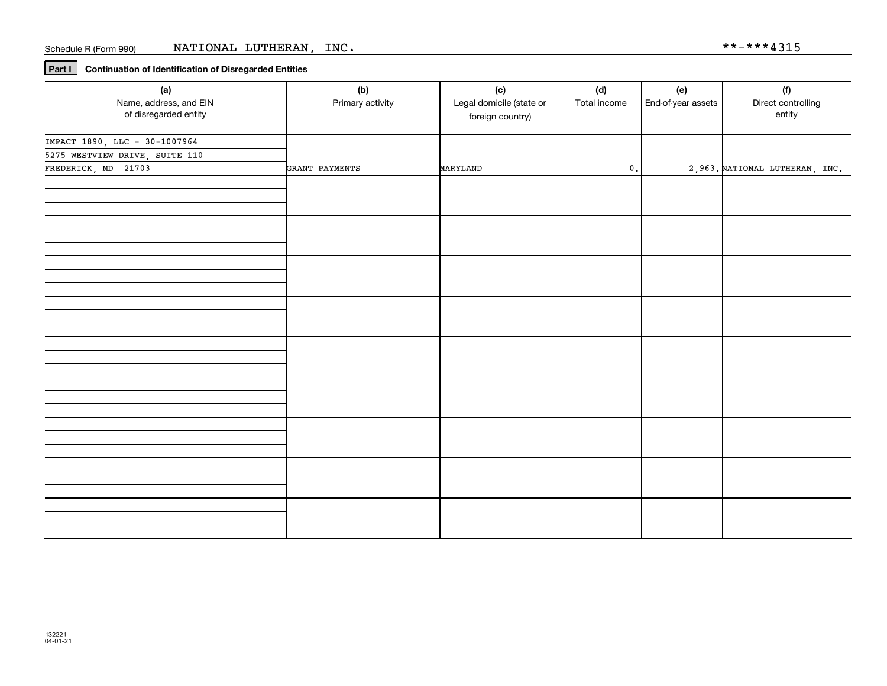Schedule R (Form 990) NATIONAL LUTHERAN, INC. **-***4315

**Part I** **Continuation of Identification of Disregarded Entities**

| (a) Name, address, and EIN of disregarded entity | (b) Primary activity | (c) Legal domicile (state or foreign country) | (d) Total income | (e) End-of-year assets | (f) Direct controlling entity |
|---|---|---|---|---|---|
| IMPACT 1890, LLC - 30-1007964<br>5275 WESTVIEW DRIVE, SUITE 110<br>FREDERICK, MD 21703 | GRANT PAYMENTS | MARYLAND | 0. | 2,963. | NATIONAL LUTHERAN, INC. |
| | | | | | |
| | | | | | |
| | | | | | |
| | | | | | |
| | | | | | |
| | | | | | |
| | | | | | |
| | | | | | |
| | | | | | |

132221
04-01-21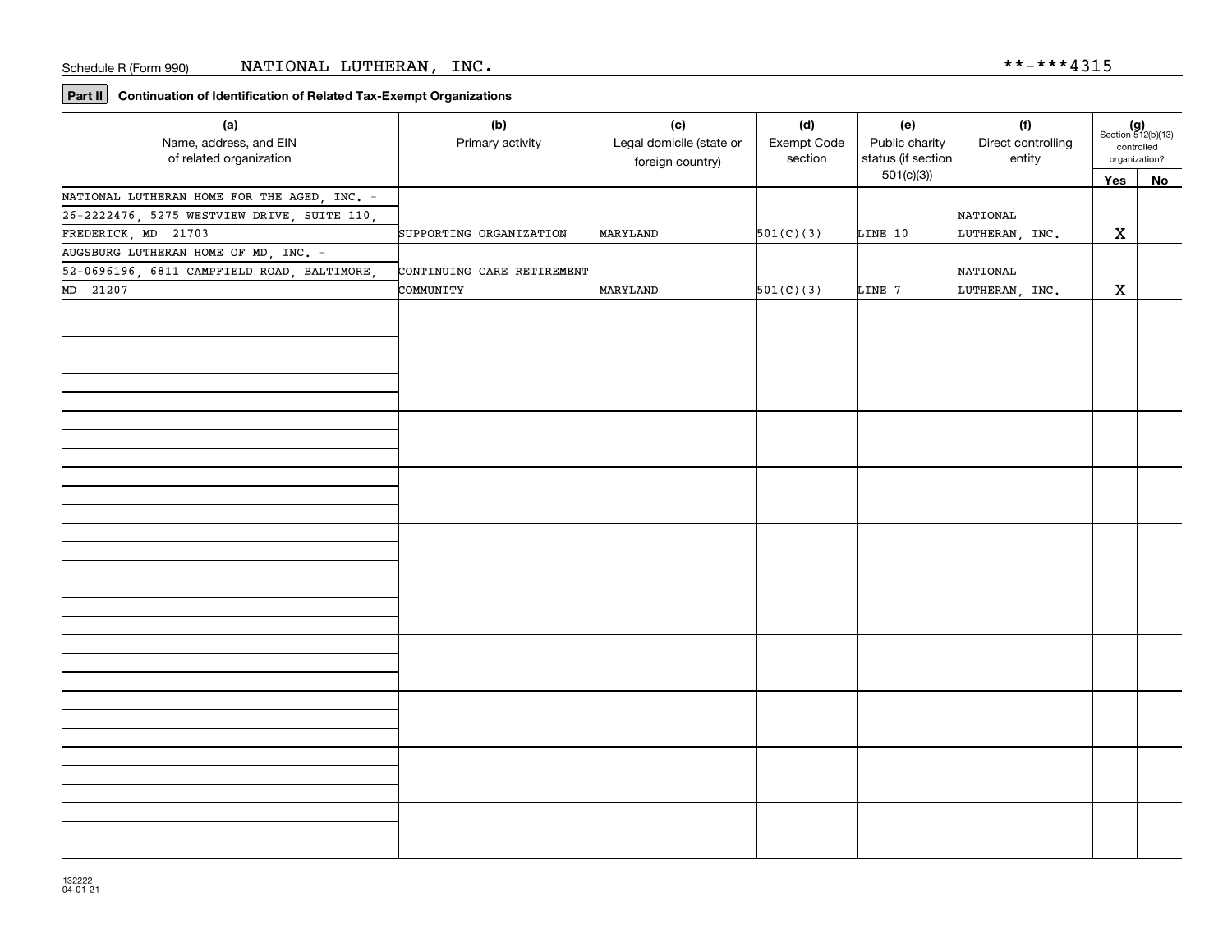Schedule R (Form 990) NATIONAL LUTHERAN, INC. **-***4315

**Part II** **Continuation of Identification of Related Tax-Exempt Organizations**

| (a) Name, address, and EIN of related organization | (b) Primary activity | (c) Legal domicile (state or foreign country) | (d) Exempt Code section | (e) Public charity status (if section 501(c)(3)) | (f) Direct controlling entity | (g) Section 512(b)(13) controlled organization? Yes | No |
|---|---|---|---|---|---|---|---|
| NATIONAL LUTHERAN HOME FOR THE AGED, INC. - 26-2222476, 5275 WESTVIEW DRIVE, SUITE 110, FREDERICK, MD 21703 | SUPPORTING ORGANIZATION | MARYLAND | 501(C)(3) | LINE 10 | NATIONAL LUTHERAN, INC. | X | |
| AUGSBURG LUTHERAN HOME OF MD, INC. - 52-0696196, 6811 CAMPFIELD ROAD, BALTIMORE, MD 21207 | CONTINUING CARE RETIREMENT COMMUNITY | MARYLAND | 501(C)(3) | LINE 7 | NATIONAL LUTHERAN, INC. | X | |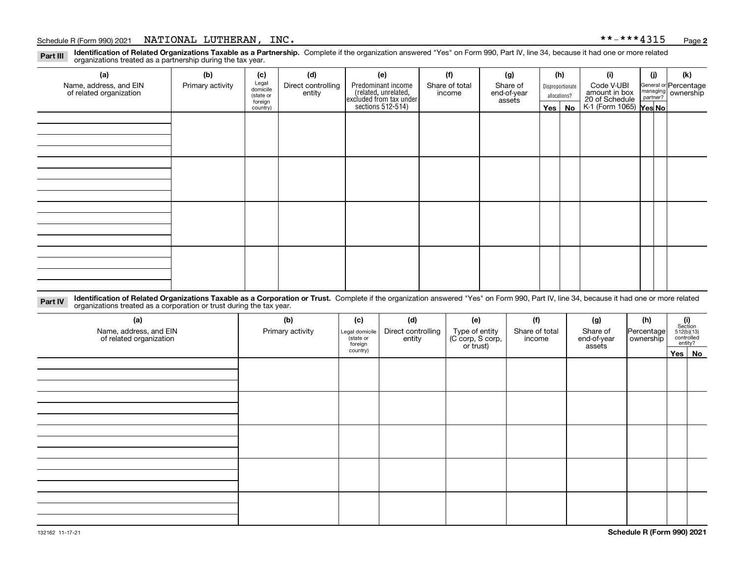Schedule R (Form 990) 2021 NATIONAL LUTHERAN, INC. **-***4315

**Part III** **Identification of Related Organizations Taxable as a Partnership.** Complete if the organization answered "Yes" on Form 990, Part IV, line 34, because it had one or more related organizations treated as a partnership during the tax year.

| (a) Name, address, and EIN of related organization | (b) Primary activity | (c) Legal domicile (state or foreign country) | (d) Direct controlling entity | (e) Predominant income (related, unrelated, excluded from tax under sections 512-514) | (f) Share of total income | (g) Share of end-of-year assets | (h) Disproportionate allocations? Yes | No | (i) Code V-UBI amount in box 20 of Schedule K-1 (Form 1065) | (j) General or managing partner? Yes | No | (k) Percentage ownership |
|---|---|---|---|---|---|---|---|---|---|---|---|---|
| | | | | | | | | | | | | |
| | | | | | | | | | | | | |
| | | | | | | | | | | | | |
| | | | | | | | | | | | | |

**Part IV** **Identification of Related Organizations Taxable as a Corporation or Trust.** Complete if the organization answered "Yes" on Form 990, Part IV, line 34, because it had one or more related organizations treated as a corporation or trust during the tax year.

| (a) Name, address, and EIN of related organization | (b) Primary activity | (c) Legal domicile (state or foreign country) | (d) Direct controlling entity | (e) Type of entity (C corp, S corp, or trust) | (f) Share of total income | (g) Share of end-of-year assets | (h) Percentage ownership | (i) Section 512(b)(13) controlled entity? Yes | No |
|---|---|---|---|---|---|---|---|---|---|
| | | | | | | | | | |
| | | | | | | | | | |
| | | | | | | | | | |
| | | | | | | | | | |
| | | | | | | | | | |

132162 11-17-21

**Schedule R (Form 990) 2021**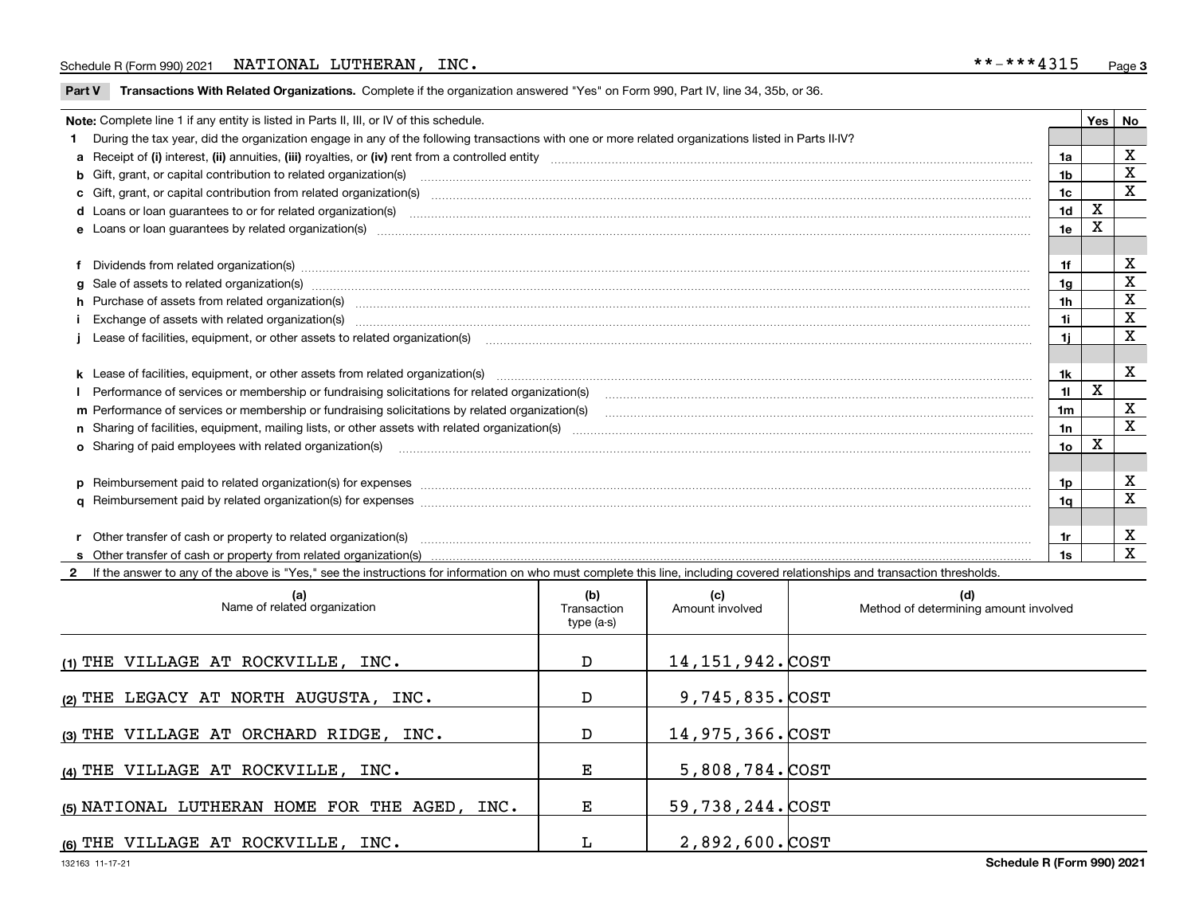Schedule R (Form 990) 2021 NATIONAL LUTHERAN, INC. **-***4315

## Part V Transactions With Related Organizations. Complete if the organization answered "Yes" on Form 990, Part IV, line 34, 35b, or 36.

| Note: Complete line 1 if any entity is listed in Parts II, III, or IV of this schedule. | | Yes | No |
|---|---|---|---|
| **1** During the tax year, did the organization engage in any of the following transactions with one or more related organizations listed in Parts II-IV? | | | |
| **a** Receipt of **(i)** interest, **(ii)** annuities, **(iii)** royalties, or **(iv)** rent from a controlled entity | 1a | | X |
| **b** Gift, grant, or capital contribution to related organization(s) | 1b | | X |
| **c** Gift, grant, or capital contribution from related organization(s) | 1c | | X |
| **d** Loans or loan guarantees to or for related organization(s) | 1d | X | |
| **e** Loans or loan guarantees by related organization(s) | 1e | X | |
| **f** Dividends from related organization(s) | 1f | | X |
| **g** Sale of assets to related organization(s) | 1g | | X |
| **h** Purchase of assets from related organization(s) | 1h | | X |
| **i** Exchange of assets with related organization(s) | 1i | | X |
| **j** Lease of facilities, equipment, or other assets to related organization(s) | 1j | | X |
| **k** Lease of facilities, equipment, or other assets from related organization(s) | 1k | | X |
| **l** Performance of services or membership or fundraising solicitations for related organization(s) | 1l | X | |
| **m** Performance of services or membership or fundraising solicitations by related organization(s) | 1m | | X |
| **n** Sharing of facilities, equipment, mailing lists, or other assets with related organization(s) | 1n | | X |
| **o** Sharing of paid employees with related organization(s) | 1o | X | |
| **p** Reimbursement paid to related organization(s) for expenses | 1p | | X |
| **q** Reimbursement paid by related organization(s) for expenses | 1q | | X |
| **r** Other transfer of cash or property to related organization(s) | 1r | | X |
| **s** Other transfer of cash or property from related organization(s) | 1s | | X |

**2** If the answer to any of the above is "Yes," see the instructions for information on who must complete this line, including covered relationships and transaction thresholds.

| (a) Name of related organization | (b) Transaction type (a-s) | (c) Amount involved | (d) Method of determining amount involved |
|---|---|---|---|
| (1) THE VILLAGE AT ROCKVILLE, INC. | D | 14,151,942. | COST |
| (2) THE LEGACY AT NORTH AUGUSTA, INC. | D | 9,745,835. | COST |
| (3) THE VILLAGE AT ORCHARD RIDGE, INC. | D | 14,975,366. | COST |
| (4) THE VILLAGE AT ROCKVILLE, INC. | E | 5,808,784. | COST |
| (5) NATIONAL LUTHERAN HOME FOR THE AGED, INC. | E | 59,738,244. | COST |
| (6) THE VILLAGE AT ROCKVILLE, INC. | L | 2,892,600. | COST |

132163 11-17-21 Schedule R (Form 990) 2021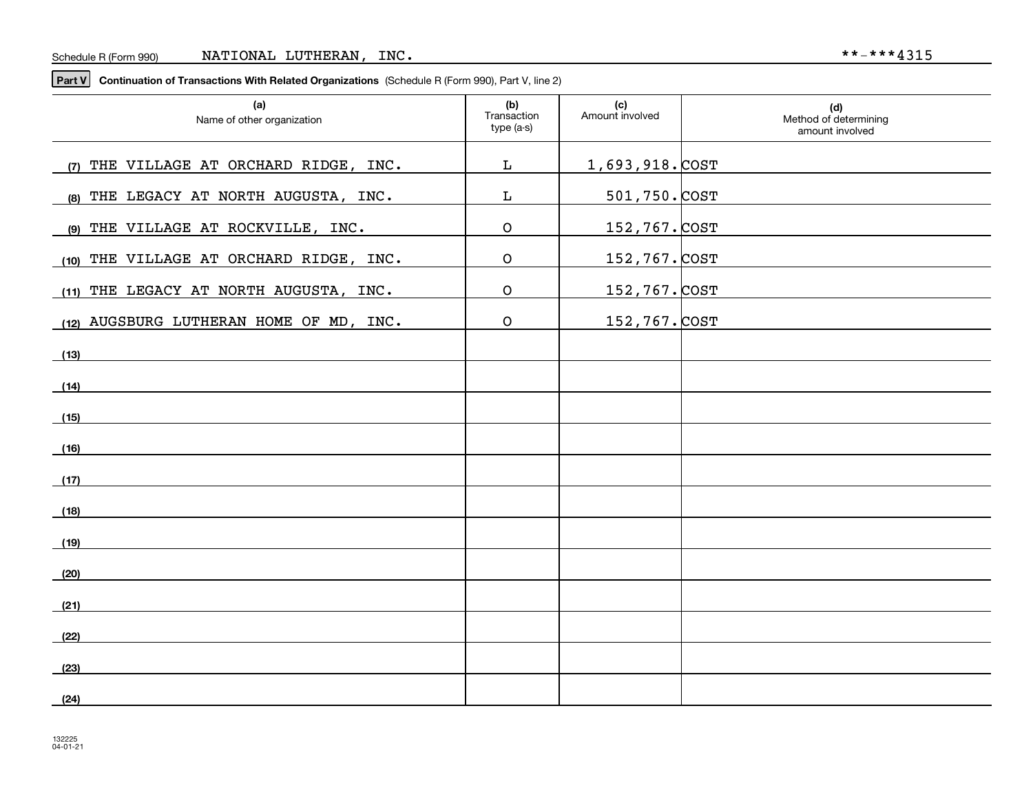Schedule R (Form 990) NATIONAL LUTHERAN, INC. **-***4315

**Part V** **Continuation of Transactions With Related Organizations** (Schedule R (Form 990), Part V, line 2)

| (a) Name of other organization | (b) Transaction type (a-s) | (c) Amount involved | (d) Method of determining amount involved |
|---|---|---|---|
| (7) THE VILLAGE AT ORCHARD RIDGE, INC. | L | 1,693,918. | COST |
| (8) THE LEGACY AT NORTH AUGUSTA, INC. | L | 501,750. | COST |
| (9) THE VILLAGE AT ROCKVILLE, INC. | O | 152,767. | COST |
| (10) THE VILLAGE AT ORCHARD RIDGE, INC. | O | 152,767. | COST |
| (11) THE LEGACY AT NORTH AUGUSTA, INC. | O | 152,767. | COST |
| (12) AUGSBURG LUTHERAN HOME OF MD, INC. | O | 152,767. | COST |
| (13) | | | |
| (14) | | | |
| (15) | | | |
| (16) | | | |
| (17) | | | |
| (18) | | | |
| (19) | | | |
| (20) | | | |
| (21) | | | |
| (22) | | | |
| (23) | | | |
| (24) | | | |

132225 04-01-21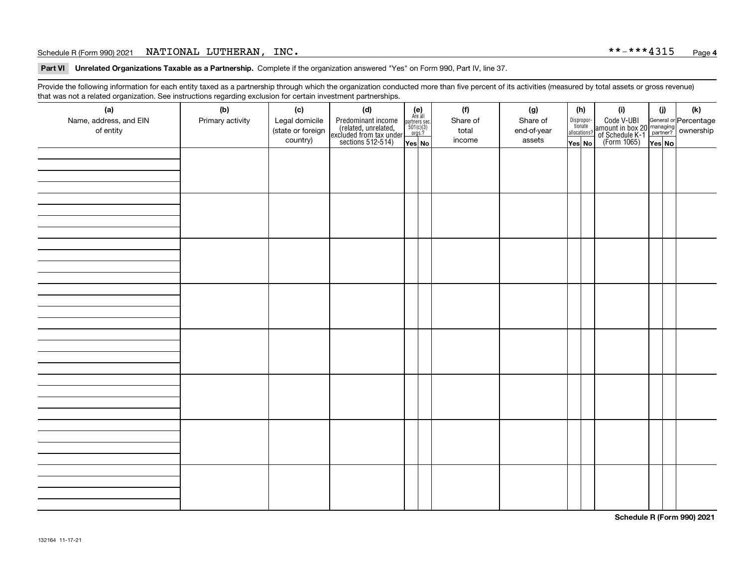Schedule R (Form 990) 2021 NATIONAL LUTHERAN, INC. **-***4315

**Part VI Unrelated Organizations Taxable as a Partnership.** Complete if the organization answered "Yes" on Form 990, Part IV, line 37.

Provide the following information for each entity taxed as a partnership through which the organization conducted more than five percent of its activities (measured by total assets or gross revenue) that was not a related organization. See instructions regarding exclusion for certain investment partnerships.

| (a) Name, address, and EIN of entity | (b) Primary activity | (c) Legal domicile (state or foreign country) | (d) Predominant income (related, unrelated, excluded from tax under sections 512-514) | (e) Are all partners sec. 501(c)(3) orgs.? | | (f) Share of total income | (g) Share of end-of-year assets | (h) Disproportionate allocations? | | (i) Code V-UBI amount in box 20 of Schedule K-1 (Form 1065) | (j) General or managing partner? | | (k) Percentage ownership |
|---|---|---|---|---|---|---|---|---|---|---|---|---|---|
| | | | | Yes | No | | | Yes | No | | Yes | No | |
| | | | | | | | | | | | | | |
| | | | | | | | | | | | | | |
| | | | | | | | | | | | | | |
| | | | | | | | | | | | | | |
| | | | | | | | | | | | | | |
| | | | | | | | | | | | | | |
| | | | | | | | | | | | | | |
| | | | | | | | | | | | | | |

**Schedule R (Form 990) 2021**

132164 11-17-21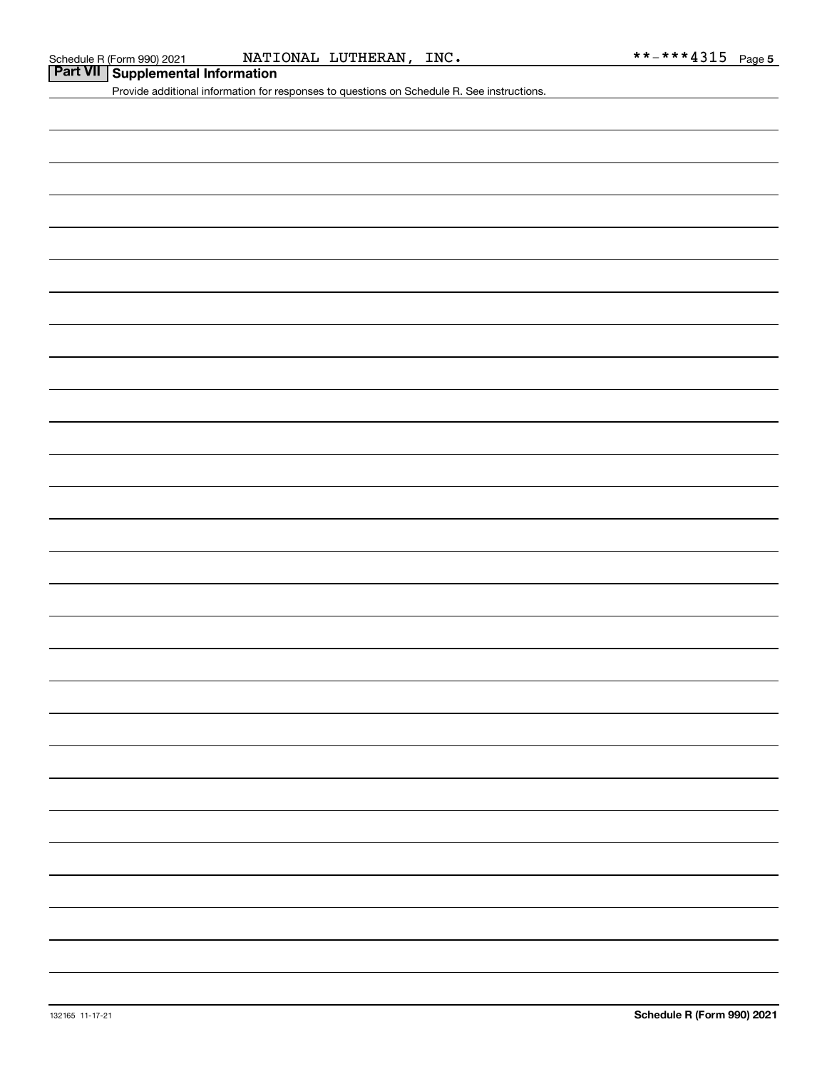Schedule R (Form 990) 2021 NATIONAL LUTHERAN, INC. **-***4315 Page 5

## Part VII Supplemental Information

Provide additional information for responses to questions on Schedule R. See instructions.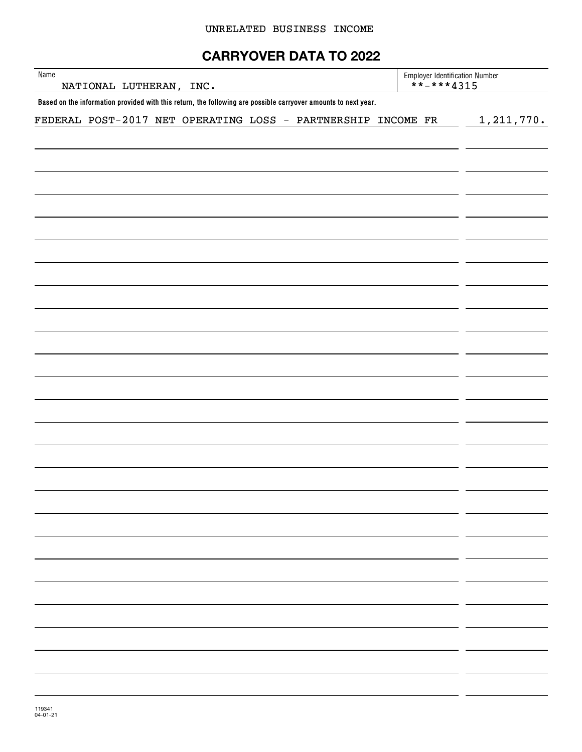UNRELATED BUSINESS INCOME

# CARRYOVER DATA TO 2022

| Name | Employer Identification Number |
|---|---|
| NATIONAL LUTHERAN, INC. | **-***4315 |

**Based on the information provided with this return, the following are possible carryover amounts to next year.**

| | |
|---|---|
| FEDERAL POST-2017 NET OPERATING LOSS - PARTNERSHIP INCOME FR | 1,211,770. |

119341
04-01-21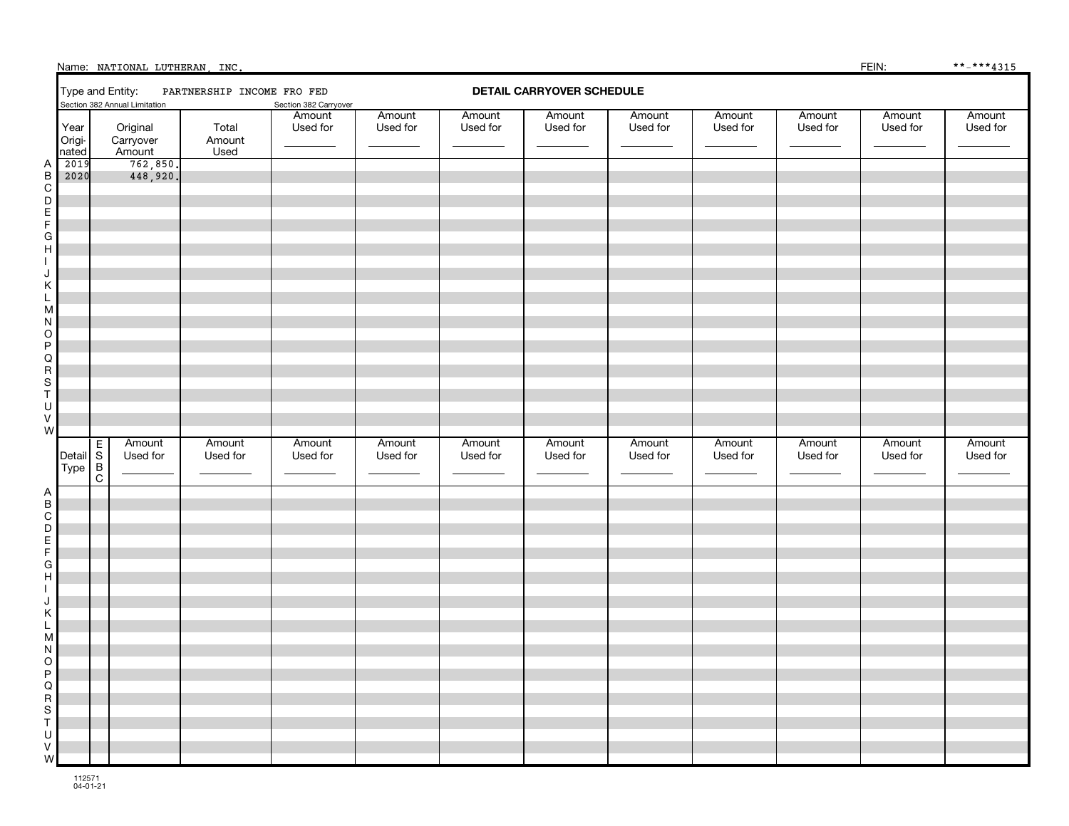Name: NATIONAL LUTHERAN, INC.

FEIN: **-***4315

Type and Entity: PARTNERSHIP INCOME FRO FED

## DETAIL CARRYOVER SCHEDULE

Section 382 Annual Limitation

Section 382 Carryover

| | Year Originated | Original Carryover Amount | Total Amount Used | Amount Used for | Amount Used for | Amount Used for | Amount Used for | Amount Used for | Amount Used for | Amount Used for | Amount Used for | Amount Used for |
|---|---|---|---|---|---|---|---|---|---|---|---|---|
| A | 2019 | 762,850. | | | | | | | | | | |
| B | 2020 | 448,920. | | | | | | | | | | |
| C | | | | | | | | | | | | |
| D | | | | | | | | | | | | |
| E | | | | | | | | | | | | |
| F | | | | | | | | | | | | |
| G | | | | | | | | | | | | |
| H | | | | | | | | | | | | |
| I | | | | | | | | | | | | |
| J | | | | | | | | | | | | |
| K | | | | | | | | | | | | |
| L | | | | | | | | | | | | |
| M | | | | | | | | | | | | |
| N | | | | | | | | | | | | |
| O | | | | | | | | | | | | |
| P | | | | | | | | | | | | |
| Q | | | | | | | | | | | | |
| R | | | | | | | | | | | | |
| S | | | | | | | | | | | | |
| T | | | | | | | | | | | | |
| U | | | | | | | | | | | | |
| V | | | | | | | | | | | | |
| W | | | | | | | | | | | | |

| | Detail Type | ESBC | Amount Used for | Amount Used for | Amount Used for | Amount Used for | Amount Used for | Amount Used for | Amount Used for | Amount Used for | Amount Used for | Amount Used for |
|---|---|---|---|---|---|---|---|---|---|---|---|---|
| A | | | | | | | | | | | | |
| B | | | | | | | | | | | | |
| C | | | | | | | | | | | | |
| D | | | | | | | | | | | | |
| E | | | | | | | | | | | | |
| F | | | | | | | | | | | | |
| G | | | | | | | | | | | | |
| H | | | | | | | | | | | | |
| I | | | | | | | | | | | | |
| J | | | | | | | | | | | | |
| K | | | | | | | | | | | | |
| L | | | | | | | | | | | | |
| M | | | | | | | | | | | | |
| N | | | | | | | | | | | | |
| O | | | | | | | | | | | | |
| P | | | | | | | | | | | | |
| Q | | | | | | | | | | | | |
| R | | | | | | | | | | | | |
| S | | | | | | | | | | | | |
| T | | | | | | | | | | | | |
| U | | | | | | | | | | | | |
| V | | | | | | | | | | | | |
| W | | | | | | | | | | | | |

112571
04-01-21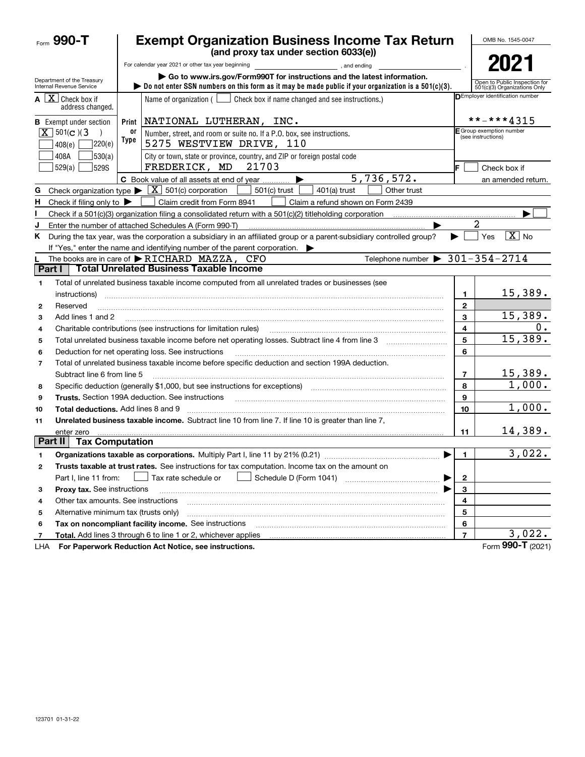Form **990-T**

# Exempt Organization Business Income Tax Return

**(and proxy tax under section 6033(e))**

For calendar year 2021 or other tax year beginning , and ending .

OMB No. 1545-0047

**2021**

Department of the Treasury
Internal Revenue Service

▶ Go to www.irs.gov/Form990T for instructions and the latest information.
▶ Do not enter SSN numbers on this form as it may be made public if your organization is a 501(c)(3).

Open to Public Inspection for 501(c)(3) Organizations Only

**A** [X] Check box if address changed.

**B** Exempt under section [X] 501(c)(3) [ ] 408(e) [ ] 220(e) [ ] 408A [ ] 530(a) [ ] 529(a) [ ] 529S

Name of organization ( [ ] Check box if name changed and see instructions.)
NATIONAL LUTHERAN, INC.

Number, street, and room or suite no. If a P.O. box, see instructions.
5275 WESTVIEW DRIVE, 110

City or town, state or province, country, and ZIP or foreign postal code
FREDERICK, MD 21703

**C** Book value of all assets at end of year ▶ 5,736,572.

**D** Employer identification number: **-***4315

**E** Group exemption number (see instructions)

**F** [ ] Check box if an amended return.

**G** Check organization type ▶ [X] 501(c) corporation [ ] 501(c) trust [ ] 401(a) trust [ ] Other trust

**H** Check if filing only to ▶ [ ] Claim credit from Form 8941 [ ] Claim a refund shown on Form 2439

**I** Check if a 501(c)(3) organization filing a consolidated return with a 501(c)(2) titleholding corporation ▶ [ ]

**J** Enter the number of attached Schedules A (Form 990-T) ▶ 2

**K** During the tax year, was the corporation a subsidiary in an affiliated group or a parent-subsidiary controlled group? ▶ [ ] Yes [X] No
If "Yes," enter the name and identifying number of the parent corporation. ▶

**L** The books are in care of ▶ RICHARD MAZZA, CFO Telephone number ▶ 301-354-2714

## Part I Total Unrelated Business Taxable Income

| | | | |
|---|---|---|---|
| 1 | Total of unrelated business taxable income computed from all unrelated trades or businesses (see instructions) | 1 | 15,389. |
| 2 | Reserved | 2 | |
| 3 | Add lines 1 and 2 | 3 | 15,389. |
| 4 | Charitable contributions (see instructions for limitation rules) | 4 | 0. |
| 5 | Total unrelated business taxable income before net operating losses. Subtract line 4 from line 3 | 5 | 15,389. |
| 6 | Deduction for net operating loss. See instructions | 6 | |
| 7 | Total of unrelated business taxable income before specific deduction and section 199A deduction. Subtract line 6 from line 5 | 7 | 15,389. |
| 8 | Specific deduction (generally $1,000, but see instructions for exceptions) | 8 | 1,000. |
| 9 | **Trusts.** Section 199A deduction. See instructions | 9 | |
| 10 | **Total deductions.** Add lines 8 and 9 | 10 | 1,000. |
| 11 | **Unrelated business taxable income.** Subtract line 10 from line 7. If line 10 is greater than line 7, enter zero | 11 | 14,389. |

## Part II Tax Computation

| | | | |
|---|---|---|---|
| 1 | **Organizations taxable as corporations.** Multiply Part I, line 11 by 21% (0.21) ▶ | 1 | 3,022. |
| 2 | **Trusts taxable at trust rates.** See instructions for tax computation. Income tax on the amount on Part I, line 11 from: [ ] Tax rate schedule or [ ] Schedule D (Form 1041) ▶ | 2 | |
| 3 | **Proxy tax.** See instructions ▶ | 3 | |
| 4 | Other tax amounts. See instructions | 4 | |
| 5 | Alternative minimum tax (trusts only) | 5 | |
| 6 | **Tax on noncompliant facility income.** See instructions | 6 | |
| 7 | **Total.** Add lines 3 through 6 to line 1 or 2, whichever applies | 7 | 3,022. |

LHA **For Paperwork Reduction Act Notice, see instructions.** Form **990-T** (2021)

123701 01-31-22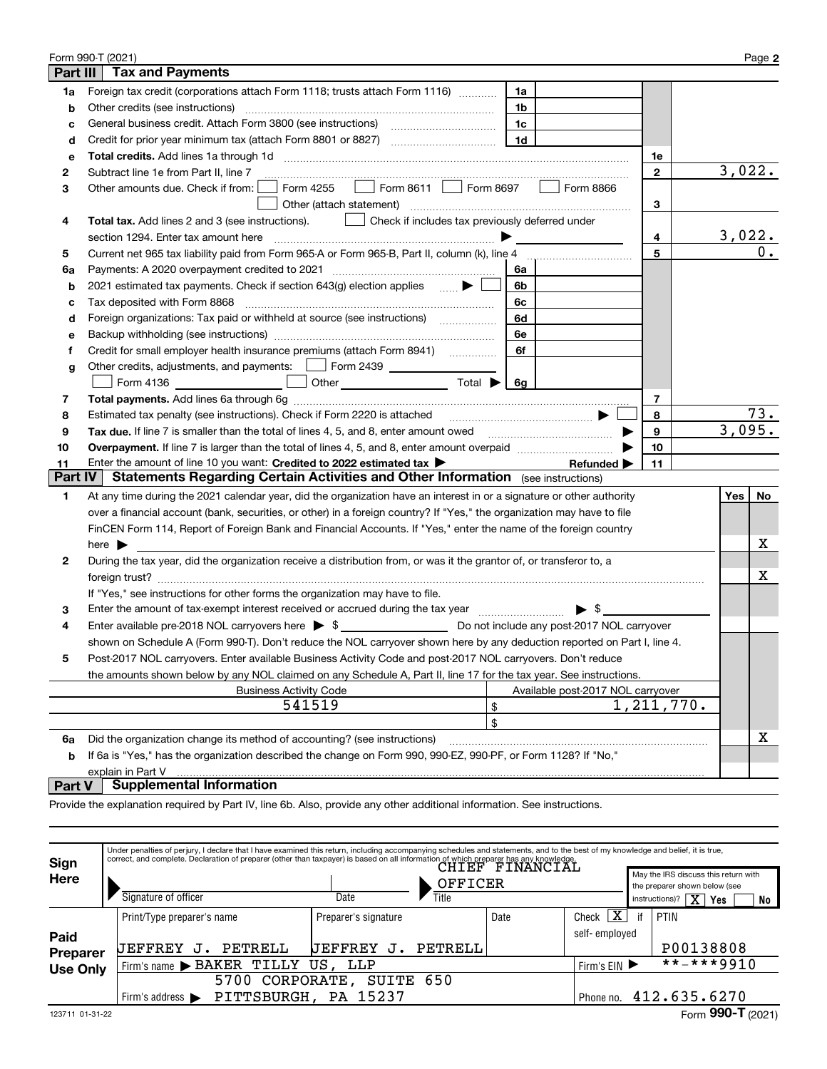Form 990-T (2021) Page **2**

## Part III Tax and Payments

| | | | | | |
|---|---|---|---|---|---|
| **1a** | Foreign tax credit (corporations attach Form 1118; trusts attach Form 1116) | 1a | | | |
| **b** | Other credits (see instructions) | 1b | | | |
| **c** | General business credit. Attach Form 3800 (see instructions) | 1c | | | |
| **d** | Credit for prior year minimum tax (attach Form 8801 or 8827) | 1d | | | |
| **e** | **Total credits.** Add lines 1a through 1d | | | 1e | |
| **2** | Subtract line 1e from Part II, line 7 | | | 2 | 3,022. |
| **3** | Other amounts due. Check if from: ☐ Form 4255 ☐ Form 8611 ☐ Form 8697 ☐ Form 8866 ☐ Other (attach statement) | | | 3 | |
| **4** | **Total tax.** Add lines 2 and 3 (see instructions). ☐ Check if includes tax previously deferred under section 1294. Enter tax amount here | | | 4 | 3,022. |
| **5** | Current net 965 tax liability paid from Form 965-A or Form 965-B, Part II, column (k), line 4 | | | 5 | 0. |
| **6a** | Payments: A 2020 overpayment credited to 2021 | 6a | | | |
| **b** | 2021 estimated tax payments. Check if section 643(g) election applies ☐ | 6b | | | |
| **c** | Tax deposited with Form 8868 | 6c | | | |
| **d** | Foreign organizations: Tax paid or withheld at source (see instructions) | 6d | | | |
| **e** | Backup withholding (see instructions) | 6e | | | |
| **f** | Credit for small employer health insurance premiums (attach Form 8941) | 6f | | | |
| **g** | Other credits, adjustments, and payments: ☐ Form 2439 ☐ Form 4136 ☐ Other Total ▶ | 6g | | | |
| **7** | **Total payments.** Add lines 6a through 6g | | | 7 | |
| **8** | Estimated tax penalty (see instructions). Check if Form 2220 is attached ▶ ☐ | | | 8 | 73. |
| **9** | **Tax due.** If line 7 is smaller than the total of lines 4, 5, and 8, enter amount owed ▶ | | | 9 | 3,095. |
| **10** | **Overpayment.** If line 7 is larger than the total of lines 4, 5, and 8, enter amount overpaid ▶ | | | 10 | |
| **11** | Enter the amount of line 10 you want: **Credited to 2022 estimated tax** ▶ Refunded ▶ | | | 11 | |

## Part IV Statements Regarding Certain Activities and Other Information (see instructions)

| | | Yes | No |
|---|---|---|---|
| **1** | At any time during the 2021 calendar year, did the organization have an interest in or a signature or other authority over a financial account (bank, securities, or other) in a foreign country? If "Yes," the organization may have to file FinCEN Form 114, Report of Foreign Bank and Financial Accounts. If "Yes," enter the name of the foreign country here ▶ | | X |
| **2** | During the tax year, did the organization receive a distribution from, or was it the grantor of, or transferor to, a foreign trust? If "Yes," see instructions for other forms the organization may have to file. | | X |
| **3** | Enter the amount of tax-exempt interest received or accrued during the tax year ▶ $ | | |
| **4** | Enter available pre-2018 NOL carryovers here ▶ $ Do not include any post-2017 NOL carryover shown on Schedule A (Form 990-T). Don't reduce the NOL carryover shown here by any deduction reported on Part I, line 4. | | |
| **5** | Post-2017 NOL carryovers. Enter available Business Activity Code and post-2017 NOL carryovers. Don't reduce the amounts shown below by any NOL claimed on any Schedule A, Part II, line 17 for the tax year. See instructions. | | |

| Business Activity Code | Available post-2017 NOL carryover |
|---|---|
| 541519 | $ 1,211,770. |
| | $ |

| | | Yes | No |
|---|---|---|---|
| **6a** | Did the organization change its method of accounting? (see instructions) | | X |
| **b** | If 6a is "Yes," has the organization described the change on Form 990, 990-EZ, 990-PF, or Form 1128? If "No," explain in Part V | | |

## Part V Supplemental Information

Provide the explanation required by Part IV, line 6b. Also, provide any other additional information. See instructions.

**Sign Here**

Under penalties of perjury, I declare that I have examined this return, including accompanying schedules and statements, and to the best of my knowledge and belief, it is true, correct, and complete. Declaration of preparer (other than taxpayer) is based on all information of which preparer has any knowledge.

Signature of officer | Date | Title: CHIEF FINANCIAL OFFICER

May the IRS discuss this return with the preparer shown below (see instructions)? ☒ Yes ☐ No

**Paid Preparer Use Only**

| Print/Type preparer's name | Preparer's signature | Date | Check ☒ if self-employed | PTIN |
|---|---|---|---|---|
| JEFFREY J. PETRELL | JEFFREY J. PETRELL | | | P00138808 |

Firm's name ▶ BAKER TILLY US, LLP — Firm's EIN ▶ **-***9910

Firm's address ▶ 5700 CORPORATE, SUITE 650, PITTSBURGH, PA 15237 — Phone no. 412.635.6270

Form **990-T** (2021)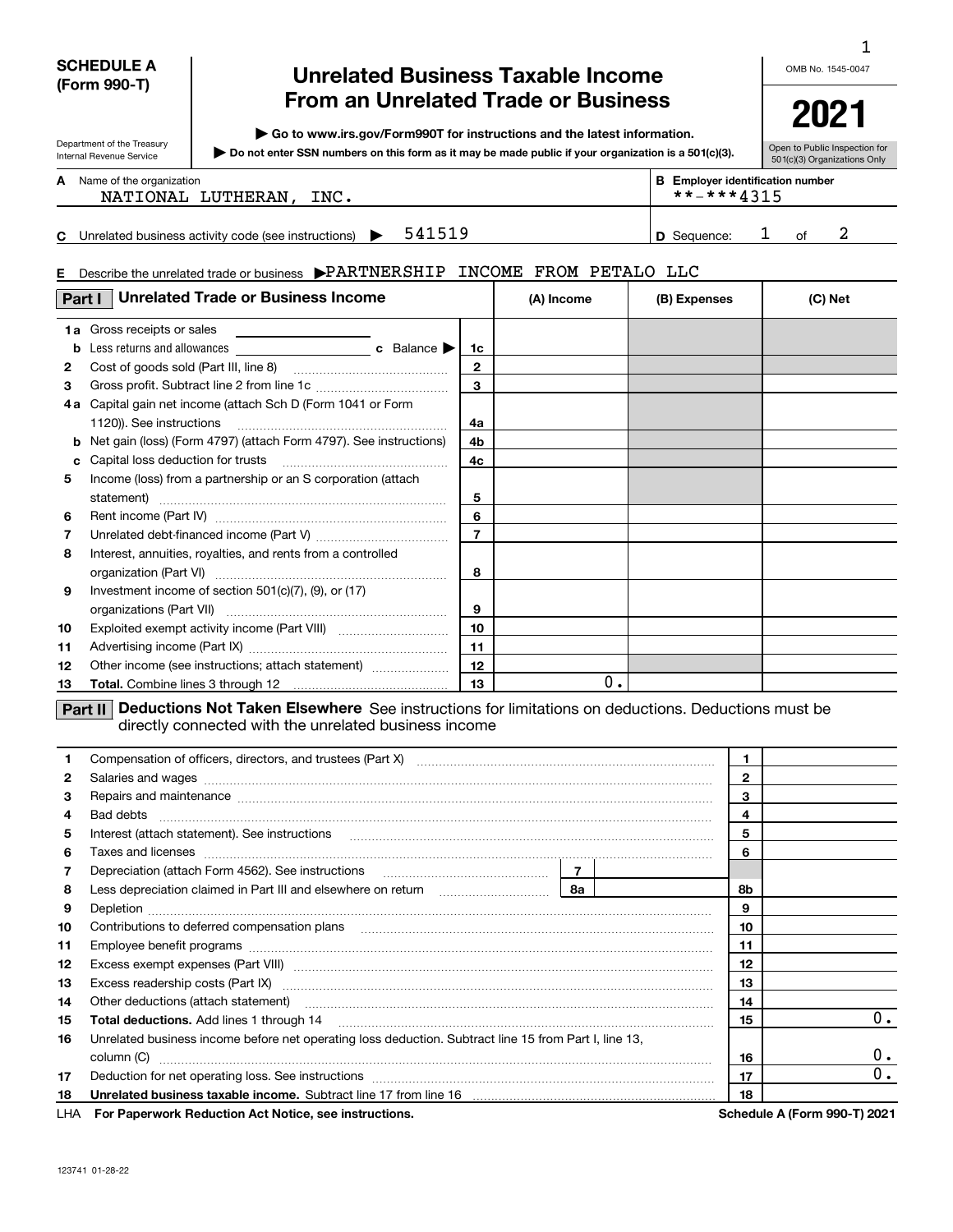**SCHEDULE A (Form 990-T)**

Department of the Treasury
Internal Revenue Service

# Unrelated Business Taxable Income From an Unrelated Trade or Business

▶ Go to www.irs.gov/Form990T for instructions and the latest information.

▶ Do not enter SSN numbers on this form as it may be made public if your organization is a 501(c)(3).

OMB No. 1545-0047

**2021**

Open to Public Inspection for 501(c)(3) Organizations Only

**A** Name of the organization: NATIONAL LUTHERAN, INC.

**B** Employer identification number: **-***4315

**C** Unrelated business activity code (see instructions) ▶ 541519

**D** Sequence: 1 of 2

**E** Describe the unrelated trade or business ▶PARTNERSHIP INCOME FROM PETALO LLC

## Part I Unrelated Trade or Business Income

| | | | (A) Income | (B) Expenses | (C) Net |
|---|---|---|---|---|---|
| 1a | Gross receipts or sales | | | | |
| b | Less returns and allowances ___ c Balance ▶ | 1c | | | |
| 2 | Cost of goods sold (Part III, line 8) | 2 | | | |
| 3 | Gross profit. Subtract line 2 from line 1c | 3 | | | |
| 4a | Capital gain net income (attach Sch D (Form 1041 or Form 1120)). See instructions | 4a | | | |
| b | Net gain (loss) (Form 4797) (attach Form 4797). See instructions | 4b | | | |
| c | Capital loss deduction for trusts | 4c | | | |
| 5 | Income (loss) from a partnership or an S corporation (attach statement) | 5 | | | |
| 6 | Rent income (Part IV) | 6 | | | |
| 7 | Unrelated debt-financed income (Part V) | 7 | | | |
| 8 | Interest, annuities, royalties, and rents from a controlled organization (Part VI) | 8 | | | |
| 9 | Investment income of section 501(c)(7), (9), or (17) organizations (Part VII) | 9 | | | |
| 10 | Exploited exempt activity income (Part VIII) | 10 | | | |
| 11 | Advertising income (Part IX) | 11 | | | |
| 12 | Other income (see instructions; attach statement) | 12 | | | |
| 13 | **Total.** Combine lines 3 through 12 | 13 | 0. | | |

## Part II Deductions Not Taken Elsewhere

See instructions for limitations on deductions. Deductions must be directly connected with the unrelated business income

| | | | |
|---|---|---|---|
| 1 | Compensation of officers, directors, and trustees (Part X) | 1 | |
| 2 | Salaries and wages | 2 | |
| 3 | Repairs and maintenance | 3 | |
| 4 | Bad debts | 4 | |
| 5 | Interest (attach statement). See instructions | 5 | |
| 6 | Taxes and licenses | 6 | |
| 7 | Depreciation (attach Form 4562). See instructions — 7 | | |
| 8 | Less depreciation claimed in Part III and elsewhere on return — 8a | 8b | |
| 9 | Depletion | 9 | |
| 10 | Contributions to deferred compensation plans | 10 | |
| 11 | Employee benefit programs | 11 | |
| 12 | Excess exempt expenses (Part VIII) | 12 | |
| 13 | Excess readership costs (Part IX) | 13 | |
| 14 | Other deductions (attach statement) | 14 | |
| 15 | **Total deductions.** Add lines 1 through 14 | 15 | 0. |
| 16 | Unrelated business income before net operating loss deduction. Subtract line 15 from Part I, line 13, column (C) | 16 | 0. |
| 17 | Deduction for net operating loss. See instructions | 17 | 0. |
| 18 | **Unrelated business taxable income.** Subtract line 17 from line 16 | 18 | |

LHA **For Paperwork Reduction Act Notice, see instructions.** **Schedule A (Form 990-T) 2021**

123741 01-28-22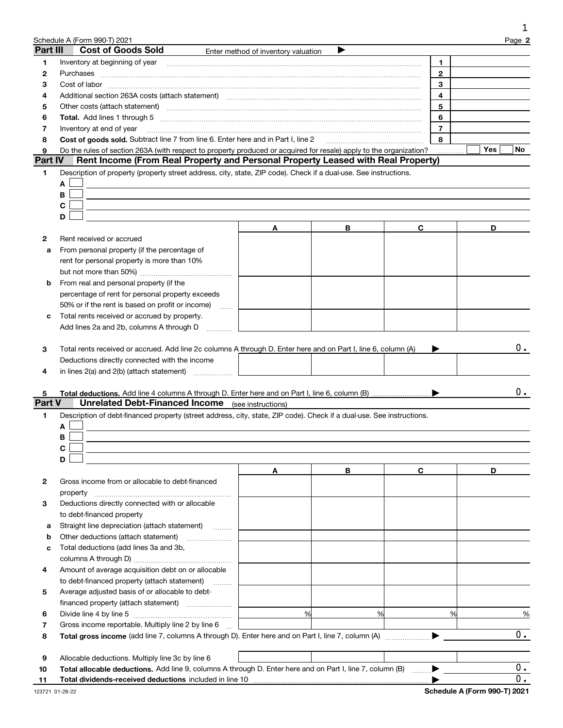Schedule A (Form 990-T) 2021

## Part III Cost of Goods Sold

Enter method of inventory valuation ▶

| | | | |
|---|---|---|---|
| 1 | Inventory at beginning of year | 1 | |
| 2 | Purchases | 2 | |
| 3 | Cost of labor | 3 | |
| 4 | Additional section 263A costs (attach statement) | 4 | |
| 5 | Other costs (attach statement) | 5 | |
| 6 | **Total.** Add lines 1 through 5 | 6 | |
| 7 | Inventory at end of year | 7 | |
| 8 | **Cost of goods sold.** Subtract line 7 from line 6. Enter here and in Part I, line 2 | 8 | |
| 9 | Do the rules of section 263A (with respect to property produced or acquired for resale) apply to the organization? | | Yes ☐ No ☐ |

## Part IV Rent Income (From Real Property and Personal Property Leased with Real Property)

1 Description of property (property street address, city, state, ZIP code). Check if a dual-use. See instructions.

A ☐

B ☐

C ☐

D ☐

| | | A | B | C | D |
|---|---|---|---|---|---|
| 2 | Rent received or accrued | | | | |
| a | From personal property (if the percentage of rent for personal property is more than 10% but not more than 50%) | | | | |
| b | From real and personal property (if the percentage of rent for personal property exceeds 50% or if the rent is based on profit or income) | | | | |
| c | Total rents received or accrued by property. Add lines 2a and 2b, columns A through D | | | | |

3 Total rents received or accrued. Add line 2c columns A through D. Enter here and on Part I, line 6, column (A) ▶ 0.

| | | A | B | C | D |
|---|---|---|---|---|---|
| 4 | Deductions directly connected with the income in lines 2(a) and 2(b) (attach statement) | | | | |

5 **Total deductions.** Add line 4 columns A through D. Enter here and on Part I, line 6, column (B) ▶ 0.

## Part V Unrelated Debt-Financed Income (see instructions)

1 Description of debt-financed property (street address, city, state, ZIP code). Check if a dual-use. See instructions.

A ☐

B ☐

C ☐

D ☐

| | | A | B | C | D |
|---|---|---|---|---|---|
| 2 | Gross income from or allocable to debt-financed property | | | | |
| 3 | Deductions directly connected with or allocable to debt-financed property | | | | |
| a | Straight line depreciation (attach statement) | | | | |
| b | Other deductions (attach statement) | | | | |
| c | Total deductions (add lines 3a and 3b, columns A through D) | | | | |
| 4 | Amount of average acquisition debt on or allocable to debt-financed property (attach statement) | | | | |
| 5 | Average adjusted basis of or allocable to debt-financed property (attach statement) | | | | |
| 6 | Divide line 4 by line 5 | % | % | % | % |
| 7 | Gross income reportable. Multiply line 2 by line 6 | | | | |

8 **Total gross income** (add line 7, columns A through D). Enter here and on Part I, line 7, column (A) ▶ 0.

| | | A | B | C | D |
|---|---|---|---|---|---|
| 9 | Allocable deductions. Multiply line 3c by line 6 | | | | |

10 **Total allocable deductions.** Add line 9, columns A through D. Enter here and on Part I, line 7, column (B) ▶ 0.

11 **Total dividends-received deductions** included in line 10 ▶ 0.

123721 01-28-22 **Schedule A (Form 990-T) 2021**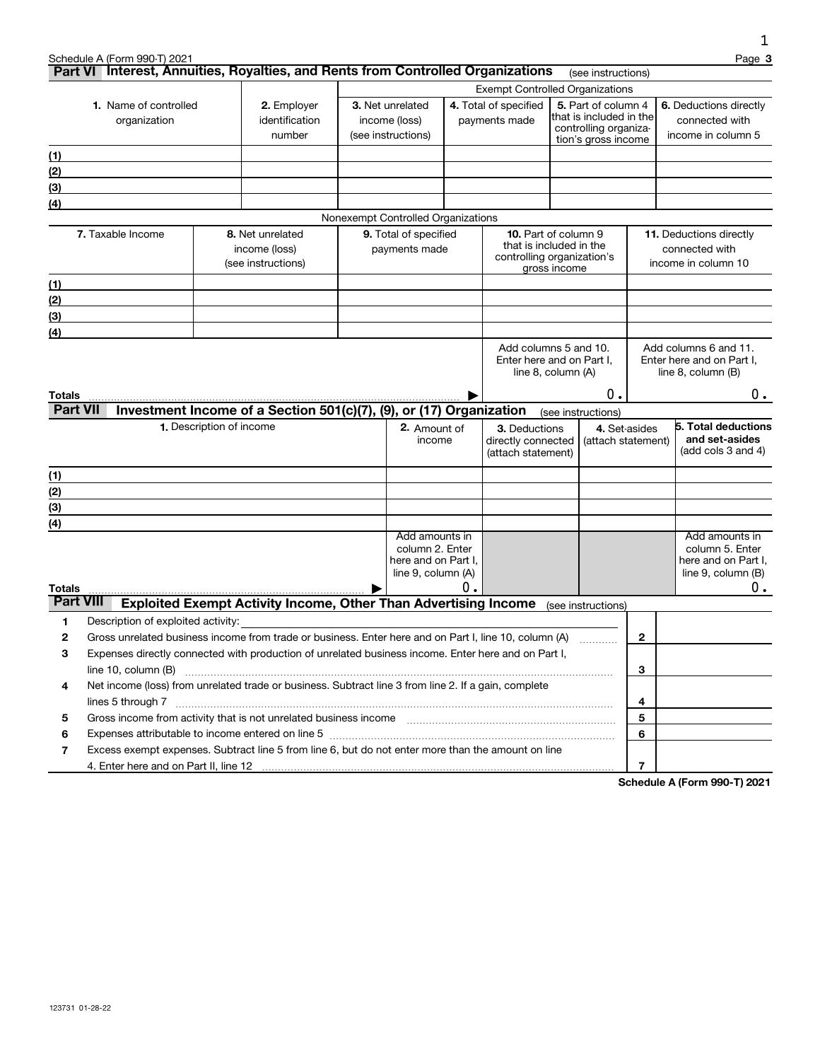## Part VI Interest, Annuities, Royalties, and Rents from Controlled Organizations (see instructions)

| 1. Name of controlled organization | 2. Employer identification number | Exempt Controlled Organizations | | | |
|---|---|---|---|---|---|
| | | 3. Net unrelated income (loss) (see instructions) | 4. Total of specified payments made | 5. Part of column 4 that is included in the controlling organization's gross income | 6. Deductions directly connected with income in column 5 |
| (1) | | | | | |
| (2) | | | | | |
| (3) | | | | | |
| (4) | | | | | |

**Nonexempt Controlled Organizations**

| 7. Taxable Income | 8. Net unrelated income (loss) (see instructions) | 9. Total of specified payments made | 10. Part of column 9 that is included in the controlling organization's gross income | 11. Deductions directly connected with income in column 10 |
|---|---|---|---|---|
| (1) | | | | |
| (2) | | | | |
| (3) | | | | |
| (4) | | | | |
| | | | Add columns 5 and 10. Enter here and on Part I, line 8, column (A) | Add columns 6 and 11. Enter here and on Part I, line 8, column (B) |
| **Totals** | | ▶ | 0. | 0. |

## Part VII Investment Income of a Section 501(c)(7), (9), or (17) Organization (see instructions)

| 1. Description of income | 2. Amount of income | 3. Deductions directly connected (attach statement) | 4. Set-asides (attach statement) | 5. Total deductions and set-asides (add cols 3 and 4) |
|---|---|---|---|---|
| (1) | | | | |
| (2) | | | | |
| (3) | | | | |
| (4) | | | | |
| | Add amounts in column 2. Enter here and on Part I, line 9, column (A) | | | Add amounts in column 5. Enter here and on Part I, line 9, column (B) |
| **Totals** ▶ | 0. | | | 0. |

## Part VIII Exploited Exempt Activity Income, Other Than Advertising Income (see instructions)

| | | | |
|---|---|---|---|
| 1 | Description of exploited activity: | | |
| 2 | Gross unrelated business income from trade or business. Enter here and on Part I, line 10, column (A) | 2 | |
| 3 | Expenses directly connected with production of unrelated business income. Enter here and on Part I, line 10, column (B) | 3 | |
| 4 | Net income (loss) from unrelated trade or business. Subtract line 3 from line 2. If a gain, complete lines 5 through 7 | 4 | |
| 5 | Gross income from activity that is not unrelated business income | 5 | |
| 6 | Expenses attributable to income entered on line 5 | 6 | |
| 7 | Excess exempt expenses. Subtract line 5 from line 6, but do not enter more than the amount on line 4. Enter here and on Part II, line 12 | 7 | |

Schedule A (Form 990-T) 2021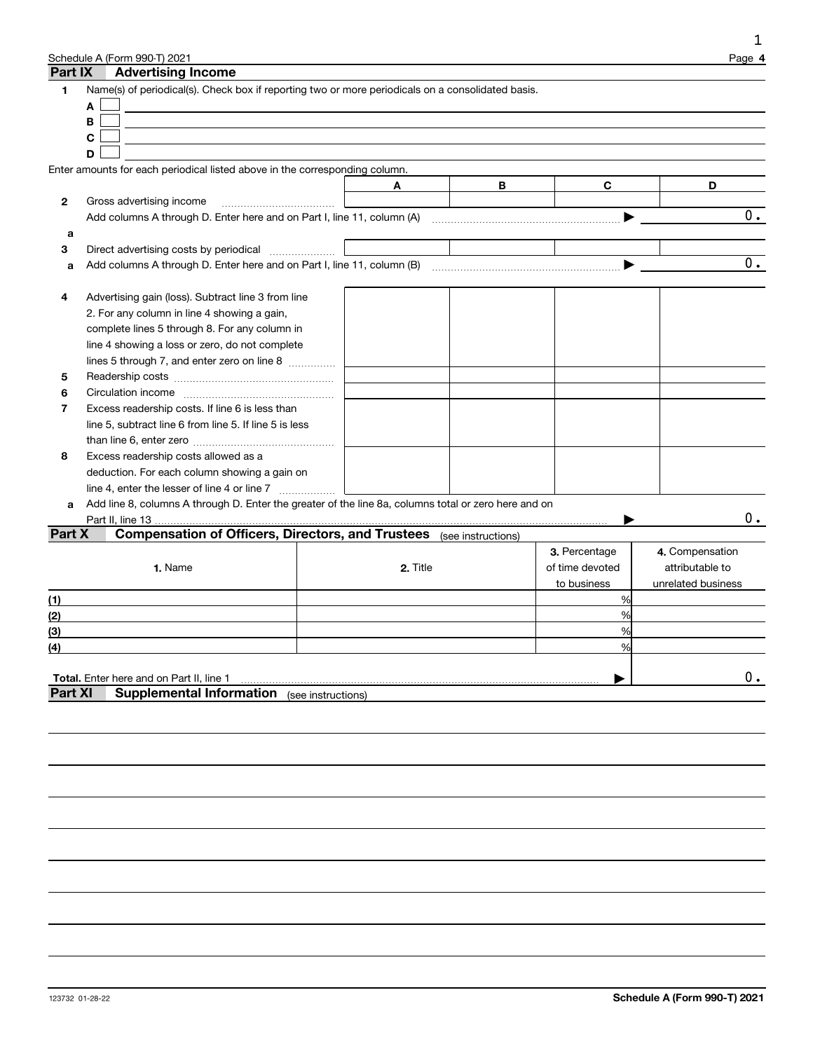## Part IX Advertising Income

**1** Name(s) of periodical(s). Check box if reporting two or more periodicals on a consolidated basis.

A ☐

B ☐

C ☐

D ☐

Enter amounts for each periodical listed above in the corresponding column.

| | | A | B | C | D |
|---|---|---|---|---|---|
| **2** | Gross advertising income | | | | |
| | Add columns A through D. Enter here and on Part I, line 11, column (A) ▶ | | | | 0. |
| **a** | | | | | |
| **3** | Direct advertising costs by periodical | | | | |
| **a** | Add columns A through D. Enter here and on Part I, line 11, column (B) ▶ | | | | 0. |
| **4** | Advertising gain (loss). Subtract line 3 from line 2. For any column in line 4 showing a gain, complete lines 5 through 8. For any column in line 4 showing a loss or zero, do not complete lines 5 through 7, and enter zero on line 8 | | | | |
| **5** | Readership costs | | | | |
| **6** | Circulation income | | | | |
| **7** | Excess readership costs. If line 6 is less than line 5, subtract line 6 from line 5. If line 5 is less than line 6, enter zero | | | | |
| **8** | Excess readership costs allowed as a deduction. For each column showing a gain on line 4, enter the lesser of line 4 or line 7 | | | | |
| **a** | Add line 8, columns A through D. Enter the greater of the line 8a, columns total or zero here and on Part II, line 13 ▶ | | | | 0. |

## Part X Compensation of Officers, Directors, and Trustees (see instructions)

| | 1. Name | 2. Title | 3. Percentage of time devoted to business | 4. Compensation attributable to unrelated business |
|---|---|---|---|---|
| (1) | | | % | |
| (2) | | | % | |
| (3) | | | % | |
| (4) | | | % | |
| **Total.** Enter here and on Part II, line 1 ▶ | | | | 0. |

## Part XI Supplemental Information (see instructions)

123732 01-28-22

**Schedule A (Form 990-T) 2021**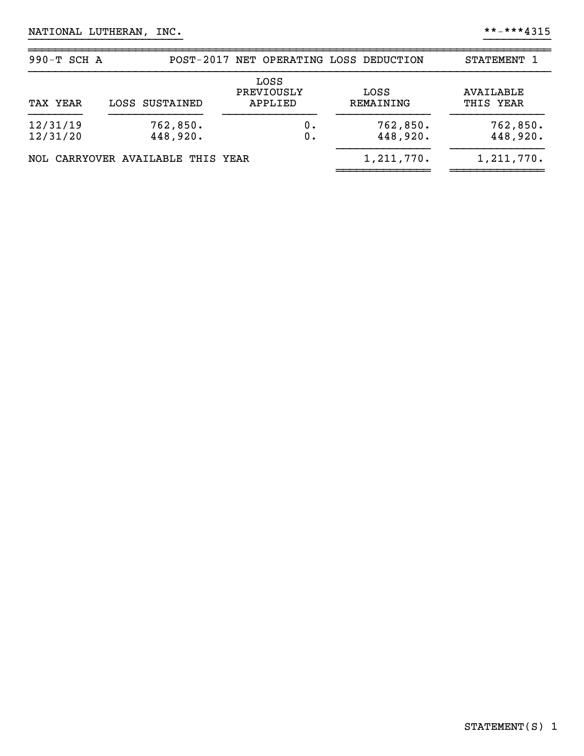NATIONAL LUTHERAN, INC. **-***4315

| 990-T SCH A | POST-2017 NET OPERATING LOSS DEDUCTION | | | STATEMENT 1 |
|---|---|---|---|---|
| TAX YEAR | LOSS SUSTAINED | LOSS PREVIOUSLY APPLIED | LOSS REMAINING | AVAILABLE THIS YEAR |
| 12/31/19 | 762,850. | 0. | 762,850. | 762,850. |
| 12/31/20 | 448,920. | 0. | 448,920. | 448,920. |
| NOL CARRYOVER AVAILABLE THIS YEAR | | | 1,211,770. | 1,211,770. |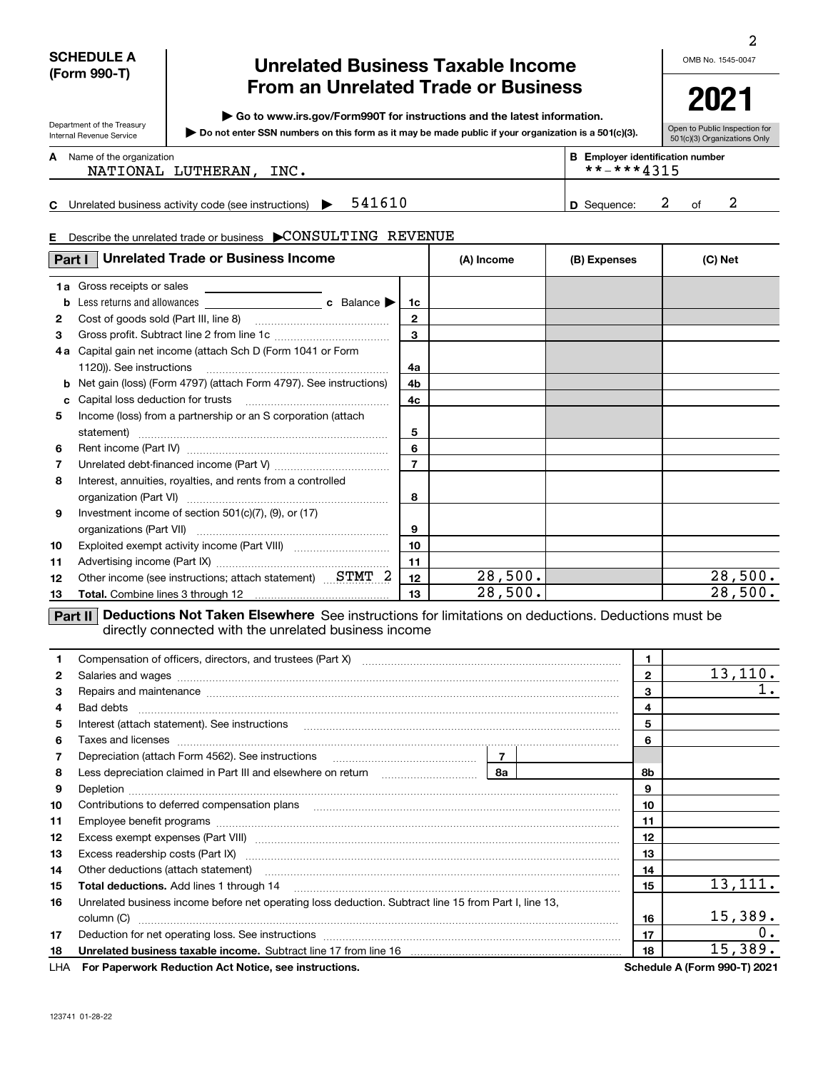**SCHEDULE A (Form 990-T)**

Department of the Treasury
Internal Revenue Service

# Unrelated Business Taxable Income From an Unrelated Trade or Business

▶ Go to www.irs.gov/Form990T for instructions and the latest information.

▶ Do not enter SSN numbers on this form as it may be made public if your organization is a 501(c)(3).

OMB No. 1545-0047

**2021**

Open to Public Inspection for 501(c)(3) Organizations Only

**A** Name of the organization: NATIONAL LUTHERAN, INC.

**B** Employer identification number: **-***4315

**C** Unrelated business activity code (see instructions) ▶ 541610

**D** Sequence: 2 of 2

**E** Describe the unrelated trade or business ▶CONSULTING REVENUE

## Part I Unrelated Trade or Business Income

| | | Line | (A) Income | (B) Expenses | (C) Net |
|---|---|---|---|---|---|
| 1a | Gross receipts or sales | | | | |
| b | Less returns and allowances ... c Balance ▶ | 1c | | | |
| 2 | Cost of goods sold (Part III, line 8) | 2 | | | |
| 3 | Gross profit. Subtract line 2 from line 1c | 3 | | | |
| 4a | Capital gain net income (attach Sch D (Form 1041 or Form 1120)). See instructions | 4a | | | |
| b | Net gain (loss) (Form 4797) (attach Form 4797). See instructions | 4b | | | |
| c | Capital loss deduction for trusts | 4c | | | |
| 5 | Income (loss) from a partnership or an S corporation (attach statement) | 5 | | | |
| 6 | Rent income (Part IV) | 6 | | | |
| 7 | Unrelated debt-financed income (Part V) | 7 | | | |
| 8 | Interest, annuities, royalties, and rents from a controlled organization (Part VI) | 8 | | | |
| 9 | Investment income of section 501(c)(7), (9), or (17) organizations (Part VII) | 9 | | | |
| 10 | Exploited exempt activity income (Part VIII) | 10 | | | |
| 11 | Advertising income (Part IX) | 11 | | | |
| 12 | Other income (see instructions; attach statement) STMT 2 | 12 | 28,500. | | 28,500. |
| 13 | **Total.** Combine lines 3 through 12 | 13 | 28,500. | | 28,500. |

## Part II Deductions Not Taken Elsewhere

See instructions for limitations on deductions. Deductions must be directly connected with the unrelated business income

| | | Line | Amount |
|---|---|---|---|
| 1 | Compensation of officers, directors, and trustees (Part X) | 1 | |
| 2 | Salaries and wages | 2 | 13,110. |
| 3 | Repairs and maintenance | 3 | 1. |
| 4 | Bad debts | 4 | |
| 5 | Interest (attach statement). See instructions | 5 | |
| 6 | Taxes and licenses | 6 | |
| 7 | Depreciation (attach Form 4562). See instructions ... 7 | | |
| 8 | Less depreciation claimed in Part III and elsewhere on return ... 8a | 8b | |
| 9 | Depletion | 9 | |
| 10 | Contributions to deferred compensation plans | 10 | |
| 11 | Employee benefit programs | 11 | |
| 12 | Excess exempt expenses (Part VIII) | 12 | |
| 13 | Excess readership costs (Part IX) | 13 | |
| 14 | Other deductions (attach statement) | 14 | |
| 15 | **Total deductions.** Add lines 1 through 14 | 15 | 13,111. |
| 16 | Unrelated business income before net operating loss deduction. Subtract line 15 from Part I, line 13, column (C) | 16 | 15,389. |
| 17 | Deduction for net operating loss. See instructions | 17 | 0. |
| 18 | **Unrelated business taxable income.** Subtract line 17 from line 16 | 18 | 15,389. |

LHA **For Paperwork Reduction Act Notice, see instructions.** **Schedule A (Form 990-T) 2021**

123741 01-28-22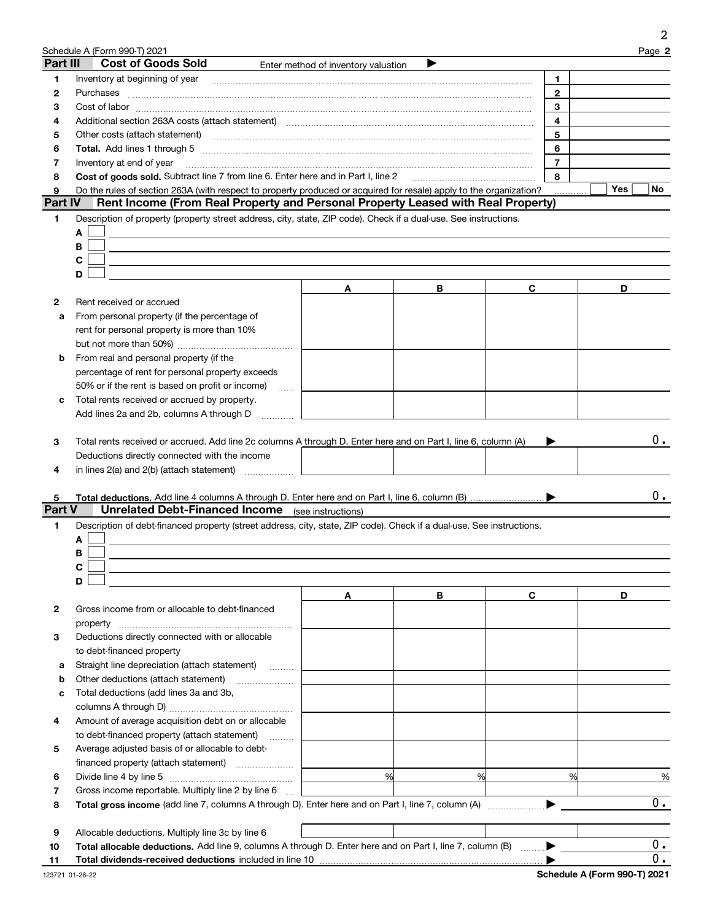Schedule A (Form 990-T) 2021

## Part III Cost of Goods Sold

Enter method of inventory valuation ▶

| | | | |
|---|---|---|---|
| 1 | Inventory at beginning of year | 1 | |
| 2 | Purchases | 2 | |
| 3 | Cost of labor | 3 | |
| 4 | Additional section 263A costs (attach statement) | 4 | |
| 5 | Other costs (attach statement) | 5 | |
| 6 | **Total.** Add lines 1 through 5 | 6 | |
| 7 | Inventory at end of year | 7 | |
| 8 | **Cost of goods sold.** Subtract line 7 from line 6. Enter here and in Part I, line 2 | 8 | |
| 9 | Do the rules of section 263A (with respect to property produced or acquired for resale) apply to the organization? | | Yes ☐ No ☐ |

## Part IV Rent Income (From Real Property and Personal Property Leased with Real Property)

1 Description of property (property street address, city, state, ZIP code). Check if a dual-use. See instructions.

A ☐

B ☐

C ☐

D ☐

| | | A | B | C | D |
|---|---|---|---|---|---|
| 2 | Rent received or accrued | | | | |
| a | From personal property (if the percentage of rent for personal property is more than 10% but not more than 50%) | | | | |
| b | From real and personal property (if the percentage of rent for personal property exceeds 50% or if the rent is based on profit or income) | | | | |
| c | Total rents received or accrued by property. Add lines 2a and 2b, columns A through D | | | | |

3 Total rents received or accrued. Add line 2c columns A through D. Enter here and on Part I, line 6, column (A) ▶ 0.

| | | A | B | C | D |
|---|---|---|---|---|---|
| 4 | Deductions directly connected with the income in lines 2(a) and 2(b) (attach statement) | | | | |

5 **Total deductions.** Add line 4 columns A through D. Enter here and on Part I, line 6, column (B) ▶ 0.

## Part V Unrelated Debt-Financed Income (see instructions)

1 Description of debt-financed property (street address, city, state, ZIP code). Check if a dual-use. See instructions.

A ☐

B ☐

C ☐

D ☐

| | | A | B | C | D |
|---|---|---|---|---|---|
| 2 | Gross income from or allocable to debt-financed property | | | | |
| 3 | Deductions directly connected with or allocable to debt-financed property | | | | |
| a | Straight line depreciation (attach statement) | | | | |
| b | Other deductions (attach statement) | | | | |
| c | Total deductions (add lines 3a and 3b, columns A through D) | | | | |
| 4 | Amount of average acquisition debt on or allocable to debt-financed property (attach statement) | | | | |
| 5 | Average adjusted basis of or allocable to debt-financed property (attach statement) | | | | |
| 6 | Divide line 4 by line 5 | % | % | % | % |
| 7 | Gross income reportable. Multiply line 2 by line 6 | | | | |

8 **Total gross income** (add line 7, columns A through D). Enter here and on Part I, line 7, column (A) ▶ 0.

| | | A | B | C | D |
|---|---|---|---|---|---|
| 9 | Allocable deductions. Multiply line 3c by line 6 | | | | |

10 **Total allocable deductions.** Add line 9, columns A through D. Enter here and on Part I, line 7, column (B) ▶ 0.

11 **Total dividends-received deductions** included in line 10 ▶ 0.

123721 01-28-22 **Schedule A (Form 990-T) 2021**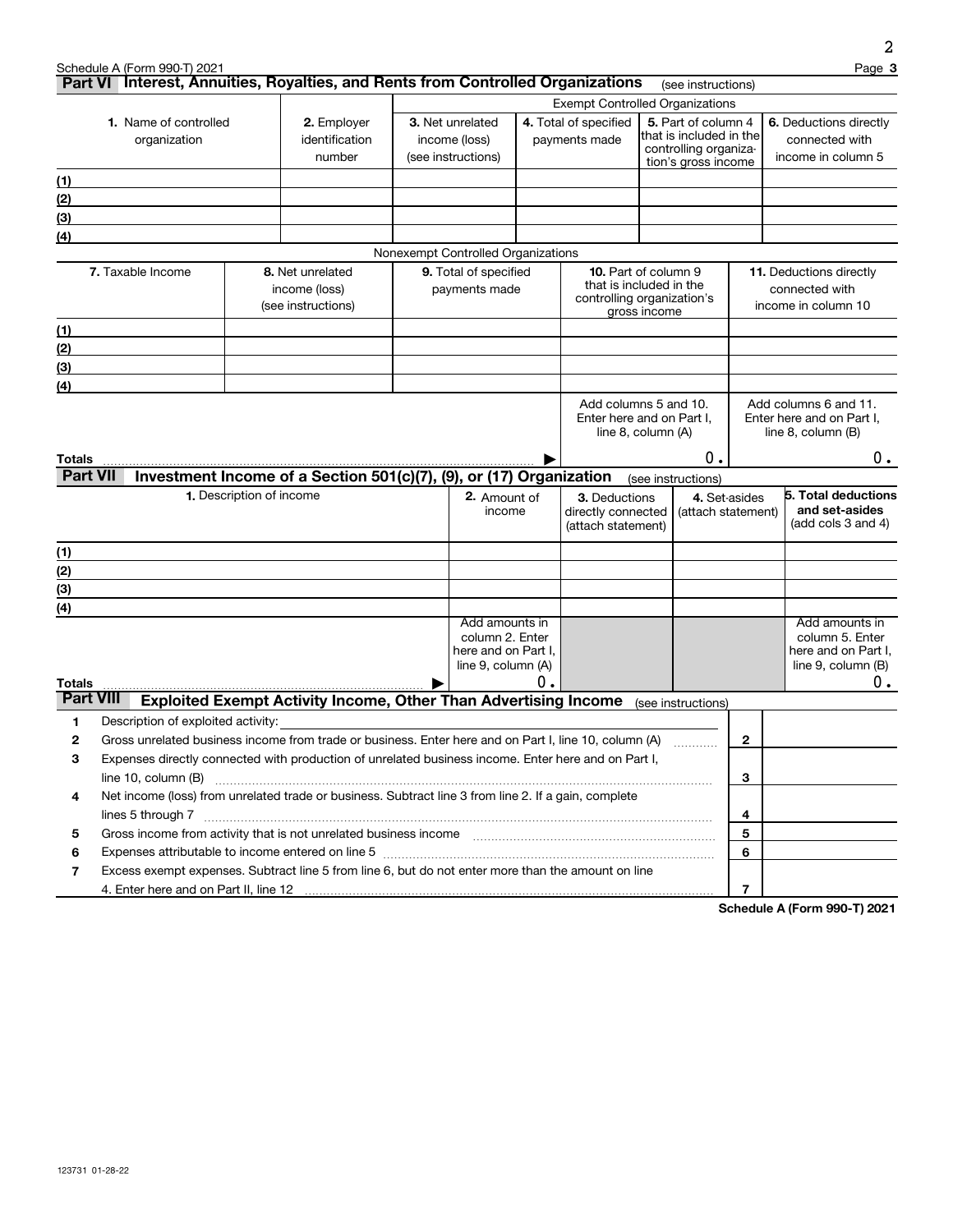## Part VI Interest, Annuities, Royalties, and Rents from Controlled Organizations (see instructions)

| 1. Name of controlled organization | 2. Employer identification number | Exempt Controlled Organizations | | | |
|---|---|---|---|---|---|
| | | 3. Net unrelated income (loss) (see instructions) | 4. Total of specified payments made | 5. Part of column 4 that is included in the controlling organization's gross income | 6. Deductions directly connected with income in column 5 |
| (1) | | | | | |
| (2) | | | | | |
| (3) | | | | | |
| (4) | | | | | |

Nonexempt Controlled Organizations

| 7. Taxable Income | 8. Net unrelated income (loss) (see instructions) | 9. Total of specified payments made | 10. Part of column 9 that is included in the controlling organization's gross income | 11. Deductions directly connected with income in column 10 |
|---|---|---|---|---|
| (1) | | | | |
| (2) | | | | |
| (3) | | | | |
| (4) | | | | |
| **Totals** ▶ | | | Add columns 5 and 10. Enter here and on Part I, line 8, column (A) 0. | Add columns 6 and 11. Enter here and on Part I, line 8, column (B) 0. |

## Part VII Investment Income of a Section 501(c)(7), (9), or (17) Organization (see instructions)

| 1. Description of income | 2. Amount of income | 3. Deductions directly connected (attach statement) | 4. Set-asides (attach statement) | 5. Total deductions and set-asides (add cols 3 and 4) |
|---|---|---|---|---|
| (1) | | | | |
| (2) | | | | |
| (3) | | | | |
| (4) | | | | |
| **Totals** ▶ | Add amounts in column 2. Enter here and on Part I, line 9, column (A) 0. | | | Add amounts in column 5. Enter here and on Part I, line 9, column (B) 0. |

## Part VIII Exploited Exempt Activity Income, Other Than Advertising Income (see instructions)

| | | | |
|---|---|---|---|
| 1 | Description of exploited activity: | | |
| 2 | Gross unrelated business income from trade or business. Enter here and on Part I, line 10, column (A) | 2 | |
| 3 | Expenses directly connected with production of unrelated business income. Enter here and on Part I, line 10, column (B) | 3 | |
| 4 | Net income (loss) from unrelated trade or business. Subtract line 3 from line 2. If a gain, complete lines 5 through 7 | 4 | |
| 5 | Gross income from activity that is not unrelated business income | 5 | |
| 6 | Expenses attributable to income entered on line 5 | 6 | |
| 7 | Excess exempt expenses. Subtract line 5 from line 6, but do not enter more than the amount on line 4. Enter here and on Part II, line 12 | 7 | |

**Schedule A (Form 990-T) 2021**

123731 01-28-22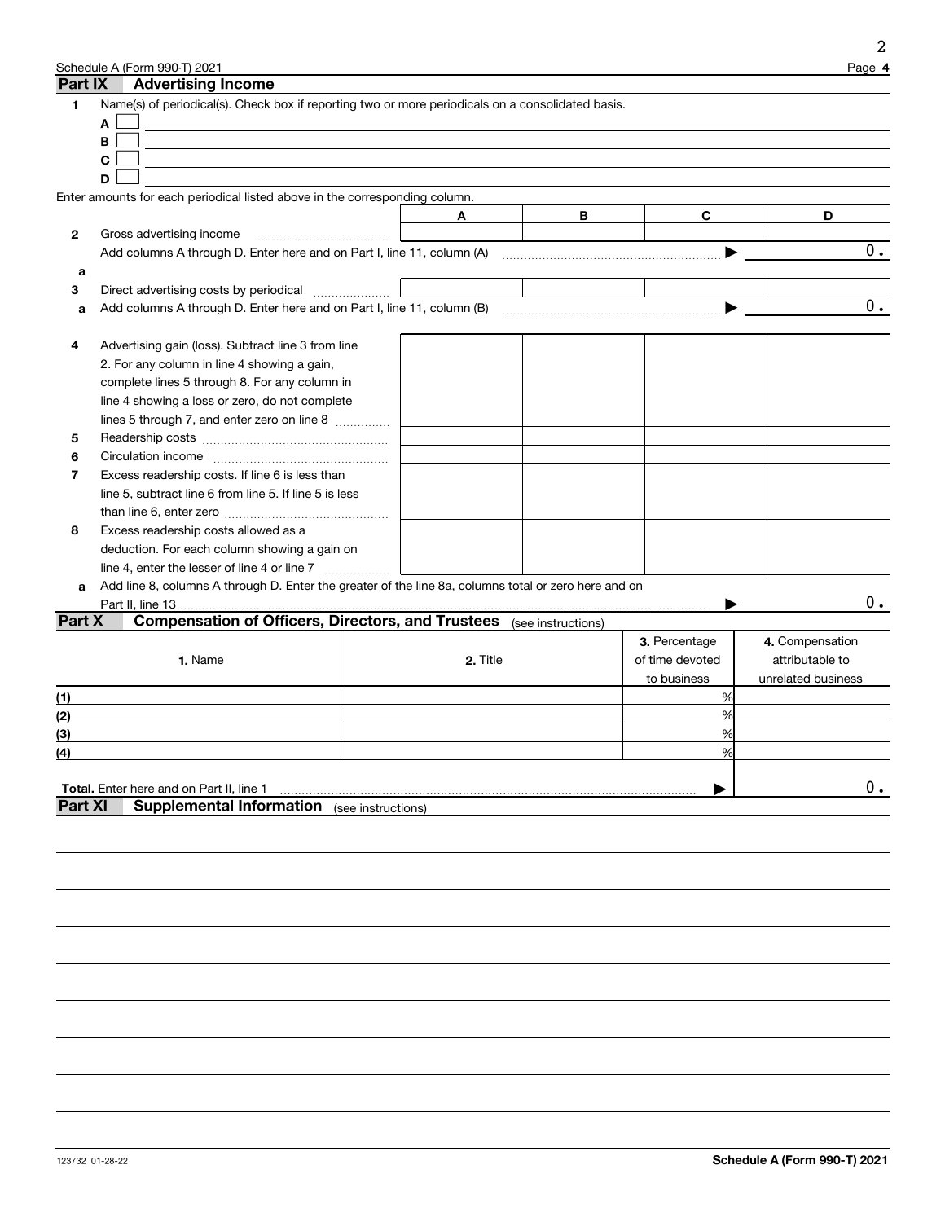Schedule A (Form 990-T) 2021

## Part IX Advertising Income

**1** Name(s) of periodical(s). Check box if reporting two or more periodicals on a consolidated basis.

- A ☐
- B ☐
- C ☐
- D ☐

Enter amounts for each periodical listed above in the corresponding column.

| | | A | B | C | D |
|---|---|---|---|---|---|
| **2** | Gross advertising income | | | | |
| | Add columns A through D. Enter here and on Part I, line 11, column (A) ▶ | | | | 0. |
| **a** | | | | | |
| **3** | Direct advertising costs by periodical | | | | |
| **a** | Add columns A through D. Enter here and on Part I, line 11, column (B) ▶ | | | | 0. |
| **4** | Advertising gain (loss). Subtract line 3 from line 2. For any column in line 4 showing a gain, complete lines 5 through 8. For any column in line 4 showing a loss or zero, do not complete lines 5 through 7, and enter zero on line 8 | | | | |
| **5** | Readership costs | | | | |
| **6** | Circulation income | | | | |
| **7** | Excess readership costs. If line 6 is less than line 5, subtract line 6 from line 5. If line 5 is less than line 6, enter zero | | | | |
| **8** | Excess readership costs allowed as a deduction. For each column showing a gain on line 4, enter the lesser of line 4 or line 7 | | | | |
| **a** | Add line 8, columns A through D. Enter the greater of the line 8a, columns total or zero here and on Part II, line 13 ▶ | | | | 0. |

## Part X Compensation of Officers, Directors, and Trustees (see instructions)

| | 1. Name | 2. Title | 3. Percentage of time devoted to business | 4. Compensation attributable to unrelated business |
|---|---|---|---|---|
| (1) | | | % | |
| (2) | | | % | |
| (3) | | | % | |
| (4) | | | % | |
| **Total.** Enter here and on Part II, line 1 ▶ | | | | 0. |

## Part XI Supplemental Information (see instructions)

123732 01-28-22

**Schedule A (Form 990-T) 2021**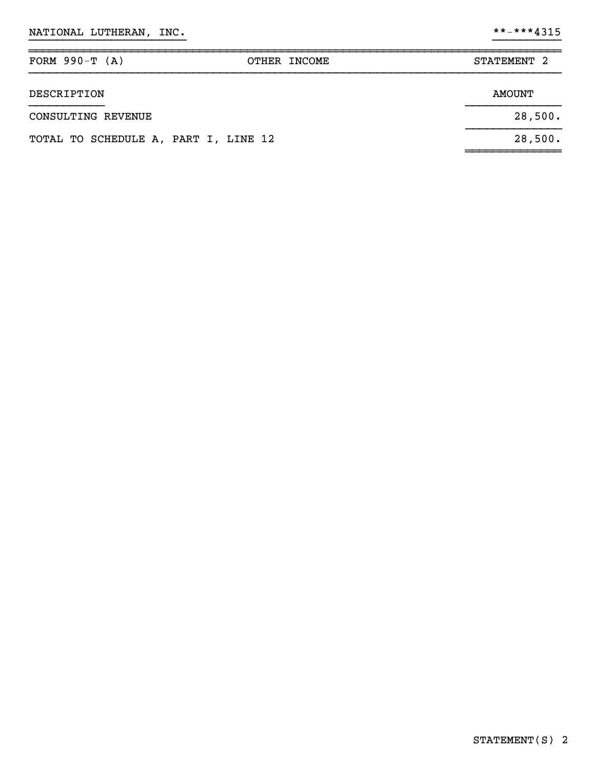NATIONAL LUTHERAN, INC. **-***4315

| FORM 990-T (A) | OTHER INCOME | STATEMENT 2 |
|---|---|---|

| DESCRIPTION | AMOUNT |
|---|---|
| CONSULTING REVENUE | 28,500. |
| TOTAL TO SCHEDULE A, PART I, LINE 12 | 28,500. |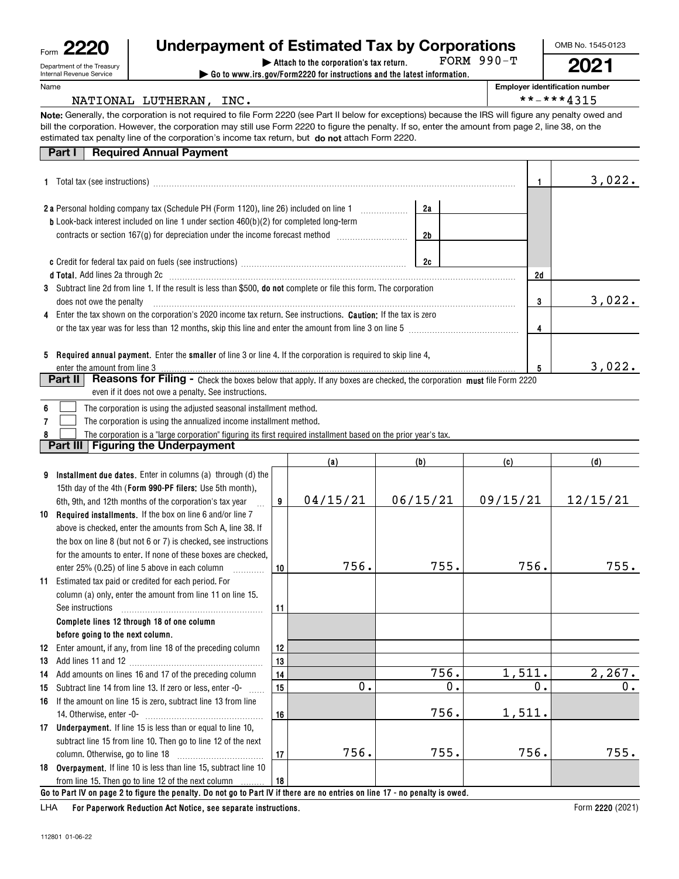Form **2220**

Department of the Treasury
Internal Revenue Service

# Underpayment of Estimated Tax by Corporations

▶ Attach to the corporation's tax return. FORM 990-T

▶ Go to www.irs.gov/Form2220 for instructions and the latest information.

OMB No. 1545-0123

**2021**

Name: NATIONAL LUTHERAN, INC.

Employer identification number: **-***4315

**Note:** Generally, the corporation is not required to file Form 2220 (see Part II below for exceptions) because the IRS will figure any penalty owed and bill the corporation. However, the corporation may still use Form 2220 to figure the penalty. If so, enter the amount from page 2, line 38, on the estimated tax penalty line of the corporation's income tax return, but **do not** attach Form 2220.

## Part I Required Annual Payment

| | | | | |
|---|---|---|---|---|
| **1** | Total tax (see instructions) | | **1** | 3,022. |
| **2a** | Personal holding company tax (Schedule PH (Form 1120), line 26) included on line 1 | **2a** | | |
| **b** | Look-back interest included on line 1 under section 460(b)(2) for completed long-term contracts or section 167(g) for depreciation under the income forecast method | **2b** | | |
| **c** | Credit for federal tax paid on fuels (see instructions) | **2c** | | |
| **d** | **Total.** Add lines 2a through 2c | | **2d** | |
| **3** | Subtract line 2d from line 1. If the result is less than $500, **do not** complete or file this form. The corporation does not owe the penalty | | **3** | 3,022. |
| **4** | Enter the tax shown on the corporation's 2020 income tax return. See instructions. **Caution:** If the tax is zero or the tax year was for less than 12 months, skip this line and enter the amount from line 3 on line 5 | | **4** | |
| **5** | **Required annual payment.** Enter the **smaller** of line 3 or line 4. If the corporation is required to skip line 4, enter the amount from line 3 | | **5** | 3,022. |

## Part II Reasons for Filing - Check the boxes below that apply. If any boxes are checked, the corporation **must** file Form 2220 even if it does not owe a penalty. See instructions.

- **6** ☐ The corporation is using the adjusted seasonal installment method.
- **7** ☐ The corporation is using the annualized income installment method.
- **8** ☐ The corporation is a "large corporation" figuring its first required installment based on the prior year's tax.

## Part III Figuring the Underpayment

| | | | (a) | (b) | (c) | (d) |
|---|---|---|---|---|---|---|
| **9** | **Installment due dates.** Enter in columns (a) through (d) the 15th day of the 4th (**Form 990-PF filers:** Use 5th month), 6th, 9th, and 12th months of the corporation's tax year | **9** | 04/15/21 | 06/15/21 | 09/15/21 | 12/15/21 |
| **10** | **Required installments.** If the box on line 6 and/or line 7 above is checked, enter the amounts from Sch A, line 38. If the box on line 8 (but not 6 or 7) is checked, see instructions for the amounts to enter. If none of these boxes are checked, enter 25% (0.25) of line 5 above in each column | **10** | 756. | 755. | 756. | 755. |
| **11** | Estimated tax paid or credited for each period. For column (a) only, enter the amount from line 11 on line 15. See instructions | **11** | | | | |
| | **Complete lines 12 through 18 of one column before going to the next column.** | | | | | |
| **12** | Enter amount, if any, from line 18 of the preceding column | **12** | | | | |
| **13** | Add lines 11 and 12 | **13** | | | | |
| **14** | Add amounts on lines 16 and 17 of the preceding column | **14** | | 756. | 1,511. | 2,267. |
| **15** | Subtract line 14 from line 13. If zero or less, enter -0- | **15** | 0. | 0. | 0. | 0. |
| **16** | If the amount on line 15 is zero, subtract line 13 from line 14. Otherwise, enter -0- | **16** | | 756. | 1,511. | |
| **17** | **Underpayment.** If line 15 is less than or equal to line 10, subtract line 15 from line 10. Then go to line 12 of the next column. Otherwise, go to line 18 | **17** | 756. | 755. | 756. | 755. |
| **18** | **Overpayment.** If line 10 is less than line 15, subtract line 10 from line 15. Then go to line 12 of the next column | **18** | | | | |

**Go to Part IV on page 2 to figure the penalty. Do not go to Part IV if there are no entries on line 17 - no penalty is owed.**

LHA **For Paperwork Reduction Act Notice, see separate instructions.** Form **2220** (2021)

112801 01-06-22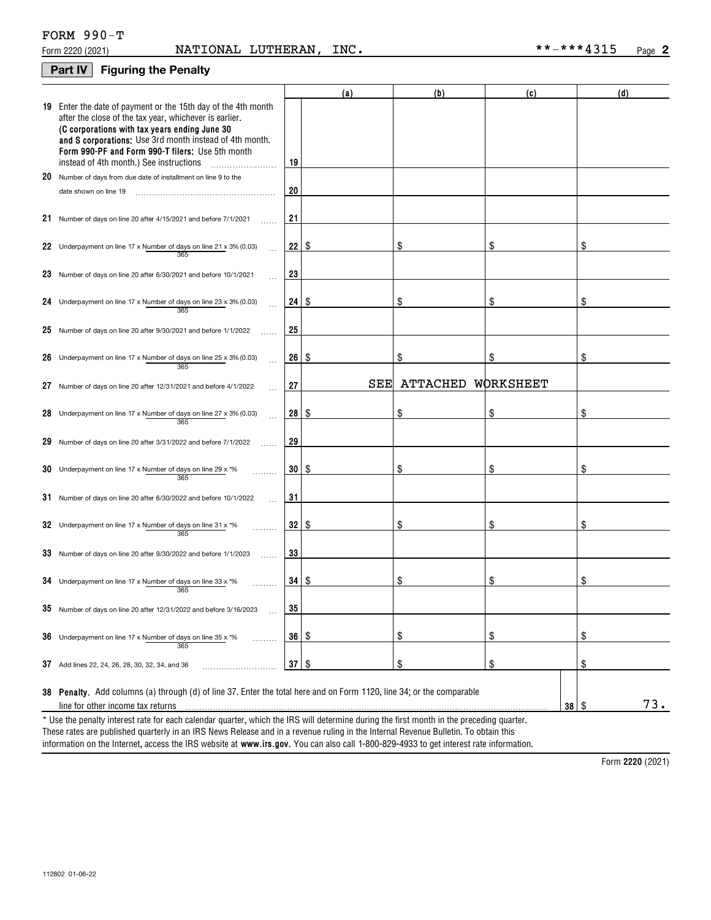FORM 990-T

Form 2220 (2021) NATIONAL LUTHERAN, INC. **-***4315 Page **2**

## Part IV Figuring the Penalty

| | | | (a) | (b) | (c) | (d) |
|---|---|---|---|---|---|---|
| **19** | Enter the date of payment or the 15th day of the 4th month after the close of the tax year, whichever is earlier. **(C corporations with tax years ending June 30 and S corporations:** Use 3rd month instead of 4th month. **Form 990-PF and Form 990-T filers:** Use 5th month instead of 4th month.) See instructions | 19 | | | | |
| **20** | Number of days from due date of installment on line 9 to the date shown on line 19 | 20 | | | | |
| **21** | Number of days on line 20 after 4/15/2021 and before 7/1/2021 | 21 | | | | |
| **22** | Underpayment on line 17 x Number of days on line 21 / 365 x 3% (0.03) | 22 | $ | $ | $ | $ |
| **23** | Number of days on line 20 after 6/30/2021 and before 10/1/2021 | 23 | | | | |
| **24** | Underpayment on line 17 x Number of days on line 23 / 365 x 3% (0.03) | 24 | $ | $ | $ | $ |
| **25** | Number of days on line 20 after 9/30/2021 and before 1/1/2022 | 25 | | | | |
| **26** | Underpayment on line 17 x Number of days on line 25 / 365 x 3% (0.03) | 26 | $ | $ | $ | $ |
| **27** | Number of days on line 20 after 12/31/2021 and before 4/1/2022 | 27 | SEE | ATTACHED | WORKSHEET | |
| **28** | Underpayment on line 17 x Number of days on line 27 / 365 x 3% (0.03) | 28 | $ | $ | $ | $ |
| **29** | Number of days on line 20 after 3/31/2022 and before 7/1/2022 | 29 | | | | |
| **30** | Underpayment on line 17 x Number of days on line 29 / 365 x *% | 30 | $ | $ | $ | $ |
| **31** | Number of days on line 20 after 6/30/2022 and before 10/1/2022 | 31 | | | | |
| **32** | Underpayment on line 17 x Number of days on line 31 / 365 x *% | 32 | $ | $ | $ | $ |
| **33** | Number of days on line 20 after 9/30/2022 and before 1/1/2023 | 33 | | | | |
| **34** | Underpayment on line 17 x Number of days on line 33 / 365 x *% | 34 | $ | $ | $ | $ |
| **35** | Number of days on line 20 after 12/31/2022 and before 3/16/2023 | 35 | | | | |
| **36** | Underpayment on line 17 x Number of days on line 35 / 365 x *% | 36 | $ | $ | $ | $ |
| **37** | Add lines 22, 24, 26, 28, 30, 32, 34, and 36 | 37 | $ | $ | $ | $ |

**38 Penalty.** Add columns (a) through (d) of line 37. Enter the total here and on Form 1120, line 34; or the comparable line for other income tax returns ... **38** $ 73.

\* Use the penalty interest rate for each calendar quarter, which the IRS will determine during the first month in the preceding quarter. These rates are published quarterly in an IRS News Release and in a revenue ruling in the Internal Revenue Bulletin. To obtain this information on the Internet, access the IRS website at **www.irs.gov**. You can also call 1-800-829-4933 to get interest rate information.

Form **2220** (2021)

112802 01-06-22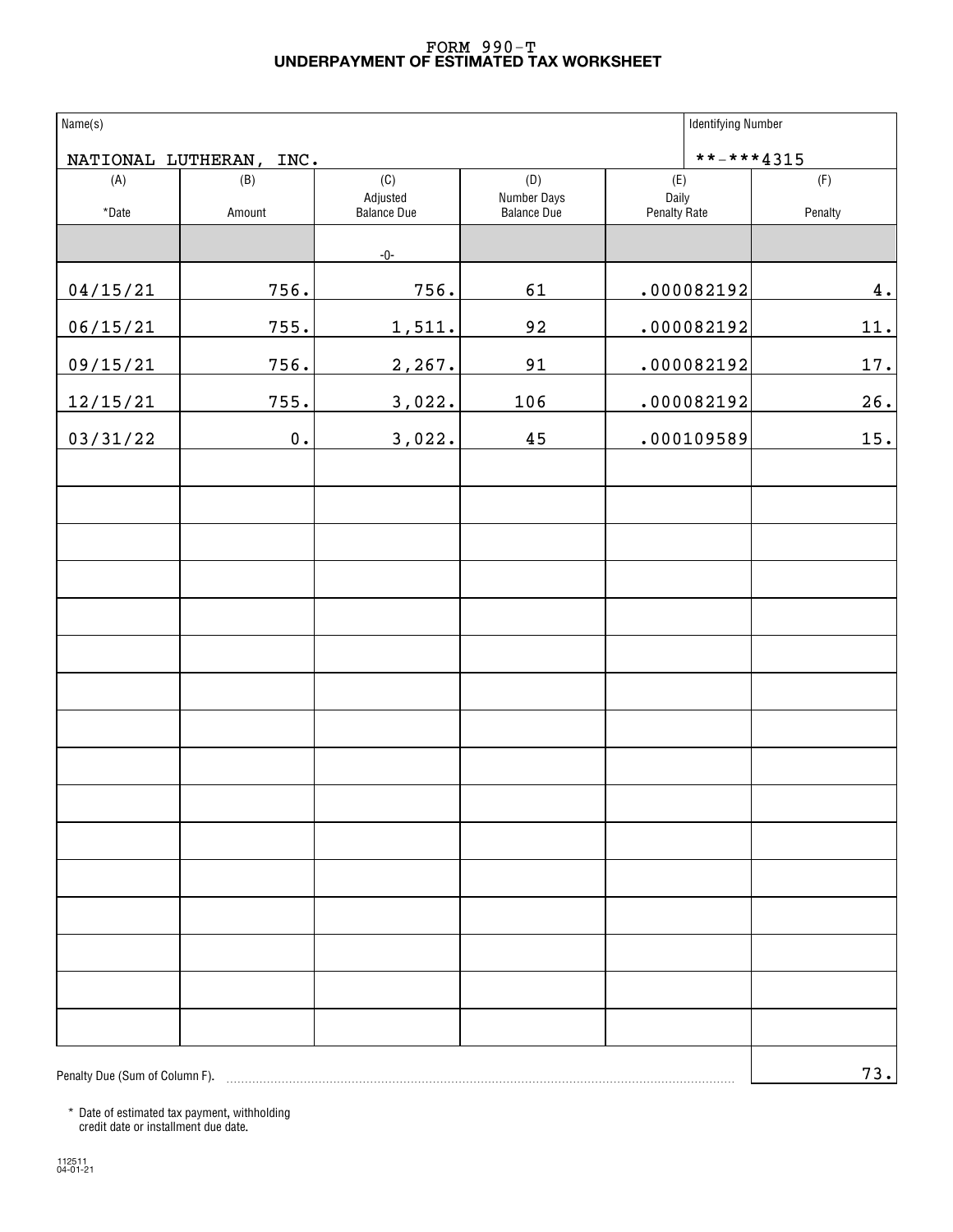# FORM 990-T
## UNDERPAYMENT OF ESTIMATED TAX WORKSHEET

Name(s): NATIONAL LUTHERAN, INC.

Identifying Number: **-***4315

| (A) *Date | (B) Amount | (C) Adjusted Balance Due | (D) Number Days Balance Due | (E) Daily Penalty Rate | (F) Penalty |
|---|---|---|---|---|---|
| | | -0- | | | |
| 04/15/21 | 756. | 756. | 61 | .000082192 | 4. |
| 06/15/21 | 755. | 1,511. | 92 | .000082192 | 11. |
| 09/15/21 | 756. | 2,267. | 91 | .000082192 | 17. |
| 12/15/21 | 755. | 3,022. | 106 | .000082192 | 26. |
| 03/31/22 | 0. | 3,022. | 45 | .000109589 | 15. |

Penalty Due (Sum of Column F). 73.

\* Date of estimated tax payment, withholding credit date or installment due date.

112511
04-01-21